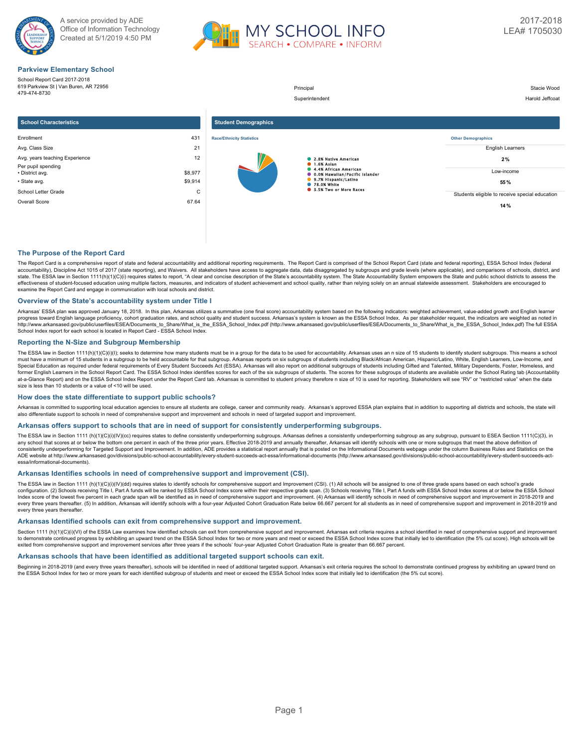A service provided by ADE
Office of Information Technology
Created at 5/1/2019 4:50 PM

MY SCHOOL INFO
SEARCH • COMPARE • INFORM

2017-2018
LEA# 1705030

## Parkview Elementary School

School Report Card 2017-2018
619 Parkview St | Van Buren, AR 72956
479-474-8730

| | |
|---|---|
| Principal | Stacie Wood |
| Superintendent | Harold Jeffcoat |

### School Characteristics

| | |
|---|---|
| Enrollment | 431 |
| Avg. Class Size | 21 |
| Avg. years teaching Experience | 12 |
| Per pupil spending | |
| • District avg. | $8,977 |
| • State avg. | $9,914 |
| School Letter Grade | C |
| Overall Score | 67.64 |

### Student Demographics

**Race/Ethnicity Statistics**

- 2.8% Native American
- 1.6% Asian
- 4.4% African American
- 0.0% Hawaiian/Pacific Islander
- 9.7% Hispanic/Latino
- 78.0% White
- 3.5% Two or More Races

**Other Demographics**

| | |
|---|---|
| English Learners | 2% |
| Low-income | 55 % |
| Students eligible to receive special education | 14 % |

## The Purpose of the Report Card

The Report Card is a comprehensive report of state and federal accountability and additional reporting requirements. The Report Card is comprised of the School Report Card (state and federal reporting), ESSA School Index (federal accountability), Discipline Act 1015 of 2017 (state reporting), and Waivers. All stakeholders have access to aggregate data, data disaggregated by subgroups and grade levels (where applicable), and comparisons of schools, district, and state. The ESSA law in Section 1111(h)(1)(C)(i) requires states to report, "A clear and concise description of the State's accountability system. The State Accountability System empowers the State and public school districts to assess the effectiveness of student-focused education using multiple factors, measures, and indicators of student achievement and school quality, rather than relying solely on an annual statewide assessment. Stakeholders are encouraged to examine the Report Card and engage in communication with local schools and district.

## Overview of the State's accountability system under Title I

Arkansas' ESSA plan was approved January 18, 2018. In this plan, Arkansas utilizes a summative (one final score) accountability system based on the following indicators: weighted achievement, value-added growth and English learner progress toward English language proficiency, cohort graduation rates, and school quality and student success. Arkansas's system is known as the ESSA School Index. As per stakeholder request, the indicators are weighted as noted in http://www.arkansased.gov/public/userfiles/ESEA/Documents_to_Share/What_is_the_ESSA_School_Index.pdf (http://www.arkansased.gov/public/userfiles/ESEA/Documents_to_Share/What_is_the_ESSA_School_Index.pdf) The full ESSA School Index report for each school is located in Report Card - ESSA School Index.

## Reporting the N-Size and Subgroup Membership

The ESSA law in Section 1111(h)(1)(C)(i)(I); seeks to determine how many students must be in a group for the data to be used for accountability. Arkansas uses an n size of 15 students to identify student subgroups. This means a school must have a minimum of 15 students in a subgroup to be held accountable for that subgroup. Arkansas reports on six subgroups of students including Black/African American, Hispanic/Latino, White, English Learners, Low-Income, and Special Education as required under federal requirements of Every Student Succeeds Act (ESSA). Arkansas will also report on additional subgroups of students including Gifted and Talented, Military Dependents, Foster, Homeless, and former English Learners in the School Report Card. The ESSA School Index identifies scores for each of the six subgroups of students. The scores for these subgroups of students are available under the School Rating tab (Accountability at-a-Glance Report) and on the ESSA School Index Report under the Report Card tab. Arkansas is committed to student privacy therefore n size of 10 is used for reporting. Stakeholders will see "RV" or "restricted value" when the data size is less than 10 students or a value of <10 will be used.

## How does the state differentiate to support public schools?

Arkansas is committed to supporting local education agencies to ensure all students are college, career and community ready. Arkansas's approved ESSA plan explains that in addition to supporting all districts and schools, the state will also differentiate support to schools in need of comprehensive support and improvement and schools in need of targeted support and improvement.

## Arkansas offers support to schools that are in need of support for consistently underperforming subgroups.

The ESSA law in Section 1111 (h)(1)(C)(i)(IV)(cc) requires states to define consistently underperforming subgroups. Arkansas defines a consistently underperforming subgroup as any subgroup, pursuant to ESEA Section 1111(C)(3), in any school that scores at or below the bottom one percent in each of the three prior years. Effective 2018-2019 and annually thereafter, Arkansas will identify schools with one or more subgroups that meet the above definition of consistently underperforming for Targeted Support and Improvement. In addition, ADE provides a statistical report annually that is posted on the Informational Documents webpage under the column Business Rules and Statistics on the ADE website at http://www.arkansased.gov/divisions/public-school-accountability/every-student-succeeds-act-essa/informational-documents (http://www.arkansased.gov/divisions/public-school-accountability/every-student-succeeds-act-essa/informational-documents).

## Arkansas Identifies schools in need of comprehensive support and improvement (CSI).

The ESSA law in Section 1111 (h)(1)(C)(i)(IV)(dd) requires states to identify schools for comprehensive support and Improvement (CSI). (1) All schools will be assigned to one of three grade spans based on each school's grade configuration. (2) Schools receiving Title I, Part A funds will be ranked by ESSA School Index score within their respective grade span. (3) Schools receiving Title I, Part A funds with ESSA School Index scores at or below the ESSA School Index score of the lowest five percent in each grade span will be identified as in need of comprehensive support and improvement. (4) Arkansas will identify schools in need of comprehensive support and improvement in 2018-2019 and every three years thereafter. (5) In addition, Arkansas will identify schools with a four-year Adjusted Cohort Graduation Rate below 66.667 percent for all students as in need of comprehensive support and improvement in 2018-2019 and every three years thereafter.

## Arkansas Identified schools can exit from comprehensive support and improvement.

Section 1111 (h)(1)(C)(i)(VI) of the ESSA Law examines how identified schools can exit from comprehensive support and improvement. Arkansas exit criteria requires a school identified in need of comprehensive support and improvement to demonstrate continued progress by exhibiting an upward trend on the ESSA School Index for two or more years and meet or exceed the ESSA School Index score that initially led to identification (the 5% cut score). High schools will be exited from comprehensive support and improvement services after three years if the schools' four-year Adjusted Cohort Graduation Rate is greater than 66.667 percent.

## Arkansas schools that have been identified as additional targeted support schools can exit.

Beginning in 2018-2019 (and every three years thereafter), schools will be identified in need of additional targeted support. Arkansas's exit criteria requires the school to demonstrate continued progress by exhibiting an upward trend on the ESSA School Index for two or more years for each identified subgroup of students and meet or exceed the ESSA School Index score that initially led to identification (the 5% cut score).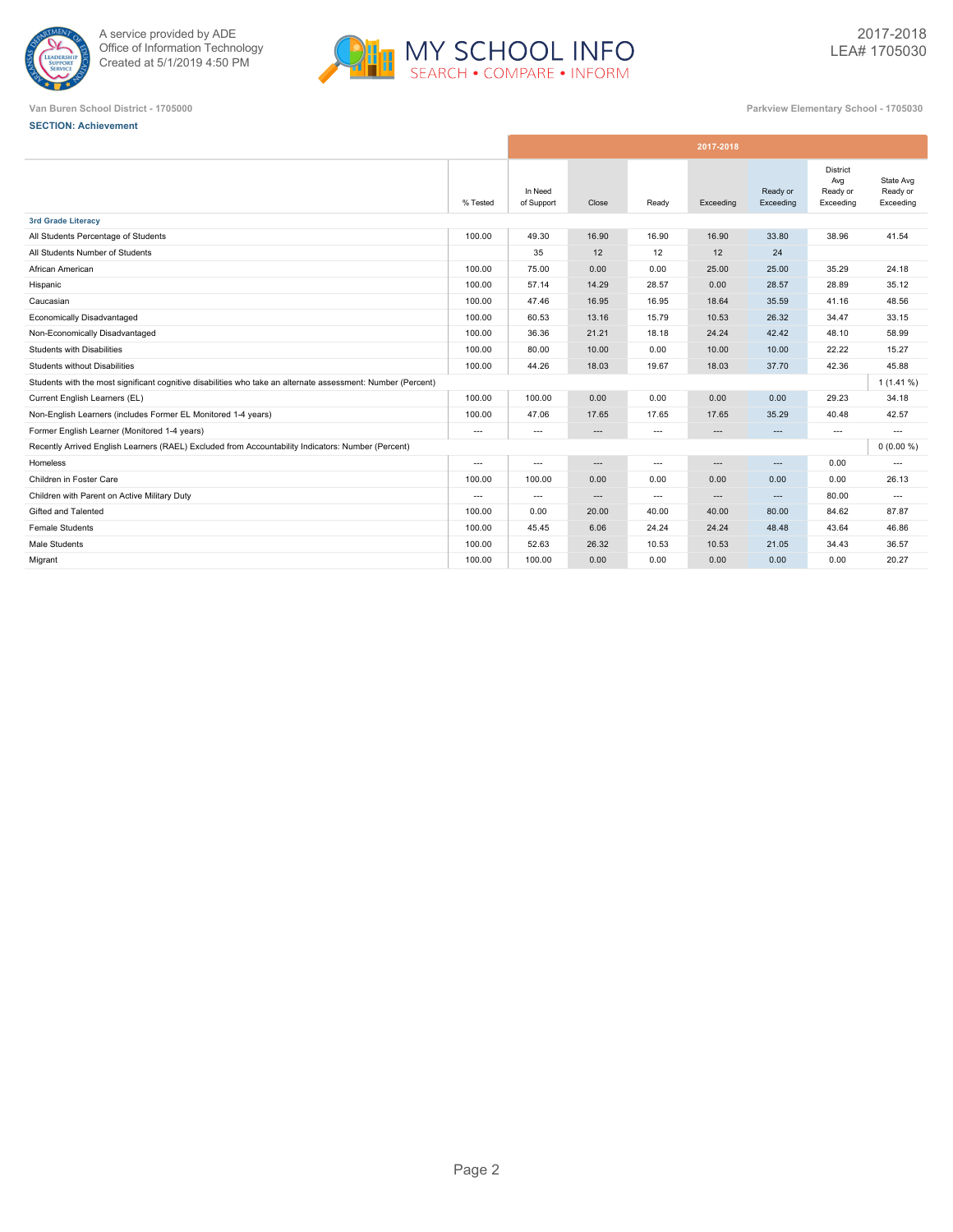A service provided by ADE
Office of Information Technology
Created at 5/1/2019 4:50 PM

MY SCHOOL INFO
SEARCH • COMPARE • INFORM

2017-2018
LEA# 1705030

Van Buren School District - 1705000

Parkview Elementary School - 1705030

**SECTION: Achievement**

| | % Tested | In Need of Support | Close | Ready | Exceeding | Ready or Exceeding | District Avg Ready or Exceeding | State Avg Ready or Exceeding |
|---|---|---|---|---|---|---|---|---|
| | | 2017-2018 | | | | | | |
| **3rd Grade Literacy** | | | | | | | | |
| All Students Percentage of Students | 100.00 | 49.30 | 16.90 | 16.90 | 16.90 | 33.80 | 38.96 | 41.54 |
| All Students Number of Students | | 35 | 12 | 12 | 12 | 24 | | |
| African American | 100.00 | 75.00 | 0.00 | 0.00 | 25.00 | 25.00 | 35.29 | 24.18 |
| Hispanic | 100.00 | 57.14 | 14.29 | 28.57 | 0.00 | 28.57 | 28.89 | 35.12 |
| Caucasian | 100.00 | 47.46 | 16.95 | 16.95 | 18.64 | 35.59 | 41.16 | 48.56 |
| Economically Disadvantaged | 100.00 | 60.53 | 13.16 | 15.79 | 10.53 | 26.32 | 34.47 | 33.15 |
| Non-Economically Disadvantaged | 100.00 | 36.36 | 21.21 | 18.18 | 24.24 | 42.42 | 48.10 | 58.99 |
| Students with Disabilities | 100.00 | 80.00 | 10.00 | 0.00 | 10.00 | 10.00 | 22.22 | 15.27 |
| Students without Disabilities | 100.00 | 44.26 | 18.03 | 19.67 | 18.03 | 37.70 | 42.36 | 45.88 |
| Students with the most significant cognitive disabilities who take an alternate assessment: Number (Percent) | | | | | | | | 1 (1.41 %) |
| Current English Learners (EL) | 100.00 | 100.00 | 0.00 | 0.00 | 0.00 | 0.00 | 29.23 | 34.18 |
| Non-English Learners (includes Former EL Monitored 1-4 years) | 100.00 | 47.06 | 17.65 | 17.65 | 17.65 | 35.29 | 40.48 | 42.57 |
| Former English Learner (Monitored 1-4 years) | --- | --- | --- | --- | --- | --- | --- | --- |
| Recently Arrived English Learners (RAEL) Excluded from Accountability Indicators: Number (Percent) | | | | | | | | 0 (0.00 %) |
| Homeless | --- | --- | --- | --- | --- | --- | 0.00 | --- |
| Children in Foster Care | 100.00 | 100.00 | 0.00 | 0.00 | 0.00 | 0.00 | 0.00 | 26.13 |
| Children with Parent on Active Military Duty | --- | --- | --- | --- | --- | --- | 80.00 | --- |
| Gifted and Talented | 100.00 | 0.00 | 20.00 | 40.00 | 40.00 | 80.00 | 84.62 | 87.87 |
| Female Students | 100.00 | 45.45 | 6.06 | 24.24 | 24.24 | 48.48 | 43.64 | 46.86 |
| Male Students | 100.00 | 52.63 | 26.32 | 10.53 | 10.53 | 21.05 | 34.43 | 36.57 |
| Migrant | 100.00 | 100.00 | 0.00 | 0.00 | 0.00 | 0.00 | 0.00 | 20.27 |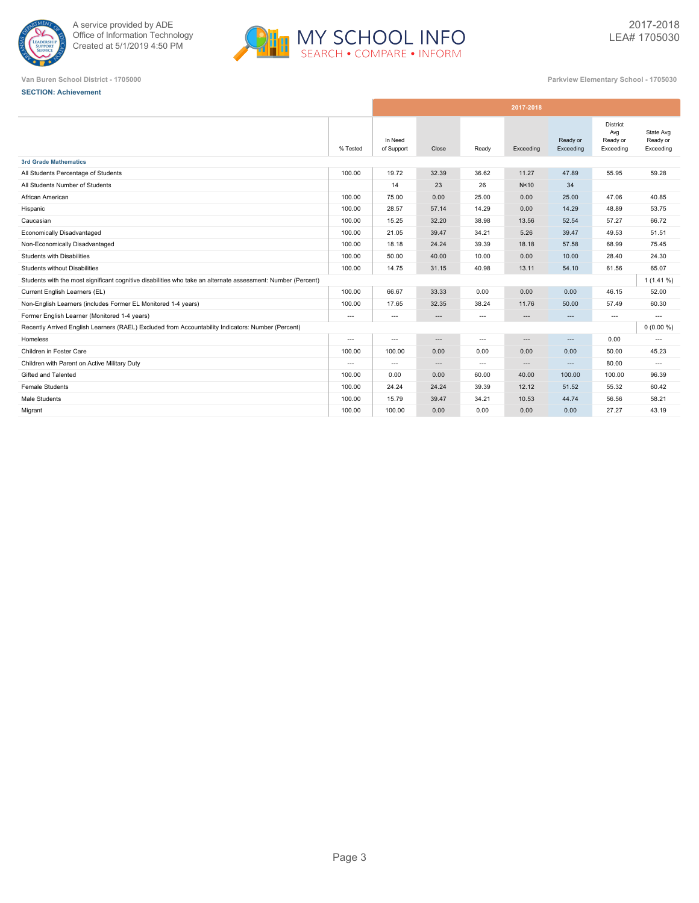A service provided by ADE
Office of Information Technology
Created at 5/1/2019 4:50 PM

MY SCHOOL INFO
SEARCH • COMPARE • INFORM

2017-2018
LEA# 1705030

Van Buren School District - 1705000

Parkview Elementary School - 1705030

**SECTION: Achievement**

| | % Tested | In Need of Support | Close | Ready | Exceeding | Ready or Exceeding | District Avg Ready or Exceeding | State Avg Ready or Exceeding |
|---|---|---|---|---|---|---|---|---|
| | 2017-2018 | | | | | | | |
| **3rd Grade Mathematics** | | | | | | | | |
| All Students Percentage of Students | 100.00 | 19.72 | 32.39 | 36.62 | 11.27 | 47.89 | 55.95 | 59.28 |
| All Students Number of Students | | 14 | 23 | 26 | N<10 | 34 | | |
| African American | 100.00 | 75.00 | 0.00 | 25.00 | 0.00 | 25.00 | 47.06 | 40.85 |
| Hispanic | 100.00 | 28.57 | 57.14 | 14.29 | 0.00 | 14.29 | 48.89 | 53.75 |
| Caucasian | 100.00 | 15.25 | 32.20 | 38.98 | 13.56 | 52.54 | 57.27 | 66.72 |
| Economically Disadvantaged | 100.00 | 21.05 | 39.47 | 34.21 | 5.26 | 39.47 | 49.53 | 51.51 |
| Non-Economically Disadvantaged | 100.00 | 18.18 | 24.24 | 39.39 | 18.18 | 57.58 | 68.99 | 75.45 |
| Students with Disabilities | 100.00 | 50.00 | 40.00 | 10.00 | 0.00 | 10.00 | 28.40 | 24.30 |
| Students without Disabilities | 100.00 | 14.75 | 31.15 | 40.98 | 13.11 | 54.10 | 61.56 | 65.07 |
| Students with the most significant cognitive disabilities who take an alternate assessment: Number (Percent) | | | | | | | | 1 (1.41 %) |
| Current English Learners (EL) | 100.00 | 66.67 | 33.33 | 0.00 | 0.00 | 0.00 | 46.15 | 52.00 |
| Non-English Learners (includes Former EL Monitored 1-4 years) | 100.00 | 17.65 | 32.35 | 38.24 | 11.76 | 50.00 | 57.49 | 60.30 |
| Former English Learner (Monitored 1-4 years) | --- | --- | --- | --- | --- | --- | --- | --- |
| Recently Arrived English Learners (RAEL) Excluded from Accountability Indicators: Number (Percent) | | | | | | | | 0 (0.00 %) |
| Homeless | --- | --- | --- | --- | --- | --- | 0.00 | --- |
| Children in Foster Care | 100.00 | 100.00 | 0.00 | 0.00 | 0.00 | 0.00 | 50.00 | 45.23 |
| Children with Parent on Active Military Duty | --- | --- | --- | --- | --- | --- | 80.00 | --- |
| Gifted and Talented | 100.00 | 0.00 | 0.00 | 60.00 | 40.00 | 100.00 | 100.00 | 96.39 |
| Female Students | 100.00 | 24.24 | 24.24 | 39.39 | 12.12 | 51.52 | 55.32 | 60.42 |
| Male Students | 100.00 | 15.79 | 39.47 | 34.21 | 10.53 | 44.74 | 56.56 | 58.21 |
| Migrant | 100.00 | 100.00 | 0.00 | 0.00 | 0.00 | 0.00 | 27.27 | 43.19 |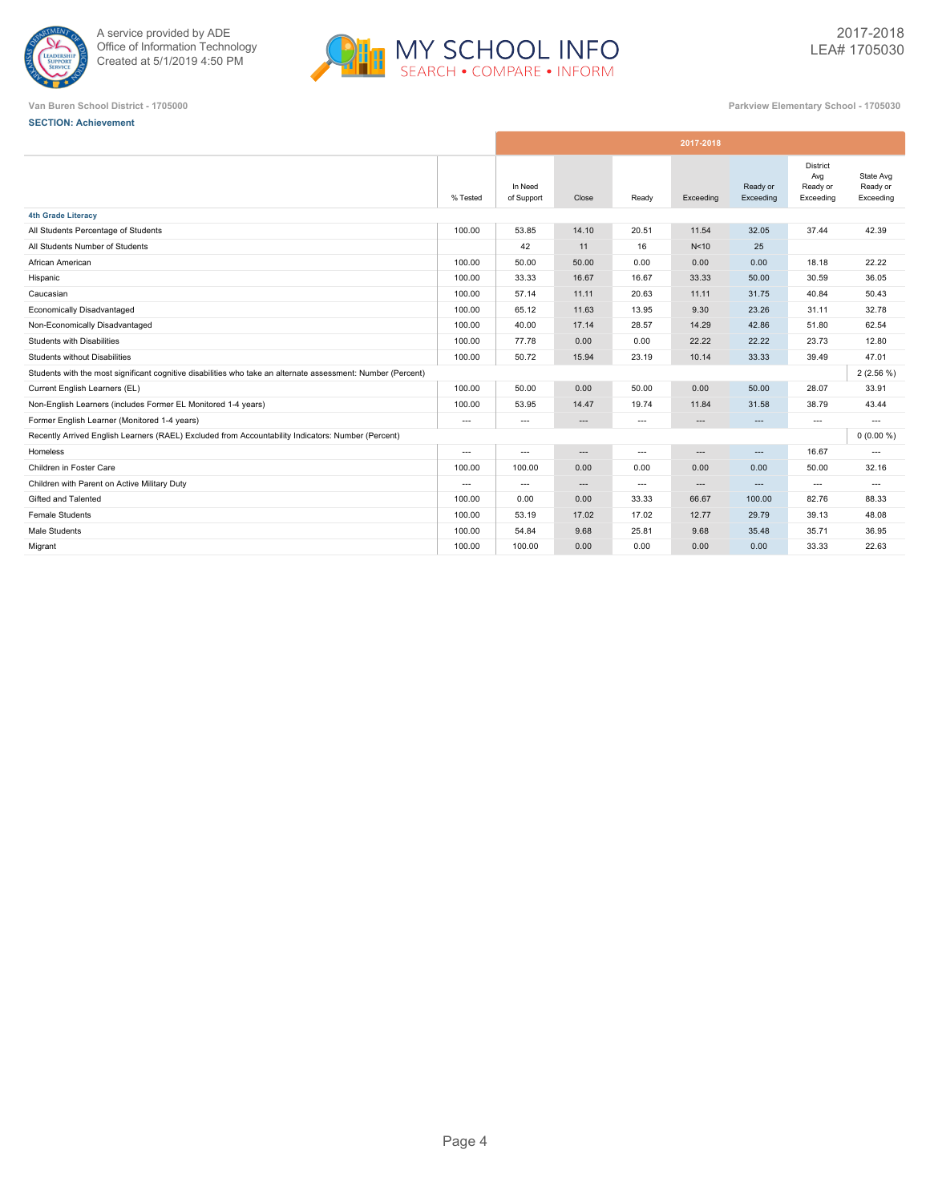A service provided by ADE
Office of Information Technology
Created at 5/1/2019 4:50 PM

2017-2018
LEA# 1705030

Van Buren School District - 1705000

Parkview Elementary School - 1705030

**SECTION: Achievement**

| | % Tested | 2017-2018 In Need of Support | Close | Ready | Exceeding | Ready or Exceeding | District Avg Ready or Exceeding | State Avg Ready or Exceeding |
|---|---|---|---|---|---|---|---|---|
| **4th Grade Literacy** | | | | | | | | |
| All Students Percentage of Students | 100.00 | 53.85 | 14.10 | 20.51 | 11.54 | 32.05 | 37.44 | 42.39 |
| All Students Number of Students | | 42 | 11 | 16 | N<10 | 25 | | |
| African American | 100.00 | 50.00 | 50.00 | 0.00 | 0.00 | 0.00 | 18.18 | 22.22 |
| Hispanic | 100.00 | 33.33 | 16.67 | 16.67 | 33.33 | 50.00 | 30.59 | 36.05 |
| Caucasian | 100.00 | 57.14 | 11.11 | 20.63 | 11.11 | 31.75 | 40.84 | 50.43 |
| Economically Disadvantaged | 100.00 | 65.12 | 11.63 | 13.95 | 9.30 | 23.26 | 31.11 | 32.78 |
| Non-Economically Disadvantaged | 100.00 | 40.00 | 17.14 | 28.57 | 14.29 | 42.86 | 51.80 | 62.54 |
| Students with Disabilities | 100.00 | 77.78 | 0.00 | 0.00 | 22.22 | 22.22 | 23.73 | 12.80 |
| Students without Disabilities | 100.00 | 50.72 | 15.94 | 23.19 | 10.14 | 33.33 | 39.49 | 47.01 |
| Students with the most significant cognitive disabilities who take an alternate assessment: Number (Percent) | | | | | | | | 2 (2.56 %) |
| Current English Learners (EL) | 100.00 | 50.00 | 0.00 | 50.00 | 0.00 | 50.00 | 28.07 | 33.91 |
| Non-English Learners (includes Former EL Monitored 1-4 years) | 100.00 | 53.95 | 14.47 | 19.74 | 11.84 | 31.58 | 38.79 | 43.44 |
| Former English Learner (Monitored 1-4 years) | --- | --- | --- | --- | --- | --- | --- | --- |
| Recently Arrived English Learners (RAEL) Excluded from Accountability Indicators: Number (Percent) | | | | | | | | 0 (0.00 %) |
| Homeless | --- | --- | --- | --- | --- | --- | 16.67 | --- |
| Children in Foster Care | 100.00 | 100.00 | 0.00 | 0.00 | 0.00 | 0.00 | 50.00 | 32.16 |
| Children with Parent on Active Military Duty | --- | --- | --- | --- | --- | --- | --- | --- |
| Gifted and Talented | 100.00 | 0.00 | 0.00 | 33.33 | 66.67 | 100.00 | 82.76 | 88.33 |
| Female Students | 100.00 | 53.19 | 17.02 | 17.02 | 12.77 | 29.79 | 39.13 | 48.08 |
| Male Students | 100.00 | 54.84 | 9.68 | 25.81 | 9.68 | 35.48 | 35.71 | 36.95 |
| Migrant | 100.00 | 100.00 | 0.00 | 0.00 | 0.00 | 0.00 | 33.33 | 22.63 |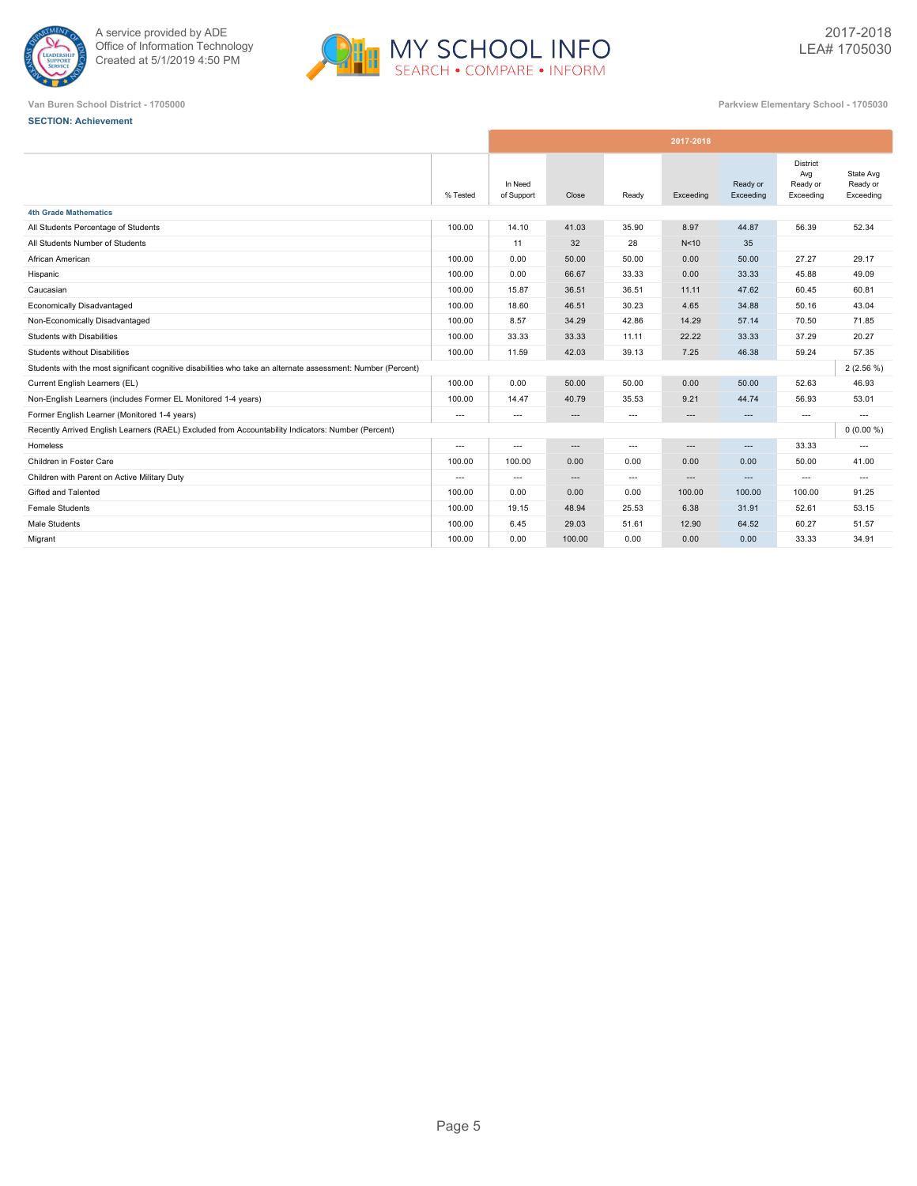A service provided by ADE
Office of Information Technology
Created at 5/1/2019 4:50 PM

MY SCHOOL INFO
SEARCH • COMPARE • INFORM

2017-2018
LEA# 1705030

Van Buren School District - 1705000

Parkview Elementary School - 1705030

**SECTION: Achievement**

| | % Tested | 2017-2018 | | | | | District Avg Ready or Exceeding | State Avg Ready or Exceeding |
|---|---|---|---|---|---|---|---|---|
| | | In Need of Support | Close | Ready | Exceeding | Ready or Exceeding | | |
| **4th Grade Mathematics** | | | | | | | | |
| All Students Percentage of Students | 100.00 | 14.10 | 41.03 | 35.90 | 8.97 | 44.87 | 56.39 | 52.34 |
| All Students Number of Students | | 11 | 32 | 28 | N<10 | 35 | | |
| African American | 100.00 | 0.00 | 50.00 | 50.00 | 0.00 | 50.00 | 27.27 | 29.17 |
| Hispanic | 100.00 | 0.00 | 66.67 | 33.33 | 0.00 | 33.33 | 45.88 | 49.09 |
| Caucasian | 100.00 | 15.87 | 36.51 | 36.51 | 11.11 | 47.62 | 60.45 | 60.81 |
| Economically Disadvantaged | 100.00 | 18.60 | 46.51 | 30.23 | 4.65 | 34.88 | 50.16 | 43.04 |
| Non-Economically Disadvantaged | 100.00 | 8.57 | 34.29 | 42.86 | 14.29 | 57.14 | 70.50 | 71.85 |
| Students with Disabilities | 100.00 | 33.33 | 33.33 | 11.11 | 22.22 | 33.33 | 37.29 | 20.27 |
| Students without Disabilities | 100.00 | 11.59 | 42.03 | 39.13 | 7.25 | 46.38 | 59.24 | 57.35 |
| Students with the most significant cognitive disabilities who take an alternate assessment: Number (Percent) | | | | | | | | 2 (2.56 %) |
| Current English Learners (EL) | 100.00 | 0.00 | 50.00 | 50.00 | 0.00 | 50.00 | 52.63 | 46.93 |
| Non-English Learners (includes Former EL Monitored 1-4 years) | 100.00 | 14.47 | 40.79 | 35.53 | 9.21 | 44.74 | 56.93 | 53.01 |
| Former English Learner (Monitored 1-4 years) | --- | --- | --- | --- | --- | --- | --- | --- |
| Recently Arrived English Learners (RAEL) Excluded from Accountability Indicators: Number (Percent) | | | | | | | | 0 (0.00 %) |
| Homeless | --- | --- | --- | --- | --- | --- | 33.33 | --- |
| Children in Foster Care | 100.00 | 100.00 | 0.00 | 0.00 | 0.00 | 0.00 | 50.00 | 41.00 |
| Children with Parent on Active Military Duty | --- | --- | --- | --- | --- | --- | --- | --- |
| Gifted and Talented | 100.00 | 0.00 | 0.00 | 0.00 | 100.00 | 100.00 | 100.00 | 91.25 |
| Female Students | 100.00 | 19.15 | 48.94 | 25.53 | 6.38 | 31.91 | 52.61 | 53.15 |
| Male Students | 100.00 | 6.45 | 29.03 | 51.61 | 12.90 | 64.52 | 60.27 | 51.57 |
| Migrant | 100.00 | 0.00 | 100.00 | 0.00 | 0.00 | 0.00 | 33.33 | 34.91 |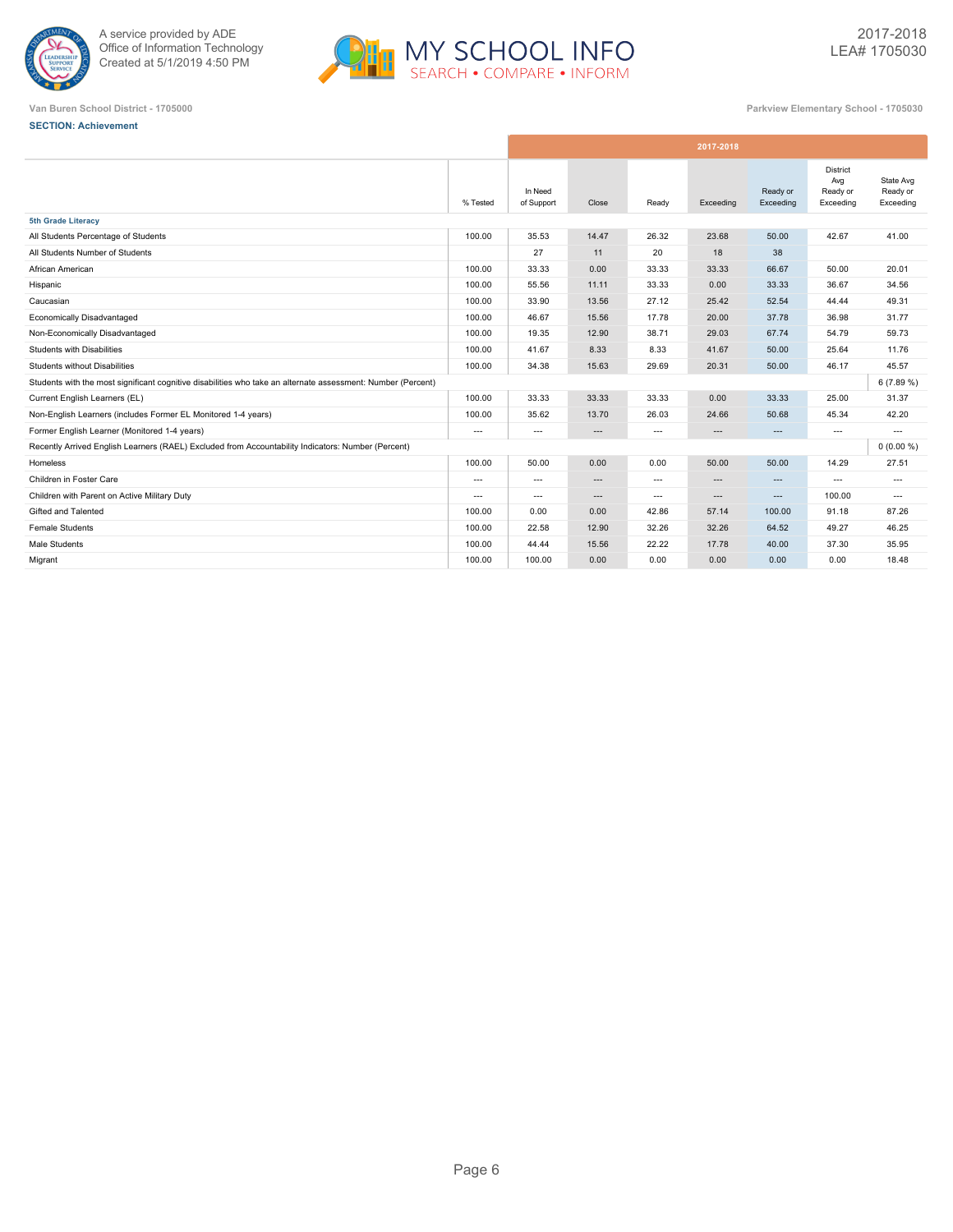A service provided by ADE
Office of Information Technology
Created at 5/1/2019 4:50 PM

MY SCHOOL INFO
SEARCH • COMPARE • INFORM

2017-2018
LEA# 1705030

Van Buren School District - 1705000

Parkview Elementary School - 1705030

**SECTION: Achievement**

| | % Tested | In Need of Support | Close | Ready | Exceeding | Ready or Exceeding | District Avg Ready or Exceeding | State Avg Ready or Exceeding |
|---|---|---|---|---|---|---|---|---|
| | 2017-2018 | | | | | | | |
| **5th Grade Literacy** | | | | | | | | |
| All Students Percentage of Students | 100.00 | 35.53 | 14.47 | 26.32 | 23.68 | 50.00 | 42.67 | 41.00 |
| All Students Number of Students | | 27 | 11 | 20 | 18 | 38 | | |
| African American | 100.00 | 33.33 | 0.00 | 33.33 | 33.33 | 66.67 | 50.00 | 20.01 |
| Hispanic | 100.00 | 55.56 | 11.11 | 33.33 | 0.00 | 33.33 | 36.67 | 34.56 |
| Caucasian | 100.00 | 33.90 | 13.56 | 27.12 | 25.42 | 52.54 | 44.44 | 49.31 |
| Economically Disadvantaged | 100.00 | 46.67 | 15.56 | 17.78 | 20.00 | 37.78 | 36.98 | 31.77 |
| Non-Economically Disadvantaged | 100.00 | 19.35 | 12.90 | 38.71 | 29.03 | 67.74 | 54.79 | 59.73 |
| Students with Disabilities | 100.00 | 41.67 | 8.33 | 8.33 | 41.67 | 50.00 | 25.64 | 11.76 |
| Students without Disabilities | 100.00 | 34.38 | 15.63 | 29.69 | 20.31 | 50.00 | 46.17 | 45.57 |
| Students with the most significant cognitive disabilities who take an alternate assessment: Number (Percent) | | | | | | | | 6 (7.89 %) |
| Current English Learners (EL) | 100.00 | 33.33 | 33.33 | 33.33 | 0.00 | 33.33 | 25.00 | 31.37 |
| Non-English Learners (includes Former EL Monitored 1-4 years) | 100.00 | 35.62 | 13.70 | 26.03 | 24.66 | 50.68 | 45.34 | 42.20 |
| Former English Learner (Monitored 1-4 years) | --- | --- | --- | --- | --- | --- | --- | --- |
| Recently Arrived English Learners (RAEL) Excluded from Accountability Indicators: Number (Percent) | | | | | | | | 0 (0.00 %) |
| Homeless | 100.00 | 50.00 | 0.00 | 0.00 | 50.00 | 50.00 | 14.29 | 27.51 |
| Children in Foster Care | --- | --- | --- | --- | --- | --- | --- | --- |
| Children with Parent on Active Military Duty | --- | --- | --- | --- | --- | --- | 100.00 | --- |
| Gifted and Talented | 100.00 | 0.00 | 0.00 | 42.86 | 57.14 | 100.00 | 91.18 | 87.26 |
| Female Students | 100.00 | 22.58 | 12.90 | 32.26 | 32.26 | 64.52 | 49.27 | 46.25 |
| Male Students | 100.00 | 44.44 | 15.56 | 22.22 | 17.78 | 40.00 | 37.30 | 35.95 |
| Migrant | 100.00 | 100.00 | 0.00 | 0.00 | 0.00 | 0.00 | 0.00 | 18.48 |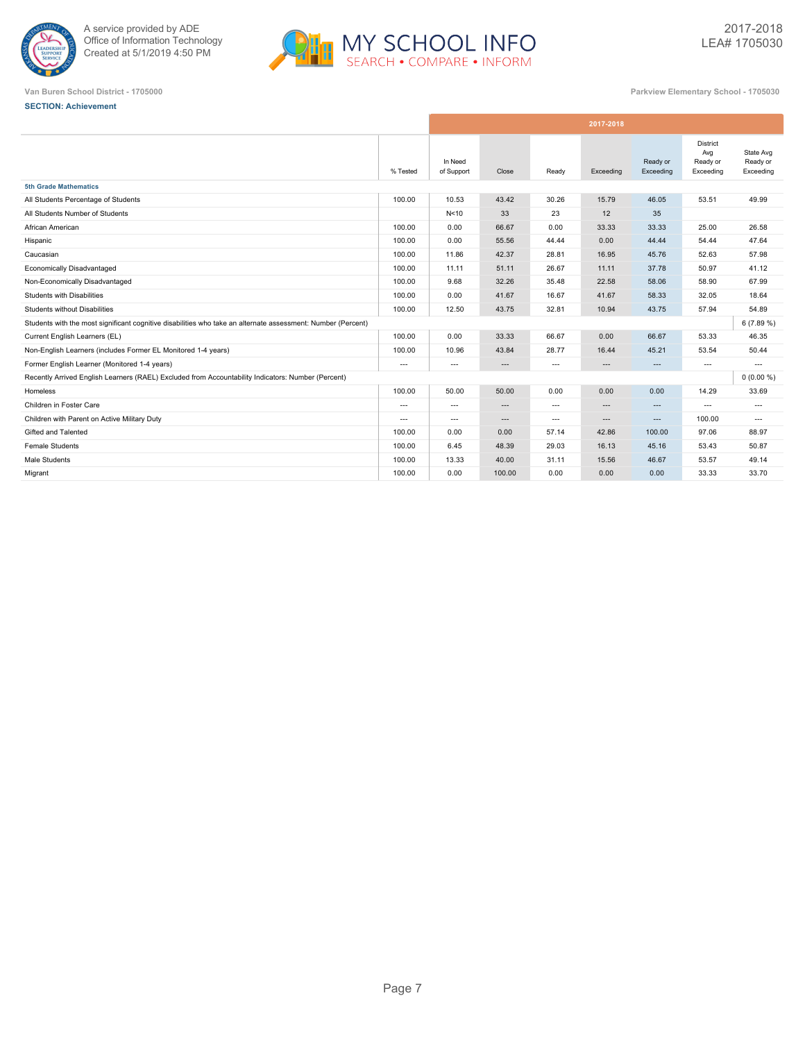A service provided by ADE
Office of Information Technology
Created at 5/1/2019 4:50 PM

MY SCHOOL INFO
SEARCH • COMPARE • INFORM

2017-2018
LEA# 1705030

Van Buren School District - 1705000

Parkview Elementary School - 1705030

**SECTION: Achievement**

| | % Tested | 2017-2018 In Need of Support | Close | Ready | Exceeding | Ready or Exceeding | District Avg Ready or Exceeding | State Avg Ready or Exceeding |
|---|---|---|---|---|---|---|---|---|
| **5th Grade Mathematics** | | | | | | | | |
| All Students Percentage of Students | 100.00 | 10.53 | 43.42 | 30.26 | 15.79 | 46.05 | 53.51 | 49.99 |
| All Students Number of Students | | N<10 | 33 | 23 | 12 | 35 | | |
| African American | 100.00 | 0.00 | 66.67 | 0.00 | 33.33 | 33.33 | 25.00 | 26.58 |
| Hispanic | 100.00 | 0.00 | 55.56 | 44.44 | 0.00 | 44.44 | 54.44 | 47.64 |
| Caucasian | 100.00 | 11.86 | 42.37 | 28.81 | 16.95 | 45.76 | 52.63 | 57.98 |
| Economically Disadvantaged | 100.00 | 11.11 | 51.11 | 26.67 | 11.11 | 37.78 | 50.97 | 41.12 |
| Non-Economically Disadvantaged | 100.00 | 9.68 | 32.26 | 35.48 | 22.58 | 58.06 | 58.90 | 67.99 |
| Students with Disabilities | 100.00 | 0.00 | 41.67 | 16.67 | 41.67 | 58.33 | 32.05 | 18.64 |
| Students without Disabilities | 100.00 | 12.50 | 43.75 | 32.81 | 10.94 | 43.75 | 57.94 | 54.89 |
| Students with the most significant cognitive disabilities who take an alternate assessment: Number (Percent) | | | | | | | | 6 (7.89 %) |
| Current English Learners (EL) | 100.00 | 0.00 | 33.33 | 66.67 | 0.00 | 66.67 | 53.33 | 46.35 |
| Non-English Learners (includes Former EL Monitored 1-4 years) | 100.00 | 10.96 | 43.84 | 28.77 | 16.44 | 45.21 | 53.54 | 50.44 |
| Former English Learner (Monitored 1-4 years) | --- | --- | --- | --- | --- | --- | --- | --- |
| Recently Arrived English Learners (RAEL) Excluded from Accountability Indicators: Number (Percent) | | | | | | | | 0 (0.00 %) |
| Homeless | 100.00 | 50.00 | 50.00 | 0.00 | 0.00 | 0.00 | 14.29 | 33.69 |
| Children in Foster Care | --- | --- | --- | --- | --- | --- | --- | --- |
| Children with Parent on Active Military Duty | --- | --- | --- | --- | --- | --- | 100.00 | --- |
| Gifted and Talented | 100.00 | 0.00 | 0.00 | 57.14 | 42.86 | 100.00 | 97.06 | 88.97 |
| Female Students | 100.00 | 6.45 | 48.39 | 29.03 | 16.13 | 45.16 | 53.43 | 50.87 |
| Male Students | 100.00 | 13.33 | 40.00 | 31.11 | 15.56 | 46.67 | 53.57 | 49.14 |
| Migrant | 100.00 | 0.00 | 100.00 | 0.00 | 0.00 | 0.00 | 33.33 | 33.70 |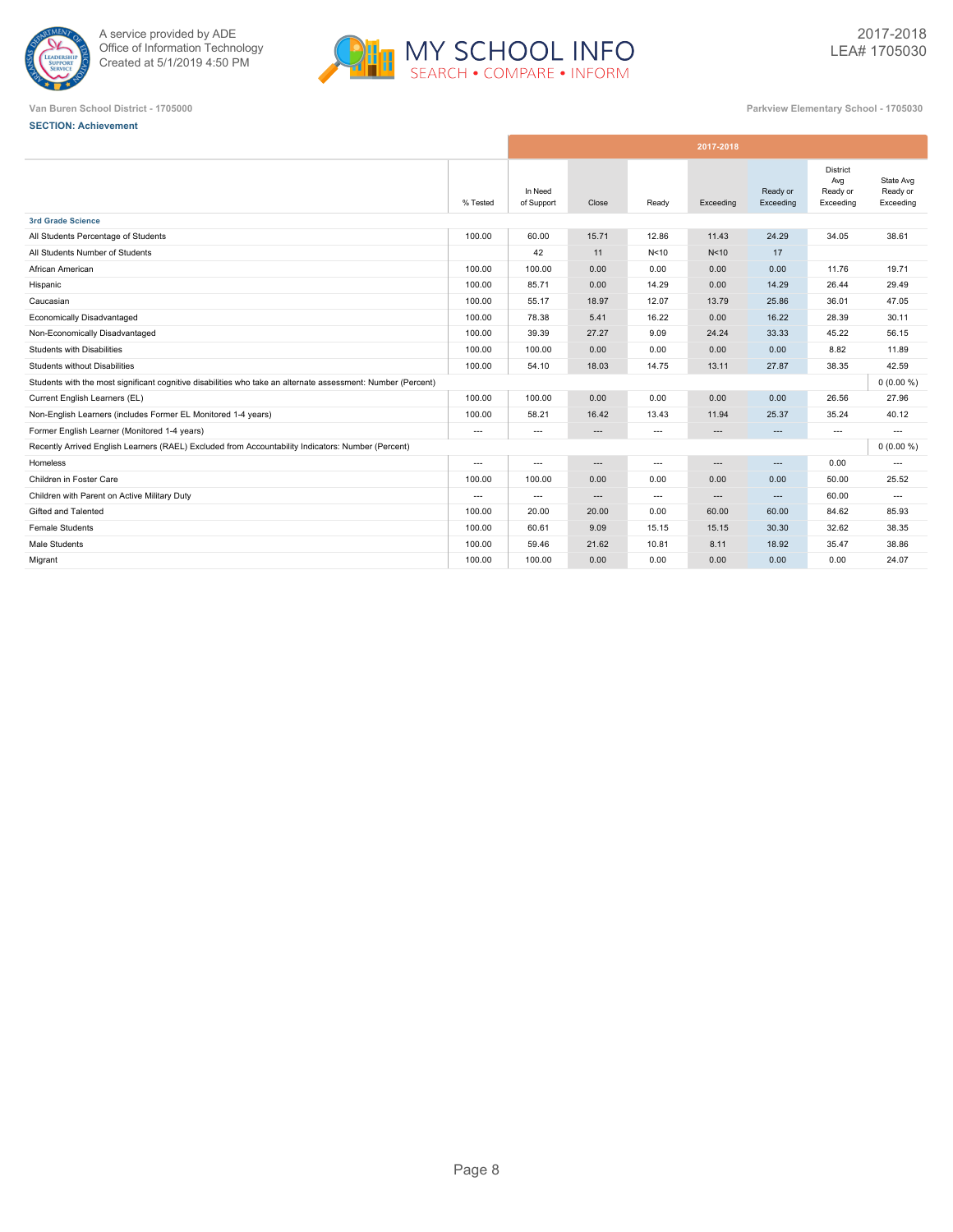A service provided by ADE
Office of Information Technology
Created at 5/1/2019 4:50 PM

MY SCHOOL INFO
SEARCH • COMPARE • INFORM

2017-2018
LEA# 1705030

Van Buren School District - 1705000

Parkview Elementary School - 1705030

**SECTION: Achievement**

| | % Tested | 2017-2018 In Need of Support | Close | Ready | Exceeding | Ready or Exceeding | District Avg Ready or Exceeding | State Avg Ready or Exceeding |
|---|---|---|---|---|---|---|---|---|
| **3rd Grade Science** | | | | | | | | |
| All Students Percentage of Students | 100.00 | 60.00 | 15.71 | 12.86 | 11.43 | 24.29 | 34.05 | 38.61 |
| All Students Number of Students | | 42 | 11 | N<10 | N<10 | 17 | | |
| African American | 100.00 | 100.00 | 0.00 | 0.00 | 0.00 | 0.00 | 11.76 | 19.71 |
| Hispanic | 100.00 | 85.71 | 0.00 | 14.29 | 0.00 | 14.29 | 26.44 | 29.49 |
| Caucasian | 100.00 | 55.17 | 18.97 | 12.07 | 13.79 | 25.86 | 36.01 | 47.05 |
| Economically Disadvantaged | 100.00 | 78.38 | 5.41 | 16.22 | 0.00 | 16.22 | 28.39 | 30.11 |
| Non-Economically Disadvantaged | 100.00 | 39.39 | 27.27 | 9.09 | 24.24 | 33.33 | 45.22 | 56.15 |
| Students with Disabilities | 100.00 | 100.00 | 0.00 | 0.00 | 0.00 | 0.00 | 8.82 | 11.89 |
| Students without Disabilities | 100.00 | 54.10 | 18.03 | 14.75 | 13.11 | 27.87 | 38.35 | 42.59 |
| Students with the most significant cognitive disabilities who take an alternate assessment: Number (Percent) | | | | | | | | 0 (0.00 %) |
| Current English Learners (EL) | 100.00 | 100.00 | 0.00 | 0.00 | 0.00 | 0.00 | 26.56 | 27.96 |
| Non-English Learners (includes Former EL Monitored 1-4 years) | 100.00 | 58.21 | 16.42 | 13.43 | 11.94 | 25.37 | 35.24 | 40.12 |
| Former English Learner (Monitored 1-4 years) | --- | --- | --- | --- | --- | --- | --- | --- |
| Recently Arrived English Learners (RAEL) Excluded from Accountability Indicators: Number (Percent) | | | | | | | | 0 (0.00 %) |
| Homeless | --- | --- | --- | --- | --- | --- | 0.00 | --- |
| Children in Foster Care | 100.00 | 100.00 | 0.00 | 0.00 | 0.00 | 0.00 | 50.00 | 25.52 |
| Children with Parent on Active Military Duty | --- | --- | --- | --- | --- | --- | 60.00 | --- |
| Gifted and Talented | 100.00 | 20.00 | 20.00 | 0.00 | 60.00 | 60.00 | 84.62 | 85.93 |
| Female Students | 100.00 | 60.61 | 9.09 | 15.15 | 15.15 | 30.30 | 32.62 | 38.35 |
| Male Students | 100.00 | 59.46 | 21.62 | 10.81 | 8.11 | 18.92 | 35.47 | 38.86 |
| Migrant | 100.00 | 100.00 | 0.00 | 0.00 | 0.00 | 0.00 | 0.00 | 24.07 |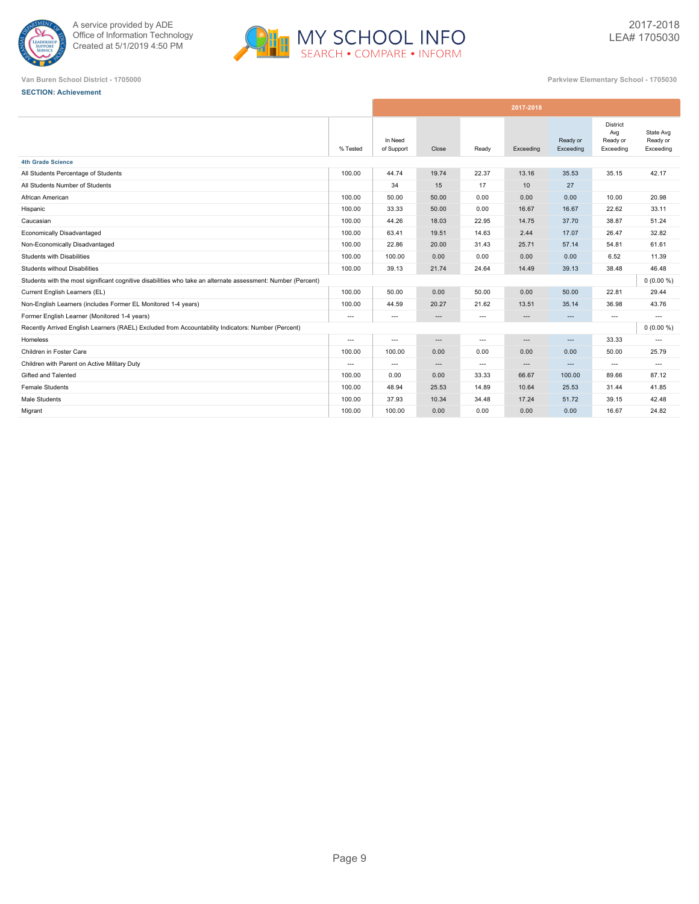Van Buren School District - 1705000

Parkview Elementary School - 1705030

2017-2018
LEA# 1705030

**SECTION: Achievement**

| | % Tested | 2017-2018 In Need of Support | Close | Ready | Exceeding | Ready or Exceeding | District Avg Ready or Exceeding | State Avg Ready or Exceeding |
|---|---|---|---|---|---|---|---|---|
| **4th Grade Science** | | | | | | | | |
| All Students Percentage of Students | 100.00 | 44.74 | 19.74 | 22.37 | 13.16 | 35.53 | 35.15 | 42.17 |
| All Students Number of Students | | 34 | 15 | 17 | 10 | 27 | | |
| African American | 100.00 | 50.00 | 50.00 | 0.00 | 0.00 | 0.00 | 10.00 | 20.98 |
| Hispanic | 100.00 | 33.33 | 50.00 | 0.00 | 16.67 | 16.67 | 22.62 | 33.11 |
| Caucasian | 100.00 | 44.26 | 18.03 | 22.95 | 14.75 | 37.70 | 38.87 | 51.24 |
| Economically Disadvantaged | 100.00 | 63.41 | 19.51 | 14.63 | 2.44 | 17.07 | 26.47 | 32.82 |
| Non-Economically Disadvantaged | 100.00 | 22.86 | 20.00 | 31.43 | 25.71 | 57.14 | 54.81 | 61.61 |
| Students with Disabilities | 100.00 | 100.00 | 0.00 | 0.00 | 0.00 | 0.00 | 6.52 | 11.39 |
| Students without Disabilities | 100.00 | 39.13 | 21.74 | 24.64 | 14.49 | 39.13 | 38.48 | 46.48 |
| Students with the most significant cognitive disabilities who take an alternate assessment: Number (Percent) | | | | | | | | 0 (0.00 %) |
| Current English Learners (EL) | 100.00 | 50.00 | 0.00 | 50.00 | 0.00 | 50.00 | 22.81 | 29.44 |
| Non-English Learners (includes Former EL Monitored 1-4 years) | 100.00 | 44.59 | 20.27 | 21.62 | 13.51 | 35.14 | 36.98 | 43.76 |
| Former English Learner (Monitored 1-4 years) | --- | --- | --- | --- | --- | --- | --- | --- |
| Recently Arrived English Learners (RAEL) Excluded from Accountability Indicators: Number (Percent) | | | | | | | | 0 (0.00 %) |
| Homeless | --- | --- | --- | --- | --- | --- | 33.33 | --- |
| Children in Foster Care | 100.00 | 100.00 | 0.00 | 0.00 | 0.00 | 0.00 | 50.00 | 25.79 |
| Children with Parent on Active Military Duty | --- | --- | --- | --- | --- | --- | --- | --- |
| Gifted and Talented | 100.00 | 0.00 | 0.00 | 33.33 | 66.67 | 100.00 | 89.66 | 87.12 |
| Female Students | 100.00 | 48.94 | 25.53 | 14.89 | 10.64 | 25.53 | 31.44 | 41.85 |
| Male Students | 100.00 | 37.93 | 10.34 | 34.48 | 17.24 | 51.72 | 39.15 | 42.48 |
| Migrant | 100.00 | 100.00 | 0.00 | 0.00 | 0.00 | 0.00 | 16.67 | 24.82 |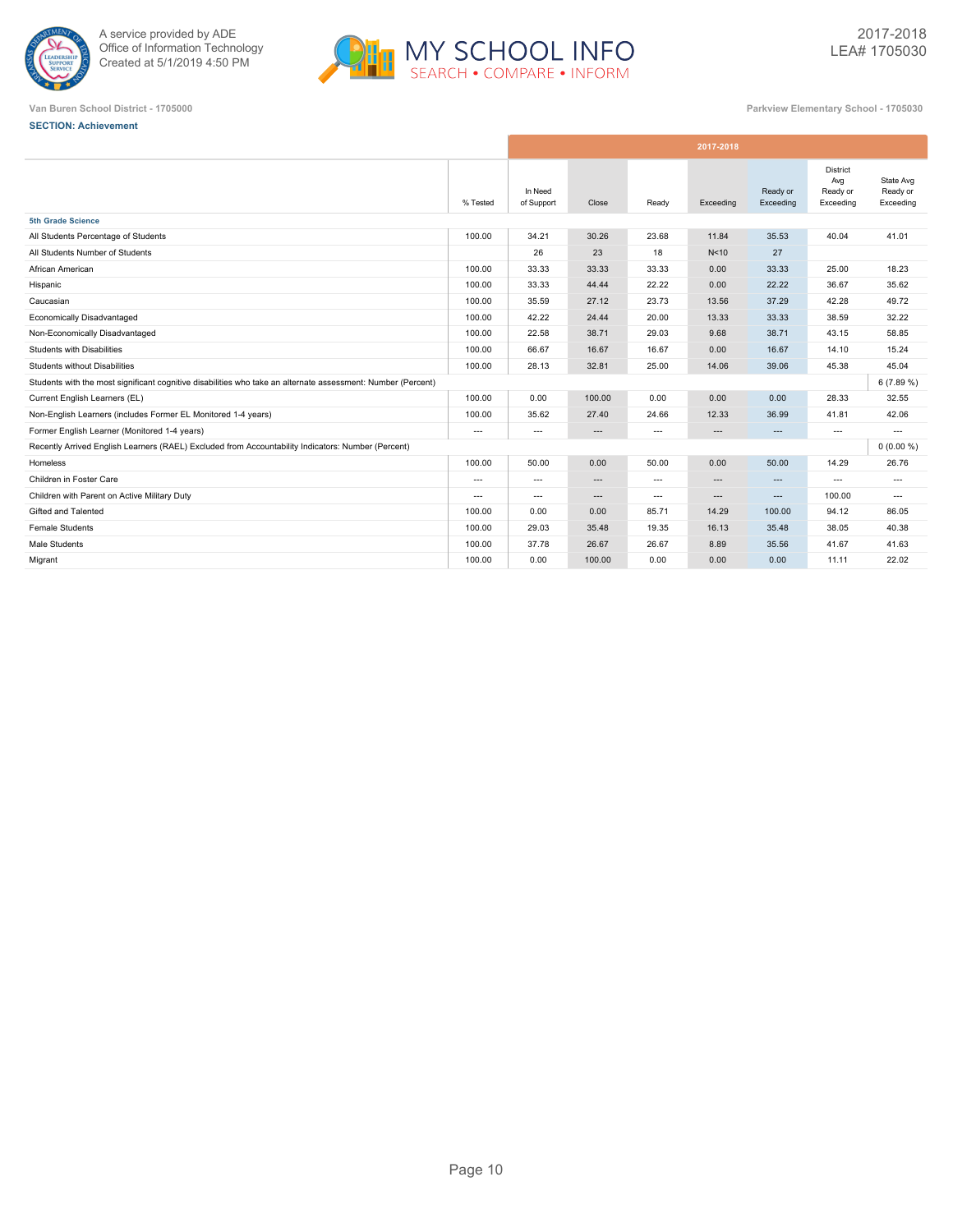A service provided by ADE
Office of Information Technology
Created at 5/1/2019 4:50 PM

# MY SCHOOL INFO
SEARCH • COMPARE • INFORM

2017-2018
LEA# 1705030

Van Buren School District - 1705000

Parkview Elementary School - 1705030

**SECTION: Achievement**

| | % Tested | In Need of Support | Close | Ready | Exceeding | Ready or Exceeding | District Avg Ready or Exceeding | State Avg Ready or Exceeding |
|---|---|---|---|---|---|---|---|---|
| | | 2017-2018 | | | | | | |
| **5th Grade Science** | | | | | | | | |
| All Students Percentage of Students | 100.00 | 34.21 | 30.26 | 23.68 | 11.84 | 35.53 | 40.04 | 41.01 |
| All Students Number of Students | | 26 | 23 | 18 | N<10 | 27 | | |
| African American | 100.00 | 33.33 | 33.33 | 33.33 | 0.00 | 33.33 | 25.00 | 18.23 |
| Hispanic | 100.00 | 33.33 | 44.44 | 22.22 | 0.00 | 22.22 | 36.67 | 35.62 |
| Caucasian | 100.00 | 35.59 | 27.12 | 23.73 | 13.56 | 37.29 | 42.28 | 49.72 |
| Economically Disadvantaged | 100.00 | 42.22 | 24.44 | 20.00 | 13.33 | 33.33 | 38.59 | 32.22 |
| Non-Economically Disadvantaged | 100.00 | 22.58 | 38.71 | 29.03 | 9.68 | 38.71 | 43.15 | 58.85 |
| Students with Disabilities | 100.00 | 66.67 | 16.67 | 16.67 | 0.00 | 16.67 | 14.10 | 15.24 |
| Students without Disabilities | 100.00 | 28.13 | 32.81 | 25.00 | 14.06 | 39.06 | 45.38 | 45.04 |
| Students with the most significant cognitive disabilities who take an alternate assessment: Number (Percent) | | | | | | | | 6 (7.89 %) |
| Current English Learners (EL) | 100.00 | 0.00 | 100.00 | 0.00 | 0.00 | 0.00 | 28.33 | 32.55 |
| Non-English Learners (includes Former EL Monitored 1-4 years) | 100.00 | 35.62 | 27.40 | 24.66 | 12.33 | 36.99 | 41.81 | 42.06 |
| Former English Learner (Monitored 1-4 years) | --- | --- | --- | --- | --- | --- | --- | --- |
| Recently Arrived English Learners (RAEL) Excluded from Accountability Indicators: Number (Percent) | | | | | | | | 0 (0.00 %) |
| Homeless | 100.00 | 50.00 | 0.00 | 50.00 | 0.00 | 50.00 | 14.29 | 26.76 |
| Children in Foster Care | --- | --- | --- | --- | --- | --- | --- | --- |
| Children with Parent on Active Military Duty | --- | --- | --- | --- | --- | --- | 100.00 | --- |
| Gifted and Talented | 100.00 | 0.00 | 0.00 | 85.71 | 14.29 | 100.00 | 94.12 | 86.05 |
| Female Students | 100.00 | 29.03 | 35.48 | 19.35 | 16.13 | 35.48 | 38.05 | 40.38 |
| Male Students | 100.00 | 37.78 | 26.67 | 26.67 | 8.89 | 35.56 | 41.67 | 41.63 |
| Migrant | 100.00 | 0.00 | 100.00 | 0.00 | 0.00 | 0.00 | 11.11 | 22.02 |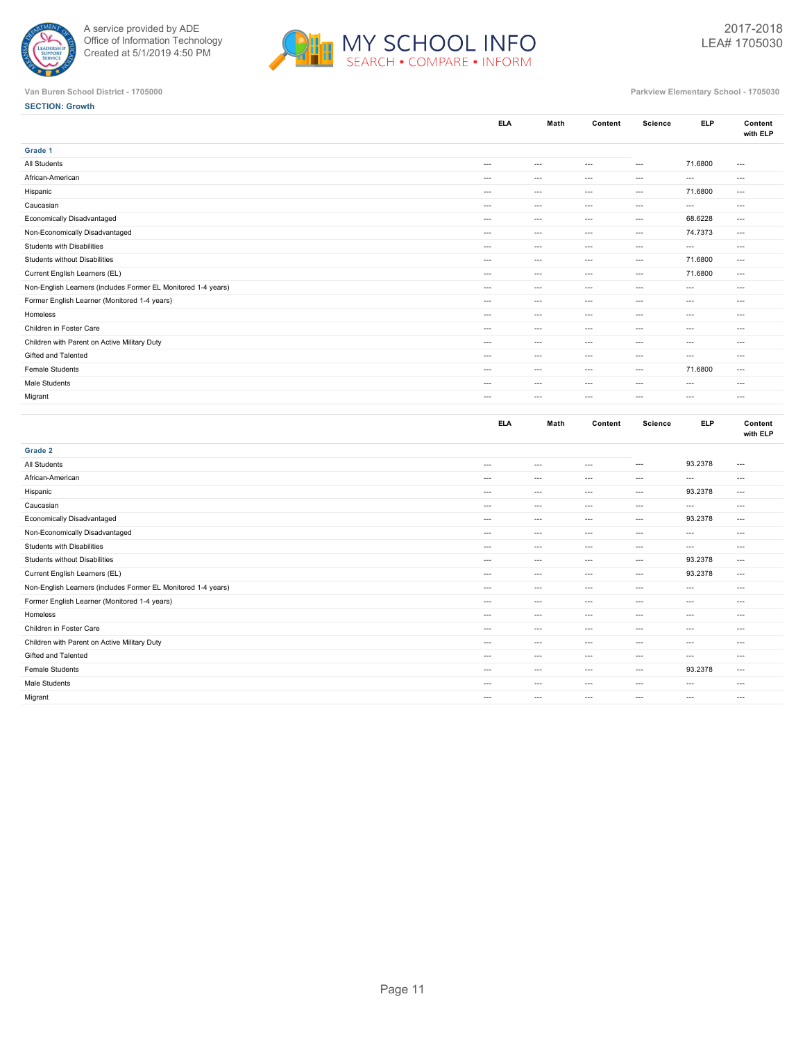Van Buren School District - 1705000

Parkview Elementary School - 1705030

**SECTION: Growth**

| | ELA | Math | Content | Science | ELP | Content with ELP |
|---|---|---|---|---|---|---|
| **Grade 1** | | | | | | |
| All Students | --- | --- | --- | --- | 71.6800 | --- |
| African-American | --- | --- | --- | --- | --- | --- |
| Hispanic | --- | --- | --- | --- | 71.6800 | --- |
| Caucasian | --- | --- | --- | --- | --- | --- |
| Economically Disadvantaged | --- | --- | --- | --- | 68.6228 | --- |
| Non-Economically Disadvantaged | --- | --- | --- | --- | 74.7373 | --- |
| Students with Disabilities | --- | --- | --- | --- | --- | --- |
| Students without Disabilities | --- | --- | --- | --- | 71.6800 | --- |
| Current English Learners (EL) | --- | --- | --- | --- | 71.6800 | --- |
| Non-English Learners (includes Former EL Monitored 1-4 years) | --- | --- | --- | --- | --- | --- |
| Former English Learner (Monitored 1-4 years) | --- | --- | --- | --- | --- | --- |
| Homeless | --- | --- | --- | --- | --- | --- |
| Children in Foster Care | --- | --- | --- | --- | --- | --- |
| Children with Parent on Active Military Duty | --- | --- | --- | --- | --- | --- |
| Gifted and Talented | --- | --- | --- | --- | --- | --- |
| Female Students | --- | --- | --- | --- | 71.6800 | --- |
| Male Students | --- | --- | --- | --- | --- | --- |
| Migrant | --- | --- | --- | --- | --- | --- |

| | ELA | Math | Content | Science | ELP | Content with ELP |
|---|---|---|---|---|---|---|
| **Grade 2** | | | | | | |
| All Students | --- | --- | --- | --- | 93.2378 | --- |
| African-American | --- | --- | --- | --- | --- | --- |
| Hispanic | --- | --- | --- | --- | 93.2378 | --- |
| Caucasian | --- | --- | --- | --- | --- | --- |
| Economically Disadvantaged | --- | --- | --- | --- | 93.2378 | --- |
| Non-Economically Disadvantaged | --- | --- | --- | --- | --- | --- |
| Students with Disabilities | --- | --- | --- | --- | --- | --- |
| Students without Disabilities | --- | --- | --- | --- | 93.2378 | --- |
| Current English Learners (EL) | --- | --- | --- | --- | 93.2378 | --- |
| Non-English Learners (includes Former EL Monitored 1-4 years) | --- | --- | --- | --- | --- | --- |
| Former English Learner (Monitored 1-4 years) | --- | --- | --- | --- | --- | --- |
| Homeless | --- | --- | --- | --- | --- | --- |
| Children in Foster Care | --- | --- | --- | --- | --- | --- |
| Children with Parent on Active Military Duty | --- | --- | --- | --- | --- | --- |
| Gifted and Talented | --- | --- | --- | --- | --- | --- |
| Female Students | --- | --- | --- | --- | 93.2378 | --- |
| Male Students | --- | --- | --- | --- | --- | --- |
| Migrant | --- | --- | --- | --- | --- | --- |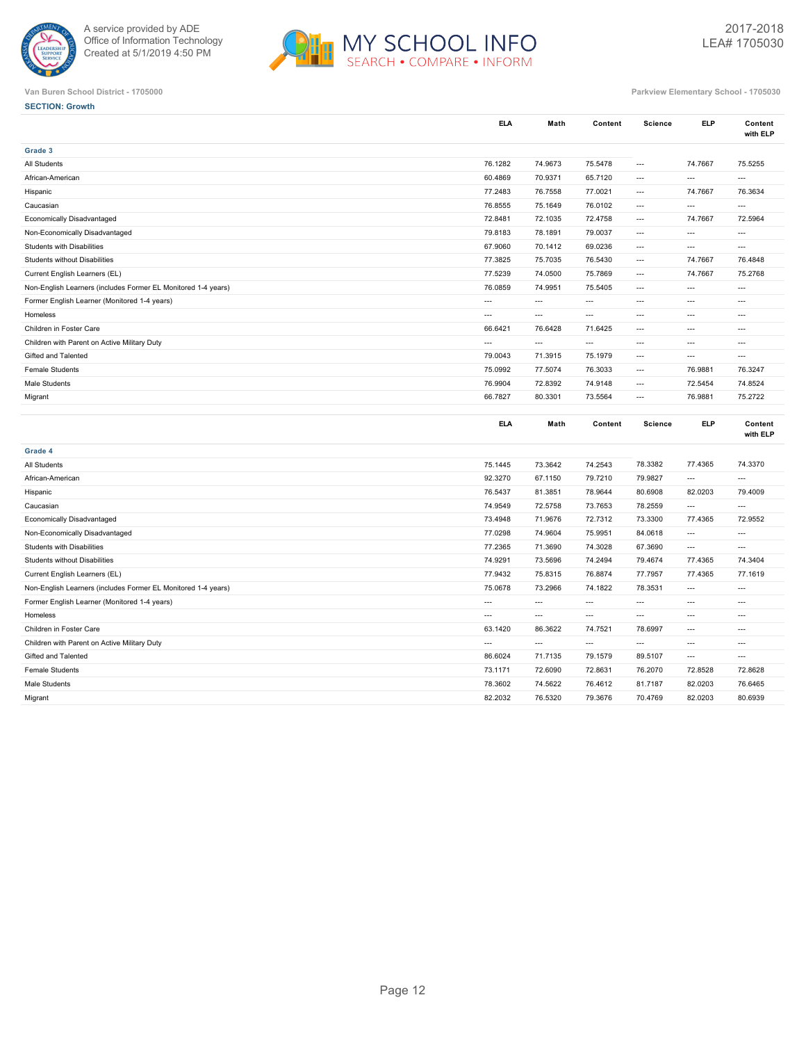A service provided by ADE
Office of Information Technology
Created at 5/1/2019 4:50 PM

MY SCHOOL INFO
SEARCH • COMPARE • INFORM

2017-2018
LEA# 1705030

Van Buren School District - 1705000

Parkview Elementary School - 1705030

**SECTION: Growth**

| | ELA | Math | Content | Science | ELP | Content with ELP |
|---|---|---|---|---|---|---|
| **Grade 3** | | | | | | |
| All Students | 76.1282 | 74.9673 | 75.5478 | --- | 74.7667 | 75.5255 |
| African-American | 60.4869 | 70.9371 | 65.7120 | --- | --- | --- |
| Hispanic | 77.2483 | 76.7558 | 77.0021 | --- | 74.7667 | 76.3634 |
| Caucasian | 76.8555 | 75.1649 | 76.0102 | --- | --- | --- |
| Economically Disadvantaged | 72.8481 | 72.1035 | 72.4758 | --- | 74.7667 | 72.5964 |
| Non-Economically Disadvantaged | 79.8183 | 78.1891 | 79.0037 | --- | --- | --- |
| Students with Disabilities | 67.9060 | 70.1412 | 69.0236 | --- | --- | --- |
| Students without Disabilities | 77.3825 | 75.7035 | 76.5430 | --- | 74.7667 | 76.4848 |
| Current English Learners (EL) | 77.5239 | 74.0500 | 75.7869 | --- | 74.7667 | 75.2768 |
| Non-English Learners (includes Former EL Monitored 1-4 years) | 76.0859 | 74.9951 | 75.5405 | --- | --- | --- |
| Former English Learner (Monitored 1-4 years) | --- | --- | --- | --- | --- | --- |
| Homeless | --- | --- | --- | --- | --- | --- |
| Children in Foster Care | 66.6421 | 76.6428 | 71.6425 | --- | --- | --- |
| Children with Parent on Active Military Duty | --- | --- | --- | --- | --- | --- |
| Gifted and Talented | 79.0043 | 71.3915 | 75.1979 | --- | --- | --- |
| Female Students | 75.0992 | 77.5074 | 76.3033 | --- | 76.9881 | 76.3247 |
| Male Students | 76.9904 | 72.8392 | 74.9148 | --- | 72.5454 | 74.8524 |
| Migrant | 66.7827 | 80.3301 | 73.5564 | --- | 76.9881 | 75.2722 |

| | ELA | Math | Content | Science | ELP | Content with ELP |
|---|---|---|---|---|---|---|
| **Grade 4** | | | | | | |
| All Students | 75.1445 | 73.3642 | 74.2543 | 78.3382 | 77.4365 | 74.3370 |
| African-American | 92.3270 | 67.1150 | 79.7210 | 79.9827 | --- | --- |
| Hispanic | 76.5437 | 81.3851 | 78.9644 | 80.6908 | 82.0203 | 79.4009 |
| Caucasian | 74.9549 | 72.5758 | 73.7653 | 78.2559 | --- | --- |
| Economically Disadvantaged | 73.4948 | 71.9676 | 72.7312 | 73.3300 | 77.4365 | 72.9552 |
| Non-Economically Disadvantaged | 77.0298 | 74.9604 | 75.9951 | 84.0618 | --- | --- |
| Students with Disabilities | 77.2365 | 71.3690 | 74.3028 | 67.3690 | --- | --- |
| Students without Disabilities | 74.9291 | 73.5696 | 74.2494 | 79.4674 | 77.4365 | 74.3404 |
| Current English Learners (EL) | 77.9432 | 75.8315 | 76.8874 | 77.7957 | 77.4365 | 77.1619 |
| Non-English Learners (includes Former EL Monitored 1-4 years) | 75.0678 | 73.2966 | 74.1822 | 78.3531 | --- | --- |
| Former English Learner (Monitored 1-4 years) | --- | --- | --- | --- | --- | --- |
| Homeless | --- | --- | --- | --- | --- | --- |
| Children in Foster Care | 63.1420 | 86.3622 | 74.7521 | 78.6997 | --- | --- |
| Children with Parent on Active Military Duty | --- | --- | --- | --- | --- | --- |
| Gifted and Talented | 86.6024 | 71.7135 | 79.1579 | 89.5107 | --- | --- |
| Female Students | 73.1171 | 72.6090 | 72.8631 | 76.2070 | 72.8528 | 72.8628 |
| Male Students | 78.3602 | 74.5622 | 76.4612 | 81.7187 | 82.0203 | 76.6465 |
| Migrant | 82.2032 | 76.5320 | 79.3676 | 70.4769 | 82.0203 | 80.6939 |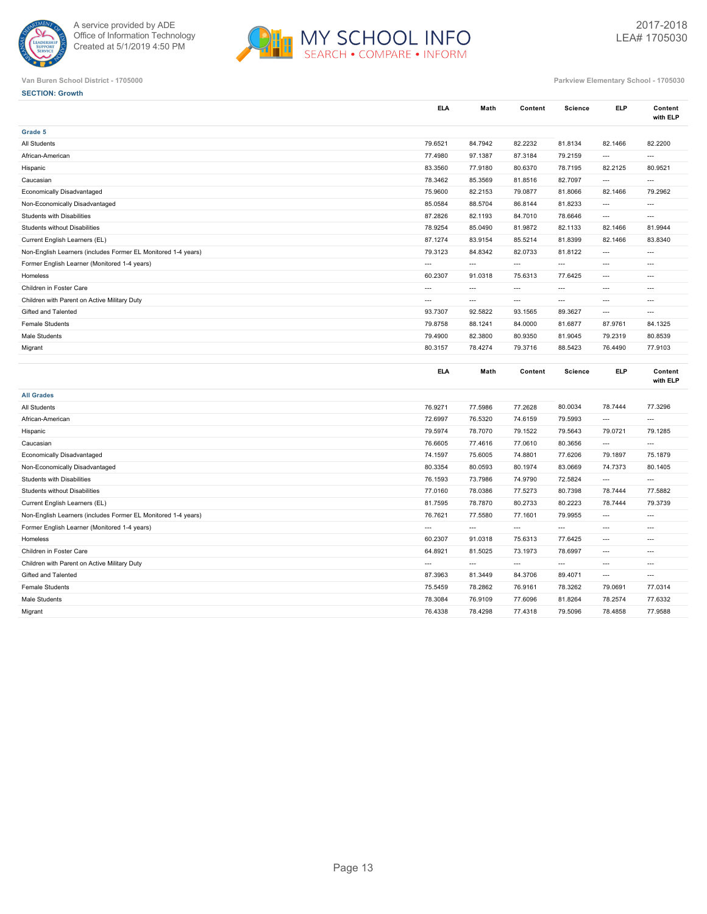Van Buren School District - 1705000

Parkview Elementary School - 1705030

**SECTION: Growth**

| | ELA | Math | Content | Science | ELP | Content with ELP |
|---|---|---|---|---|---|---|
| **Grade 5** | | | | | | |
| All Students | 79.6521 | 84.7942 | 82.2232 | 81.8134 | 82.1466 | 82.2200 |
| African-American | 77.4980 | 97.1387 | 87.3184 | 79.2159 | --- | --- |
| Hispanic | 83.3560 | 77.9180 | 80.6370 | 78.7195 | 82.2125 | 80.9521 |
| Caucasian | 78.3462 | 85.3569 | 81.8516 | 82.7097 | --- | --- |
| Economically Disadvantaged | 75.9600 | 82.2153 | 79.0877 | 81.8066 | 82.1466 | 79.2962 |
| Non-Economically Disadvantaged | 85.0584 | 88.5704 | 86.8144 | 81.8233 | --- | --- |
| Students with Disabilities | 87.2826 | 82.1193 | 84.7010 | 78.6646 | --- | --- |
| Students without Disabilities | 78.9254 | 85.0490 | 81.9872 | 82.1133 | 82.1466 | 81.9944 |
| Current English Learners (EL) | 87.1274 | 83.9154 | 85.5214 | 81.8399 | 82.1466 | 83.8340 |
| Non-English Learners (includes Former EL Monitored 1-4 years) | 79.3123 | 84.8342 | 82.0733 | 81.8122 | --- | --- |
| Former English Learner (Monitored 1-4 years) | --- | --- | --- | --- | --- | --- |
| Homeless | 60.2307 | 91.0318 | 75.6313 | 77.6425 | --- | --- |
| Children in Foster Care | --- | --- | --- | --- | --- | --- |
| Children with Parent on Active Military Duty | --- | --- | --- | --- | --- | --- |
| Gifted and Talented | 93.7307 | 92.5822 | 93.1565 | 89.3627 | --- | --- |
| Female Students | 79.8758 | 88.1241 | 84.0000 | 81.6877 | 87.9761 | 84.1325 |
| Male Students | 79.4900 | 82.3800 | 80.9350 | 81.9045 | 79.2319 | 80.8539 |
| Migrant | 80.3157 | 78.4274 | 79.3716 | 88.5423 | 76.4490 | 77.9103 |

| | ELA | Math | Content | Science | ELP | Content with ELP |
|---|---|---|---|---|---|---|
| **All Grades** | | | | | | |
| All Students | 76.9271 | 77.5986 | 77.2628 | 80.0034 | 78.7444 | 77.3296 |
| African-American | 72.6997 | 76.5320 | 74.6159 | 79.5993 | --- | --- |
| Hispanic | 79.5974 | 78.7070 | 79.1522 | 79.5643 | 79.0721 | 79.1285 |
| Caucasian | 76.6605 | 77.4616 | 77.0610 | 80.3656 | --- | --- |
| Economically Disadvantaged | 74.1597 | 75.6005 | 74.8801 | 77.6206 | 79.1897 | 75.1879 |
| Non-Economically Disadvantaged | 80.3354 | 80.0593 | 80.1974 | 83.0669 | 74.7373 | 80.1405 |
| Students with Disabilities | 76.1593 | 73.7986 | 74.9790 | 72.5824 | --- | --- |
| Students without Disabilities | 77.0160 | 78.0386 | 77.5273 | 80.7398 | 78.7444 | 77.5882 |
| Current English Learners (EL) | 81.7595 | 78.7870 | 80.2733 | 80.2223 | 78.7444 | 79.3739 |
| Non-English Learners (includes Former EL Monitored 1-4 years) | 76.7621 | 77.5580 | 77.1601 | 79.9955 | --- | --- |
| Former English Learner (Monitored 1-4 years) | --- | --- | --- | --- | --- | --- |
| Homeless | 60.2307 | 91.0318 | 75.6313 | 77.6425 | --- | --- |
| Children in Foster Care | 64.8921 | 81.5025 | 73.1973 | 78.6997 | --- | --- |
| Children with Parent on Active Military Duty | --- | --- | --- | --- | --- | --- |
| Gifted and Talented | 87.3963 | 81.3449 | 84.3706 | 89.4071 | --- | --- |
| Female Students | 75.5459 | 78.2862 | 76.9161 | 78.3262 | 79.0691 | 77.0314 |
| Male Students | 78.3084 | 76.9109 | 77.6096 | 81.8264 | 78.2574 | 77.6332 |
| Migrant | 76.4338 | 78.4298 | 77.4318 | 79.5096 | 78.4858 | 77.9588 |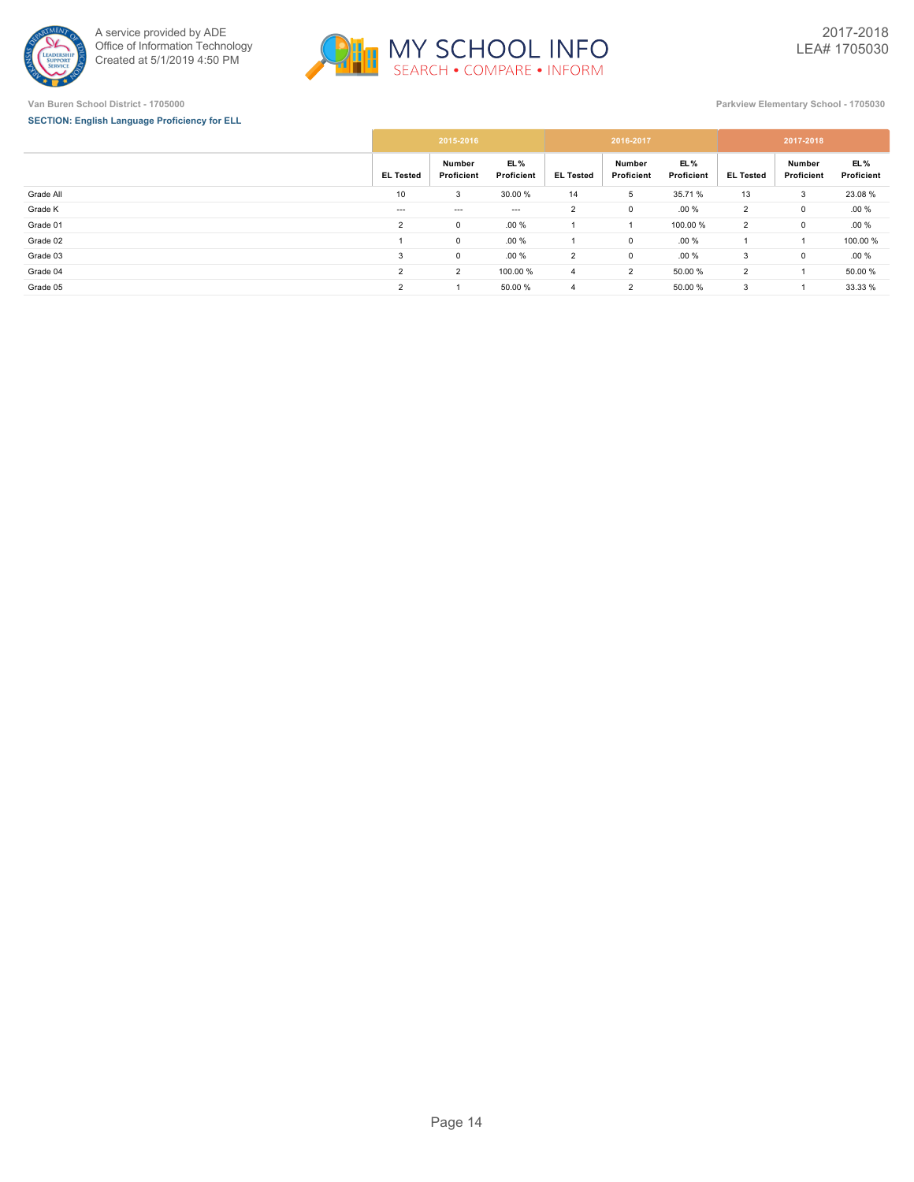Van Buren School District - 1705000

Parkview Elementary School - 1705030

**SECTION: English Language Proficiency for ELL**

| | 2015-2016 | | | 2016-2017 | | | 2017-2018 | | |
|---|---|---|---|---|---|---|---|---|---|
| | EL Tested | Number Proficient | EL % Proficient | EL Tested | Number Proficient | EL % Proficient | EL Tested | Number Proficient | EL % Proficient |
| Grade All | 10 | 3 | 30.00 % | 14 | 5 | 35.71 % | 13 | 3 | 23.08 % |
| Grade K | --- | --- | --- | 2 | 0 | .00 % | 2 | 0 | .00 % |
| Grade 01 | 2 | 0 | .00 % | 1 | 1 | 100.00 % | 2 | 0 | .00 % |
| Grade 02 | 1 | 0 | .00 % | 1 | 0 | .00 % | 1 | 1 | 100.00 % |
| Grade 03 | 3 | 0 | .00 % | 2 | 0 | .00 % | 3 | 0 | .00 % |
| Grade 04 | 2 | 2 | 100.00 % | 4 | 2 | 50.00 % | 2 | 1 | 50.00 % |
| Grade 05 | 2 | 1 | 50.00 % | 4 | 2 | 50.00 % | 3 | 1 | 33.33 % |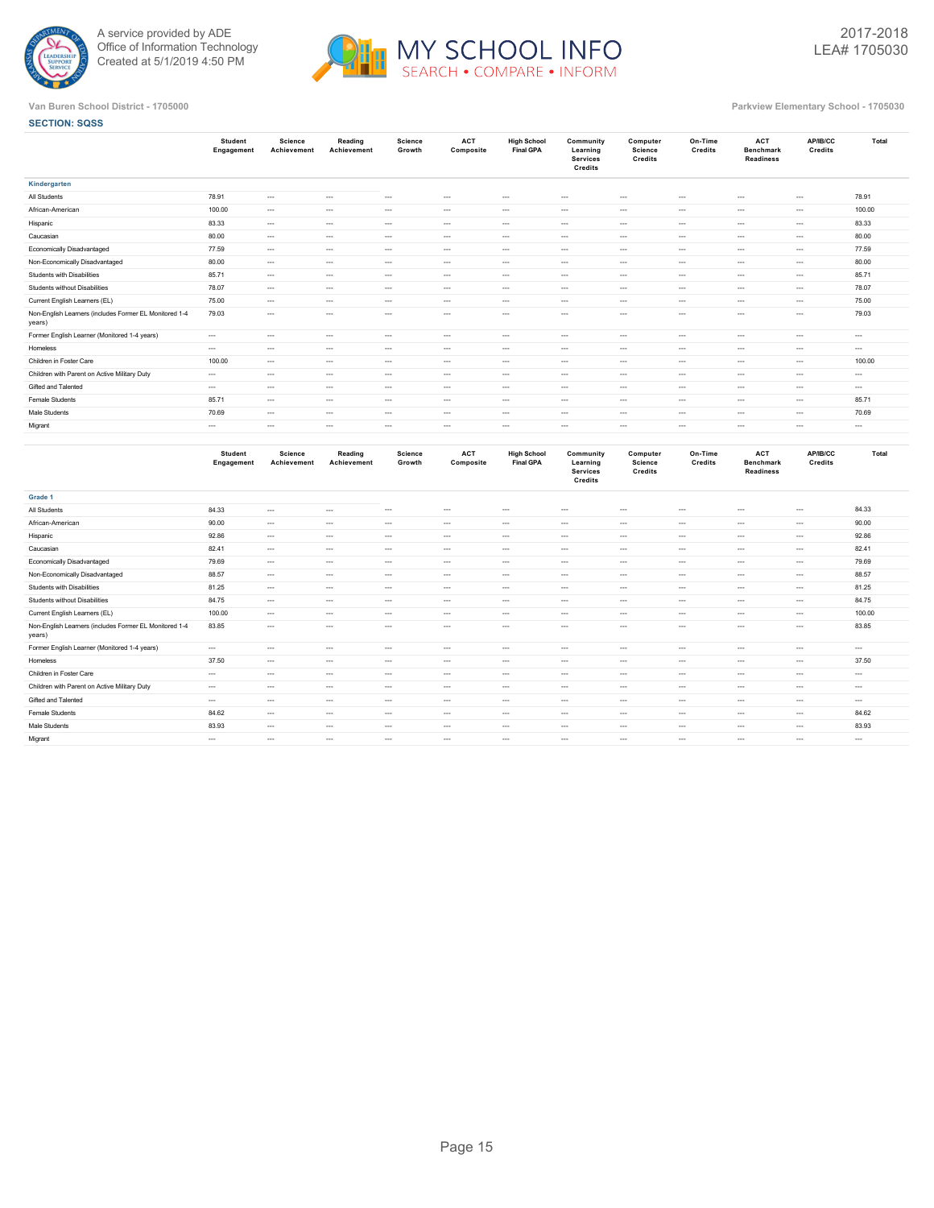A service provided by ADE
Office of Information Technology
Created at 5/1/2019 4:50 PM

MY SCHOOL INFO
SEARCH • COMPARE • INFORM

2017-2018
LEA# 1705030

Van Buren School District - 1705000

Parkview Elementary School - 1705030

**SECTION: SQSS**

| | Student Engagement | Science Achievement | Reading Achievement | Science Growth | ACT Composite | High School Final GPA | Community Learning Services Credits | Computer Science Credits | On-Time Credits | ACT Benchmark Readiness | AP/IB/CC Credits | Total |
|---|---|---|---|---|---|---|---|---|---|---|---|---|
| **Kindergarten** | | | | | | | | | | | | |
| All Students | 78.91 | --- | --- | --- | --- | --- | --- | --- | --- | --- | --- | 78.91 |
| African-American | 100.00 | --- | --- | --- | --- | --- | --- | --- | --- | --- | --- | 100.00 |
| Hispanic | 83.33 | --- | --- | --- | --- | --- | --- | --- | --- | --- | --- | 83.33 |
| Caucasian | 80.00 | --- | --- | --- | --- | --- | --- | --- | --- | --- | --- | 80.00 |
| Economically Disadvantaged | 77.59 | --- | --- | --- | --- | --- | --- | --- | --- | --- | --- | 77.59 |
| Non-Economically Disadvantaged | 80.00 | --- | --- | --- | --- | --- | --- | --- | --- | --- | --- | 80.00 |
| Students with Disabilities | 85.71 | --- | --- | --- | --- | --- | --- | --- | --- | --- | --- | 85.71 |
| Students without Disabilities | 78.07 | --- | --- | --- | --- | --- | --- | --- | --- | --- | --- | 78.07 |
| Current English Learners (EL) | 75.00 | --- | --- | --- | --- | --- | --- | --- | --- | --- | --- | 75.00 |
| Non-English Learners (includes Former EL Monitored 1-4 years) | 79.03 | --- | --- | --- | --- | --- | --- | --- | --- | --- | --- | 79.03 |
| Former English Learner (Monitored 1-4 years) | --- | --- | --- | --- | --- | --- | --- | --- | --- | --- | --- | --- |
| Homeless | --- | --- | --- | --- | --- | --- | --- | --- | --- | --- | --- | --- |
| Children in Foster Care | 100.00 | --- | --- | --- | --- | --- | --- | --- | --- | --- | --- | 100.00 |
| Children with Parent on Active Military Duty | --- | --- | --- | --- | --- | --- | --- | --- | --- | --- | --- | --- |
| Gifted and Talented | --- | --- | --- | --- | --- | --- | --- | --- | --- | --- | --- | --- |
| Female Students | 85.71 | --- | --- | --- | --- | --- | --- | --- | --- | --- | --- | 85.71 |
| Male Students | 70.69 | --- | --- | --- | --- | --- | --- | --- | --- | --- | --- | 70.69 |
| Migrant | --- | --- | --- | --- | --- | --- | --- | --- | --- | --- | --- | --- |

| | Student Engagement | Science Achievement | Reading Achievement | Science Growth | ACT Composite | High School Final GPA | Community Learning Services Credits | Computer Science Credits | On-Time Credits | ACT Benchmark Readiness | AP/IB/CC Credits | Total |
|---|---|---|---|---|---|---|---|---|---|---|---|---|
| **Grade 1** | | | | | | | | | | | | |
| All Students | 84.33 | --- | --- | --- | --- | --- | --- | --- | --- | --- | --- | 84.33 |
| African-American | 90.00 | --- | --- | --- | --- | --- | --- | --- | --- | --- | --- | 90.00 |
| Hispanic | 92.86 | --- | --- | --- | --- | --- | --- | --- | --- | --- | --- | 92.86 |
| Caucasian | 82.41 | --- | --- | --- | --- | --- | --- | --- | --- | --- | --- | 82.41 |
| Economically Disadvantaged | 79.69 | --- | --- | --- | --- | --- | --- | --- | --- | --- | --- | 79.69 |
| Non-Economically Disadvantaged | 88.57 | --- | --- | --- | --- | --- | --- | --- | --- | --- | --- | 88.57 |
| Students with Disabilities | 81.25 | --- | --- | --- | --- | --- | --- | --- | --- | --- | --- | 81.25 |
| Students without Disabilities | 84.75 | --- | --- | --- | --- | --- | --- | --- | --- | --- | --- | 84.75 |
| Current English Learners (EL) | 100.00 | --- | --- | --- | --- | --- | --- | --- | --- | --- | --- | 100.00 |
| Non-English Learners (includes Former EL Monitored 1-4 years) | 83.85 | --- | --- | --- | --- | --- | --- | --- | --- | --- | --- | 83.85 |
| Former English Learner (Monitored 1-4 years) | --- | --- | --- | --- | --- | --- | --- | --- | --- | --- | --- | --- |
| Homeless | 37.50 | --- | --- | --- | --- | --- | --- | --- | --- | --- | --- | 37.50 |
| Children in Foster Care | --- | --- | --- | --- | --- | --- | --- | --- | --- | --- | --- | --- |
| Children with Parent on Active Military Duty | --- | --- | --- | --- | --- | --- | --- | --- | --- | --- | --- | --- |
| Gifted and Talented | --- | --- | --- | --- | --- | --- | --- | --- | --- | --- | --- | --- |
| Female Students | 84.62 | --- | --- | --- | --- | --- | --- | --- | --- | --- | --- | 84.62 |
| Male Students | 83.93 | --- | --- | --- | --- | --- | --- | --- | --- | --- | --- | 83.93 |
| Migrant | --- | --- | --- | --- | --- | --- | --- | --- | --- | --- | --- | --- |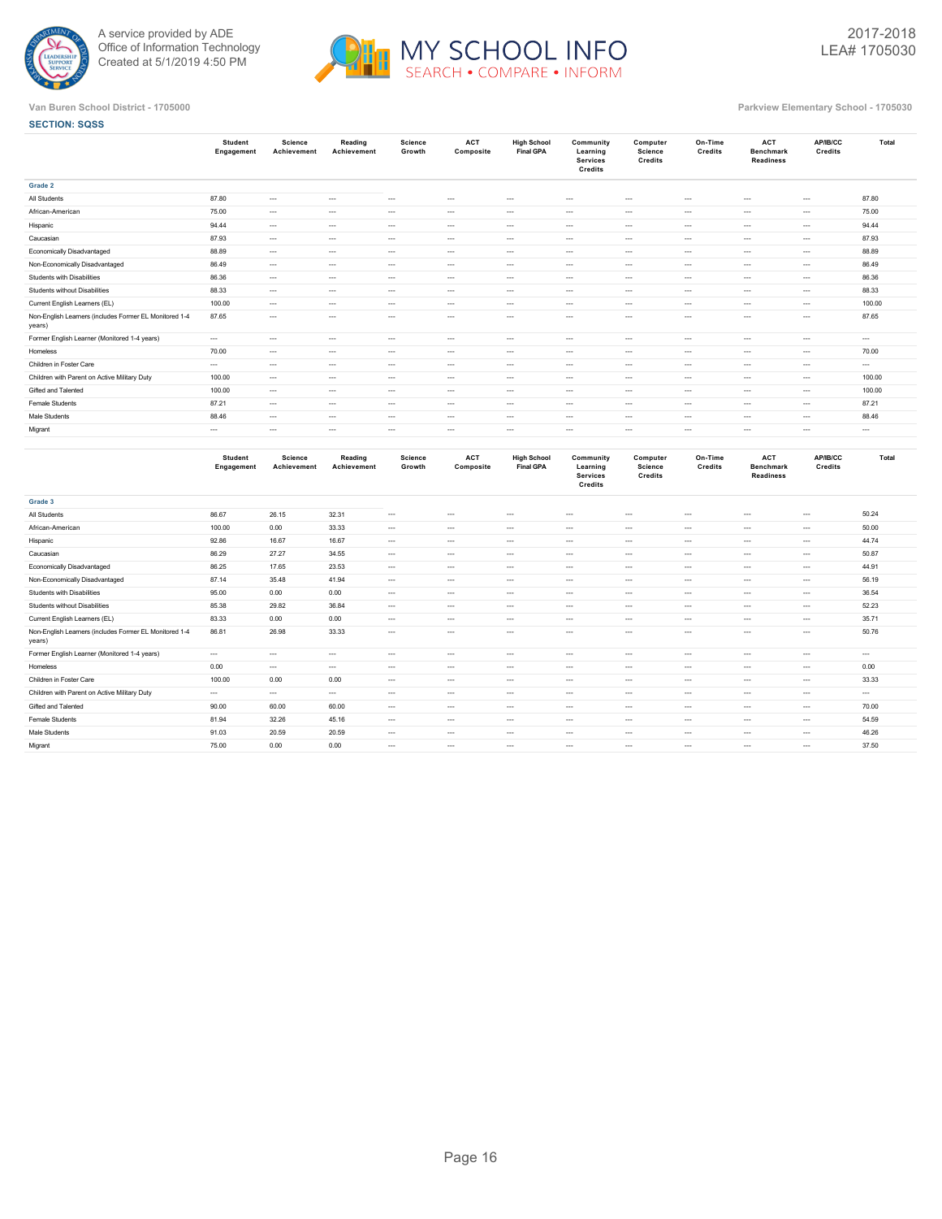Van Buren School District - 1705000

Parkview Elementary School - 1705030

**SECTION: SQSS**

| | Student Engagement | Science Achievement | Reading Achievement | Science Growth | ACT Composite | High School Final GPA | Community Learning Services Credits | Computer Science Credits | On-Time Credits | ACT Benchmark Readiness | AP/IB/CC Credits | Total |
|---|---|---|---|---|---|---|---|---|---|---|---|---|
| **Grade 2** | | | | | | | | | | | | |
| All Students | 87.80 | --- | --- | --- | --- | --- | --- | --- | --- | --- | --- | 87.80 |
| African-American | 75.00 | --- | --- | --- | --- | --- | --- | --- | --- | --- | --- | 75.00 |
| Hispanic | 94.44 | --- | --- | --- | --- | --- | --- | --- | --- | --- | --- | 94.44 |
| Caucasian | 87.93 | --- | --- | --- | --- | --- | --- | --- | --- | --- | --- | 87.93 |
| Economically Disadvantaged | 88.89 | --- | --- | --- | --- | --- | --- | --- | --- | --- | --- | 88.89 |
| Non-Economically Disadvantaged | 86.49 | --- | --- | --- | --- | --- | --- | --- | --- | --- | --- | 86.49 |
| Students with Disabilities | 86.36 | --- | --- | --- | --- | --- | --- | --- | --- | --- | --- | 86.36 |
| Students without Disabilities | 88.33 | --- | --- | --- | --- | --- | --- | --- | --- | --- | --- | 88.33 |
| Current English Learners (EL) | 100.00 | --- | --- | --- | --- | --- | --- | --- | --- | --- | --- | 100.00 |
| Non-English Learners (includes Former EL Monitored 1-4 years) | 87.65 | --- | --- | --- | --- | --- | --- | --- | --- | --- | --- | 87.65 |
| Former English Learner (Monitored 1-4 years) | --- | --- | --- | --- | --- | --- | --- | --- | --- | --- | --- | --- |
| Homeless | 70.00 | --- | --- | --- | --- | --- | --- | --- | --- | --- | --- | 70.00 |
| Children in Foster Care | --- | --- | --- | --- | --- | --- | --- | --- | --- | --- | --- | --- |
| Children with Parent on Active Military Duty | 100.00 | --- | --- | --- | --- | --- | --- | --- | --- | --- | --- | 100.00 |
| Gifted and Talented | 100.00 | --- | --- | --- | --- | --- | --- | --- | --- | --- | --- | 100.00 |
| Female Students | 87.21 | --- | --- | --- | --- | --- | --- | --- | --- | --- | --- | 87.21 |
| Male Students | 88.46 | --- | --- | --- | --- | --- | --- | --- | --- | --- | --- | 88.46 |
| Migrant | --- | --- | --- | --- | --- | --- | --- | --- | --- | --- | --- | --- |

| | Student Engagement | Science Achievement | Reading Achievement | Science Growth | ACT Composite | High School Final GPA | Community Learning Services Credits | Computer Science Credits | On-Time Credits | ACT Benchmark Readiness | AP/IB/CC Credits | Total |
|---|---|---|---|---|---|---|---|---|---|---|---|---|
| **Grade 3** | | | | | | | | | | | | |
| All Students | 86.67 | 26.15 | 32.31 | --- | --- | --- | --- | --- | --- | --- | --- | 50.24 |
| African-American | 100.00 | 0.00 | 33.33 | --- | --- | --- | --- | --- | --- | --- | --- | 50.00 |
| Hispanic | 92.86 | 16.67 | 16.67 | --- | --- | --- | --- | --- | --- | --- | --- | 44.74 |
| Caucasian | 86.29 | 27.27 | 34.55 | --- | --- | --- | --- | --- | --- | --- | --- | 50.87 |
| Economically Disadvantaged | 86.25 | 17.65 | 23.53 | --- | --- | --- | --- | --- | --- | --- | --- | 44.91 |
| Non-Economically Disadvantaged | 87.14 | 35.48 | 41.94 | --- | --- | --- | --- | --- | --- | --- | --- | 56.19 |
| Students with Disabilities | 95.00 | 0.00 | 0.00 | --- | --- | --- | --- | --- | --- | --- | --- | 36.54 |
| Students without Disabilities | 85.38 | 29.82 | 36.84 | --- | --- | --- | --- | --- | --- | --- | --- | 52.23 |
| Current English Learners (EL) | 83.33 | 0.00 | 0.00 | --- | --- | --- | --- | --- | --- | --- | --- | 35.71 |
| Non-English Learners (includes Former EL Monitored 1-4 years) | 86.81 | 26.98 | 33.33 | --- | --- | --- | --- | --- | --- | --- | --- | 50.76 |
| Former English Learner (Monitored 1-4 years) | --- | --- | --- | --- | --- | --- | --- | --- | --- | --- | --- | --- |
| Homeless | 0.00 | --- | --- | --- | --- | --- | --- | --- | --- | --- | --- | 0.00 |
| Children in Foster Care | 100.00 | 0.00 | 0.00 | --- | --- | --- | --- | --- | --- | --- | --- | 33.33 |
| Children with Parent on Active Military Duty | --- | --- | --- | --- | --- | --- | --- | --- | --- | --- | --- | --- |
| Gifted and Talented | 90.00 | 60.00 | 60.00 | --- | --- | --- | --- | --- | --- | --- | --- | 70.00 |
| Female Students | 81.94 | 32.26 | 45.16 | --- | --- | --- | --- | --- | --- | --- | --- | 54.59 |
| Male Students | 91.03 | 20.59 | 20.59 | --- | --- | --- | --- | --- | --- | --- | --- | 46.26 |
| Migrant | 75.00 | 0.00 | 0.00 | --- | --- | --- | --- | --- | --- | --- | --- | 37.50 |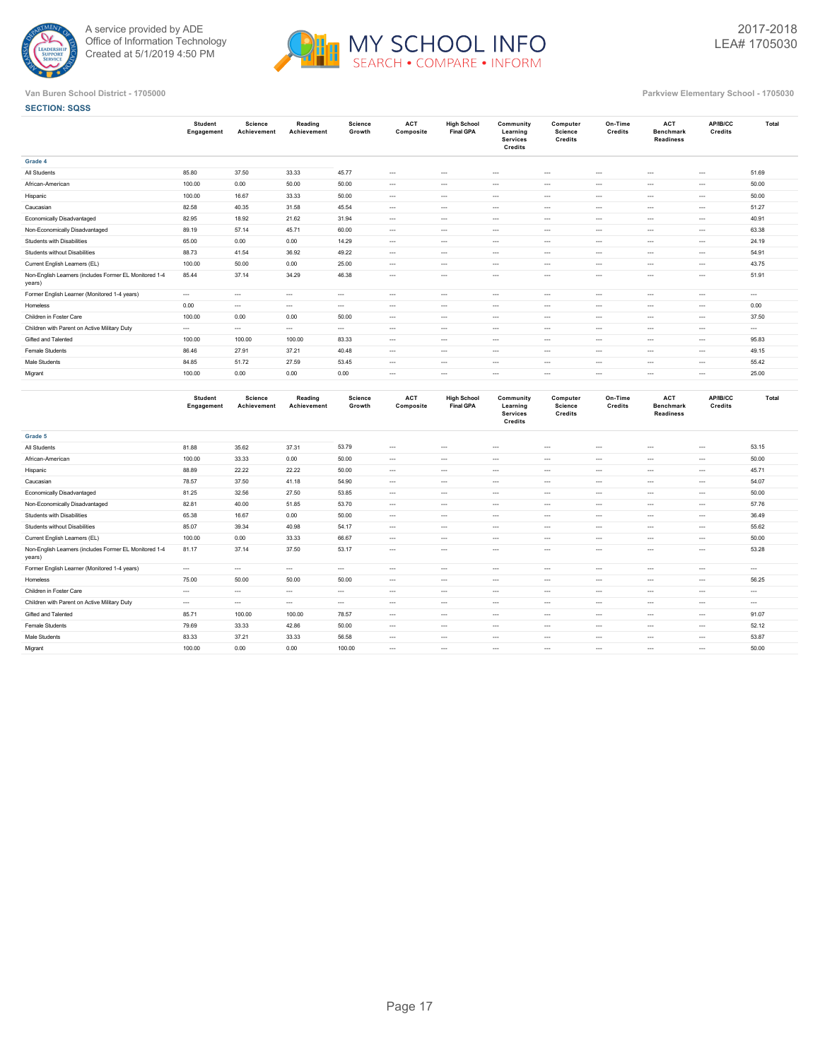A service provided by ADE
Office of Information Technology
Created at 5/1/2019 4:50 PM

2017-2018
LEA# 1705030

Van Buren School District - 1705000

Parkview Elementary School - 1705030

**SECTION: SQSS**

| | Student Engagement | Science Achievement | Reading Achievement | Science Growth | ACT Composite | High School Final GPA | Community Learning Services Credits | Computer Science Credits | On-Time Credits | ACT Benchmark Readiness | AP/IB/CC Credits | Total |
|---|---|---|---|---|---|---|---|---|---|---|---|---|
| **Grade 4** | | | | | | | | | | | | |
| All Students | 85.80 | 37.50 | 33.33 | 45.77 | --- | --- | --- | --- | --- | --- | --- | 51.69 |
| African-American | 100.00 | 0.00 | 50.00 | 50.00 | --- | --- | --- | --- | --- | --- | --- | 50.00 |
| Hispanic | 100.00 | 16.67 | 33.33 | 50.00 | --- | --- | --- | --- | --- | --- | --- | 50.00 |
| Caucasian | 82.58 | 40.35 | 31.58 | 45.54 | --- | --- | --- | --- | --- | --- | --- | 51.27 |
| Economically Disadvantaged | 82.95 | 18.92 | 21.62 | 31.94 | --- | --- | --- | --- | --- | --- | --- | 40.91 |
| Non-Economically Disadvantaged | 89.19 | 57.14 | 45.71 | 60.00 | --- | --- | --- | --- | --- | --- | --- | 63.38 |
| Students with Disabilities | 65.00 | 0.00 | 0.00 | 14.29 | --- | --- | --- | --- | --- | --- | --- | 24.19 |
| Students without Disabilities | 88.73 | 41.54 | 36.92 | 49.22 | --- | --- | --- | --- | --- | --- | --- | 54.91 |
| Current English Learners (EL) | 100.00 | 50.00 | 0.00 | 25.00 | --- | --- | --- | --- | --- | --- | --- | 43.75 |
| Non-English Learners (includes Former EL Monitored 1-4 years) | 85.44 | 37.14 | 34.29 | 46.38 | --- | --- | --- | --- | --- | --- | --- | 51.91 |
| Former English Learner (Monitored 1-4 years) | --- | --- | --- | --- | --- | --- | --- | --- | --- | --- | --- | --- |
| Homeless | 0.00 | --- | --- | --- | --- | --- | --- | --- | --- | --- | --- | 0.00 |
| Children in Foster Care | 100.00 | 0.00 | 0.00 | 50.00 | --- | --- | --- | --- | --- | --- | --- | 37.50 |
| Children with Parent on Active Military Duty | --- | --- | --- | --- | --- | --- | --- | --- | --- | --- | --- | --- |
| Gifted and Talented | 100.00 | 100.00 | 100.00 | 83.33 | --- | --- | --- | --- | --- | --- | --- | 95.83 |
| Female Students | 86.46 | 27.91 | 37.21 | 40.48 | --- | --- | --- | --- | --- | --- | --- | 49.15 |
| Male Students | 85.00 | 51.72 | 27.59 | 53.45 | --- | --- | --- | --- | --- | --- | --- | 55.42 |
| Migrant | 100.00 | 0.00 | 0.00 | 0.00 | --- | --- | --- | --- | --- | --- | --- | 25.00 |

| | Student Engagement | Science Achievement | Reading Achievement | Science Growth | ACT Composite | High School Final GPA | Community Learning Services Credits | Computer Science Credits | On-Time Credits | ACT Benchmark Readiness | AP/IB/CC Credits | Total |
|---|---|---|---|---|---|---|---|---|---|---|---|---|
| **Grade 5** | | | | | | | | | | | | |
| All Students | 81.88 | 35.62 | 37.31 | 53.79 | --- | --- | --- | --- | --- | --- | --- | 53.15 |
| African-American | 100.00 | 33.33 | 0.00 | 50.00 | --- | --- | --- | --- | --- | --- | --- | 50.00 |
| Hispanic | 88.89 | 22.22 | 22.22 | 50.00 | --- | --- | --- | --- | --- | --- | --- | 45.71 |
| Caucasian | 78.57 | 37.50 | 41.18 | 54.90 | --- | --- | --- | --- | --- | --- | --- | 54.07 |
| Economically Disadvantaged | 81.25 | 32.56 | 27.50 | 53.85 | --- | --- | --- | --- | --- | --- | --- | 50.00 |
| Non-Economically Disadvantaged | 82.81 | 40.00 | 51.85 | 53.70 | --- | --- | --- | --- | --- | --- | --- | 57.76 |
| Students with Disabilities | 65.38 | 16.67 | 0.00 | 50.00 | --- | --- | --- | --- | --- | --- | --- | 36.49 |
| Students without Disabilities | 85.07 | 39.34 | 40.98 | 54.17 | --- | --- | --- | --- | --- | --- | --- | 55.62 |
| Current English Learners (EL) | 100.00 | 0.00 | 33.33 | 66.67 | --- | --- | --- | --- | --- | --- | --- | 50.00 |
| Non-English Learners (includes Former EL Monitored 1-4 years) | 81.17 | 37.14 | 37.50 | 53.17 | --- | --- | --- | --- | --- | --- | --- | 53.28 |
| Former English Learner (Monitored 1-4 years) | --- | --- | --- | --- | --- | --- | --- | --- | --- | --- | --- | --- |
| Homeless | 75.00 | 50.00 | 50.00 | 50.00 | --- | --- | --- | --- | --- | --- | --- | 56.25 |
| Children in Foster Care | --- | --- | --- | --- | --- | --- | --- | --- | --- | --- | --- | --- |
| Children with Parent on Active Military Duty | --- | --- | --- | --- | --- | --- | --- | --- | --- | --- | --- | --- |
| Gifted and Talented | 85.71 | 100.00 | 100.00 | 78.57 | --- | --- | --- | --- | --- | --- | --- | 91.07 |
| Female Students | 79.69 | 33.33 | 42.86 | 50.00 | --- | --- | --- | --- | --- | --- | --- | 52.12 |
| Male Students | 83.33 | 37.21 | 33.33 | 56.58 | --- | --- | --- | --- | --- | --- | --- | 53.87 |
| Migrant | 100.00 | 0.00 | 0.00 | 100.00 | --- | --- | --- | --- | --- | --- | --- | 50.00 |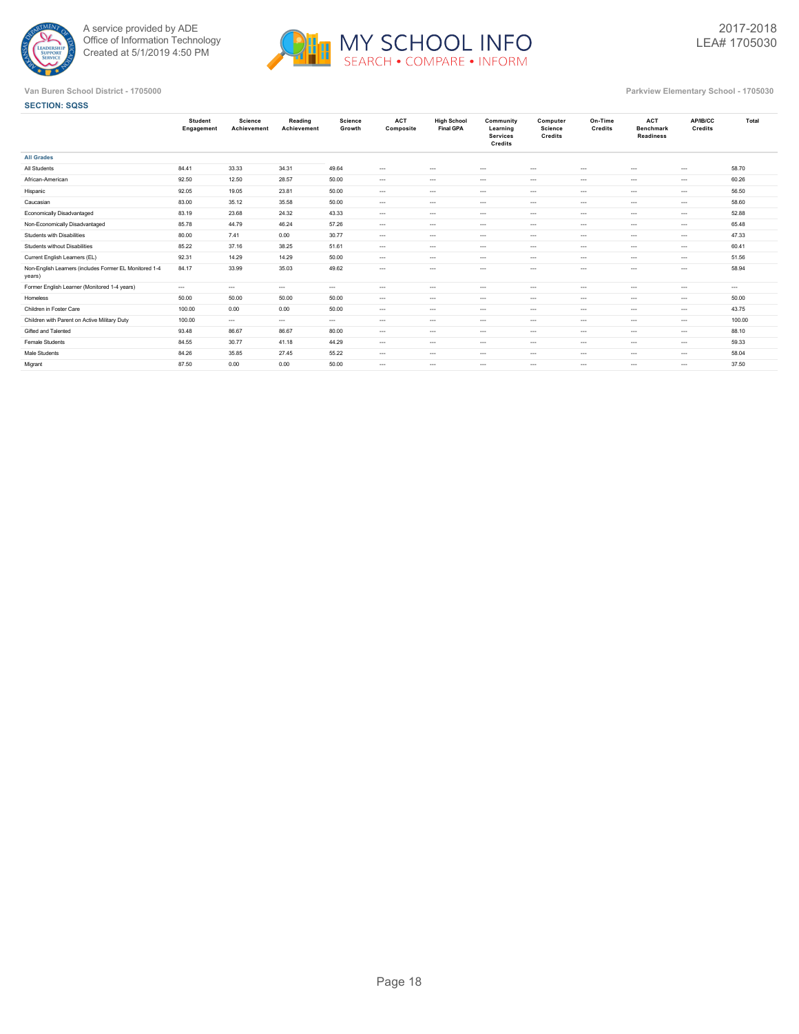A service provided by ADE
Office of Information Technology
Created at 5/1/2019 4:50 PM

MY SCHOOL INFO
SEARCH • COMPARE • INFORM

2017-2018
LEA# 1705030

Van Buren School District - 1705000

Parkview Elementary School - 1705030

**SECTION: SQSS**

| | Student Engagement | Science Achievement | Reading Achievement | Science Growth | ACT Composite | High School Final GPA | Community Learning Services Credits | Computer Science Credits | On-Time Credits | ACT Benchmark Readiness | AP/IB/CC Credits | Total |
|---|---|---|---|---|---|---|---|---|---|---|---|---|
| **All Grades** | | | | | | | | | | | | |
| All Students | 84.41 | 33.33 | 34.31 | 49.64 | --- | --- | --- | --- | --- | --- | --- | 58.70 |
| African-American | 92.50 | 12.50 | 28.57 | 50.00 | --- | --- | --- | --- | --- | --- | --- | 60.26 |
| Hispanic | 92.05 | 19.05 | 23.81 | 50.00 | --- | --- | --- | --- | --- | --- | --- | 56.50 |
| Caucasian | 83.00 | 35.12 | 35.58 | 50.00 | --- | --- | --- | --- | --- | --- | --- | 58.60 |
| Economically Disadvantaged | 83.19 | 23.68 | 24.32 | 43.33 | --- | --- | --- | --- | --- | --- | --- | 52.88 |
| Non-Economically Disadvantaged | 85.78 | 44.79 | 46.24 | 57.26 | --- | --- | --- | --- | --- | --- | --- | 65.48 |
| Students with Disabilities | 80.00 | 7.41 | 0.00 | 30.77 | --- | --- | --- | --- | --- | --- | --- | 47.33 |
| Students without Disabilities | 85.22 | 37.16 | 38.25 | 51.61 | --- | --- | --- | --- | --- | --- | --- | 60.41 |
| Current English Learners (EL) | 92.31 | 14.29 | 14.29 | 50.00 | --- | --- | --- | --- | --- | --- | --- | 51.56 |
| Non-English Learners (includes Former EL Monitored 1-4 years) | 84.17 | 33.99 | 35.03 | 49.62 | --- | --- | --- | --- | --- | --- | --- | 58.94 |
| Former English Learner (Monitored 1-4 years) | --- | --- | --- | --- | --- | --- | --- | --- | --- | --- | --- | --- |
| Homeless | 50.00 | 50.00 | 50.00 | 50.00 | --- | --- | --- | --- | --- | --- | --- | 50.00 |
| Children in Foster Care | 100.00 | 0.00 | 0.00 | 50.00 | --- | --- | --- | --- | --- | --- | --- | 43.75 |
| Children with Parent on Active Military Duty | 100.00 | --- | --- | --- | --- | --- | --- | --- | --- | --- | --- | 100.00 |
| Gifted and Talented | 93.48 | 86.67 | 86.67 | 80.00 | --- | --- | --- | --- | --- | --- | --- | 88.10 |
| Female Students | 84.55 | 30.77 | 41.18 | 44.29 | --- | --- | --- | --- | --- | --- | --- | 59.33 |
| Male Students | 84.26 | 35.85 | 27.45 | 55.22 | --- | --- | --- | --- | --- | --- | --- | 58.04 |
| Migrant | 87.50 | 0.00 | 0.00 | 50.00 | --- | --- | --- | --- | --- | --- | --- | 37.50 |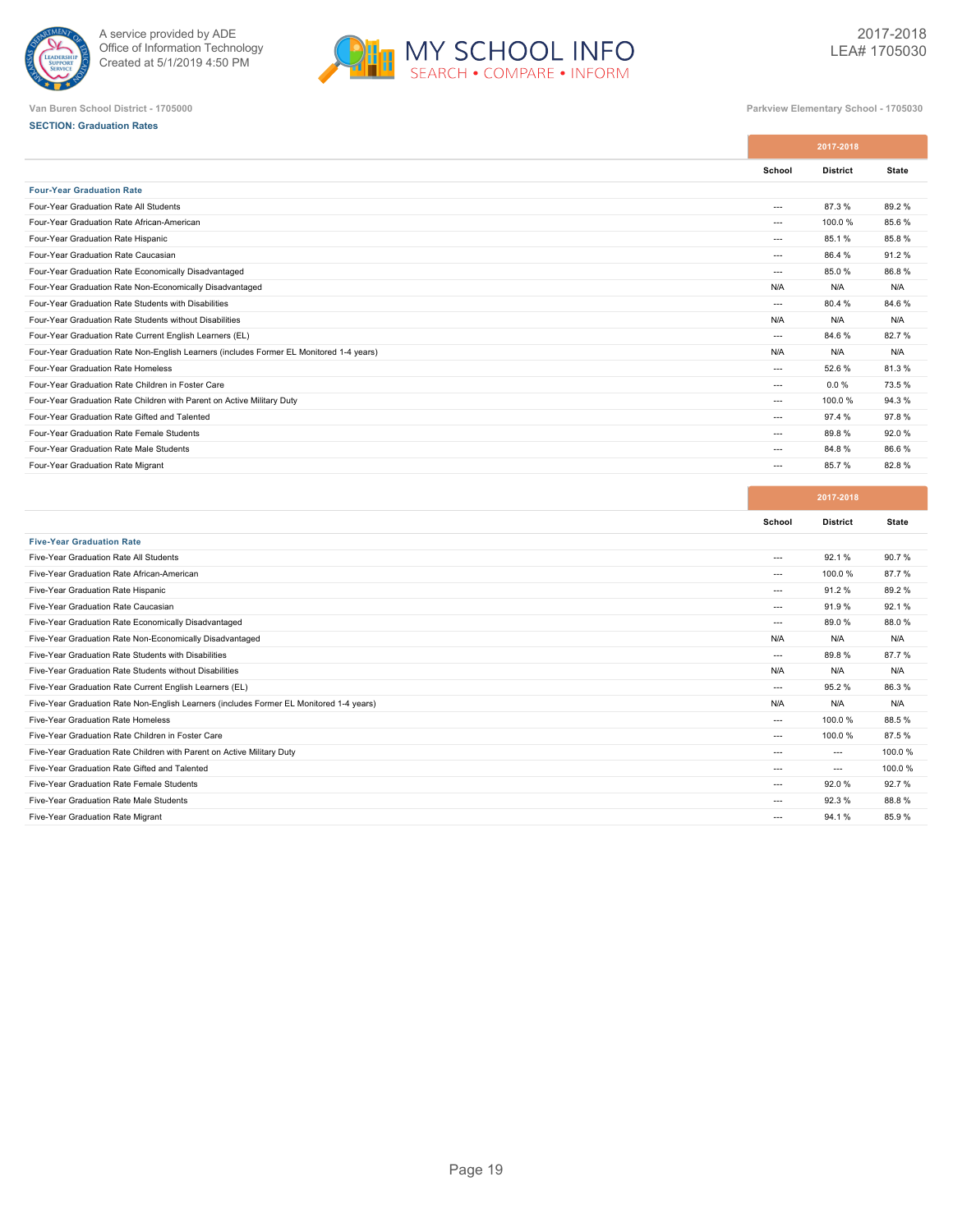Van Buren School District - 1705000

Parkview Elementary School - 1705030

**SECTION: Graduation Rates**

| | 2017-2018 | | |
|---|---|---|---|
| | School | District | State |
| **Four-Year Graduation Rate** | | | |
| Four-Year Graduation Rate All Students | --- | 87.3 % | 89.2 % |
| Four-Year Graduation Rate African-American | --- | 100.0 % | 85.6 % |
| Four-Year Graduation Rate Hispanic | --- | 85.1 % | 85.8 % |
| Four-Year Graduation Rate Caucasian | --- | 86.4 % | 91.2 % |
| Four-Year Graduation Rate Economically Disadvantaged | --- | 85.0 % | 86.8 % |
| Four-Year Graduation Rate Non-Economically Disadvantaged | N/A | N/A | N/A |
| Four-Year Graduation Rate Students with Disabilities | --- | 80.4 % | 84.6 % |
| Four-Year Graduation Rate Students without Disabilities | N/A | N/A | N/A |
| Four-Year Graduation Rate Current English Learners (EL) | --- | 84.6 % | 82.7 % |
| Four-Year Graduation Rate Non-English Learners (includes Former EL Monitored 1-4 years) | N/A | N/A | N/A |
| Four-Year Graduation Rate Homeless | --- | 52.6 % | 81.3 % |
| Four-Year Graduation Rate Children in Foster Care | --- | 0.0 % | 73.5 % |
| Four-Year Graduation Rate Children with Parent on Active Military Duty | --- | 100.0 % | 94.3 % |
| Four-Year Graduation Rate Gifted and Talented | --- | 97.4 % | 97.8 % |
| Four-Year Graduation Rate Female Students | --- | 89.8 % | 92.0 % |
| Four-Year Graduation Rate Male Students | --- | 84.8 % | 86.6 % |
| Four-Year Graduation Rate Migrant | --- | 85.7 % | 82.8 % |

| | 2017-2018 | | |
|---|---|---|---|
| | School | District | State |
| **Five-Year Graduation Rate** | | | |
| Five-Year Graduation Rate All Students | --- | 92.1 % | 90.7 % |
| Five-Year Graduation Rate African-American | --- | 100.0 % | 87.7 % |
| Five-Year Graduation Rate Hispanic | --- | 91.2 % | 89.2 % |
| Five-Year Graduation Rate Caucasian | --- | 91.9 % | 92.1 % |
| Five-Year Graduation Rate Economically Disadvantaged | --- | 89.0 % | 88.0 % |
| Five-Year Graduation Rate Non-Economically Disadvantaged | N/A | N/A | N/A |
| Five-Year Graduation Rate Students with Disabilities | --- | 89.8 % | 87.7 % |
| Five-Year Graduation Rate Students without Disabilities | N/A | N/A | N/A |
| Five-Year Graduation Rate Current English Learners (EL) | --- | 95.2 % | 86.3 % |
| Five-Year Graduation Rate Non-English Learners (includes Former EL Monitored 1-4 years) | N/A | N/A | N/A |
| Five-Year Graduation Rate Homeless | --- | 100.0 % | 88.5 % |
| Five-Year Graduation Rate Children in Foster Care | --- | 100.0 % | 87.5 % |
| Five-Year Graduation Rate Children with Parent on Active Military Duty | --- | --- | 100.0 % |
| Five-Year Graduation Rate Gifted and Talented | --- | --- | 100.0 % |
| Five-Year Graduation Rate Female Students | --- | 92.0 % | 92.7 % |
| Five-Year Graduation Rate Male Students | --- | 92.3 % | 88.8 % |
| Five-Year Graduation Rate Migrant | --- | 94.1 % | 85.9 % |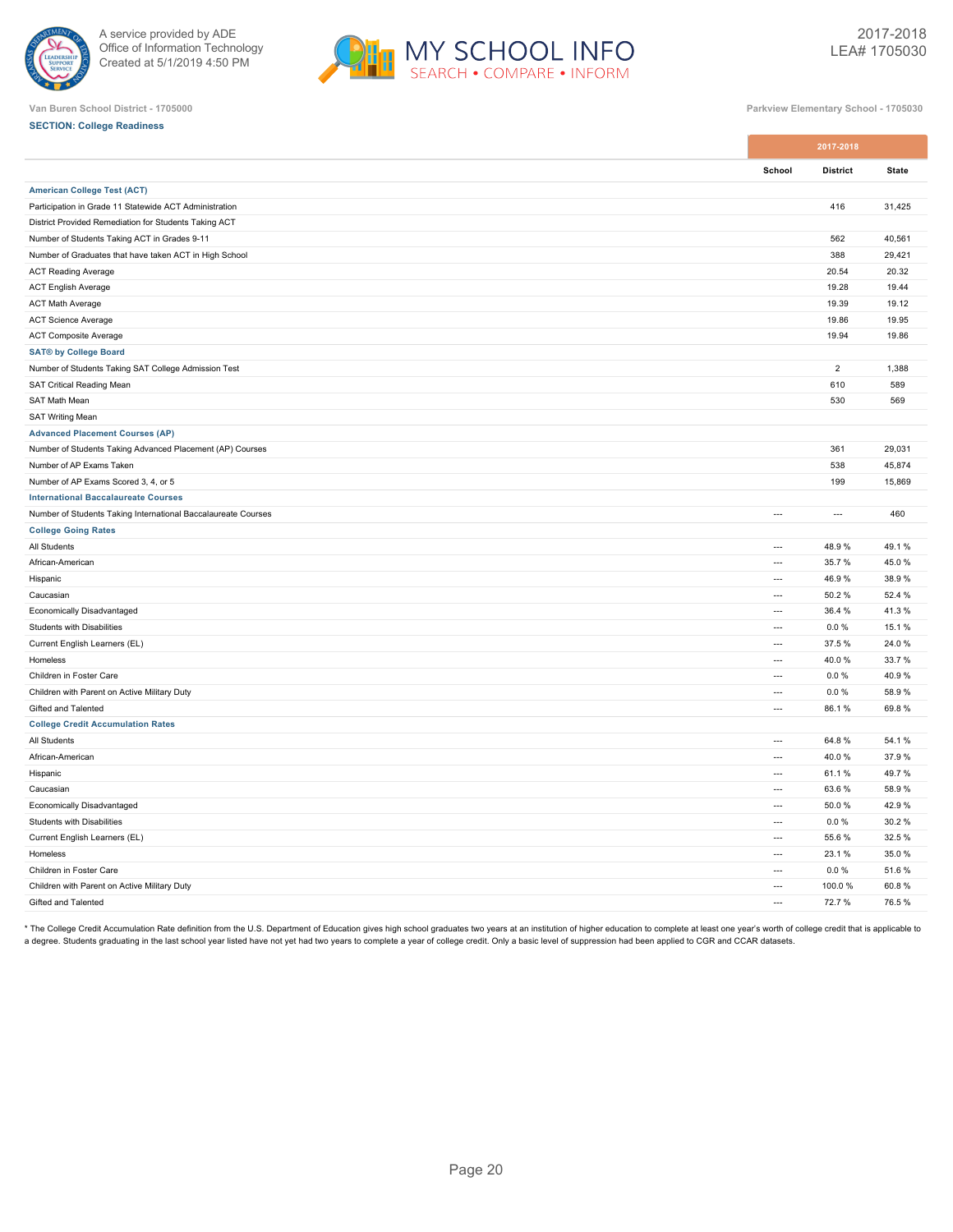Van Buren School District - 1705000

Parkview Elementary School - 1705030

**SECTION: College Readiness**

| | 2017-2018 | | |
|---|---|---|---|
| | School | District | State |
| **American College Test (ACT)** | | | |
| Participation in Grade 11 Statewide ACT Administration | | 416 | 31,425 |
| District Provided Remediation for Students Taking ACT | | | |
| Number of Students Taking ACT in Grades 9-11 | | 562 | 40,561 |
| Number of Graduates that have taken ACT in High School | | 388 | 29,421 |
| ACT Reading Average | | 20.54 | 20.32 |
| ACT English Average | | 19.28 | 19.44 |
| ACT Math Average | | 19.39 | 19.12 |
| ACT Science Average | | 19.86 | 19.95 |
| ACT Composite Average | | 19.94 | 19.86 |
| **SAT® by College Board** | | | |
| Number of Students Taking SAT College Admission Test | | 2 | 1,388 |
| SAT Critical Reading Mean | | 610 | 589 |
| SAT Math Mean | | 530 | 569 |
| SAT Writing Mean | | | |
| **Advanced Placement Courses (AP)** | | | |
| Number of Students Taking Advanced Placement (AP) Courses | | 361 | 29,031 |
| Number of AP Exams Taken | | 538 | 45,874 |
| Number of AP Exams Scored 3, 4, or 5 | | 199 | 15,869 |
| **International Baccalaureate Courses** | | | |
| Number of Students Taking International Baccalaureate Courses | --- | --- | 460 |
| **College Going Rates** | | | |
| All Students | --- | 48.9 % | 49.1 % |
| African-American | --- | 35.7 % | 45.0 % |
| Hispanic | --- | 46.9 % | 38.9 % |
| Caucasian | --- | 50.2 % | 52.4 % |
| Economically Disadvantaged | --- | 36.4 % | 41.3 % |
| Students with Disabilities | --- | 0.0 % | 15.1 % |
| Current English Learners (EL) | --- | 37.5 % | 24.0 % |
| Homeless | --- | 40.0 % | 33.7 % |
| Children in Foster Care | --- | 0.0 % | 40.9 % |
| Children with Parent on Active Military Duty | --- | 0.0 % | 58.9 % |
| Gifted and Talented | --- | 86.1 % | 69.8 % |
| **College Credit Accumulation Rates** | | | |
| All Students | --- | 64.8 % | 54.1 % |
| African-American | --- | 40.0 % | 37.9 % |
| Hispanic | --- | 61.1 % | 49.7 % |
| Caucasian | --- | 63.6 % | 58.9 % |
| Economically Disadvantaged | --- | 50.0 % | 42.9 % |
| Students with Disabilities | --- | 0.0 % | 30.2 % |
| Current English Learners (EL) | --- | 55.6 % | 32.5 % |
| Homeless | --- | 23.1 % | 35.0 % |
| Children in Foster Care | --- | 0.0 % | 51.6 % |
| Children with Parent on Active Military Duty | --- | 100.0 % | 60.8 % |
| Gifted and Talented | --- | 72.7 % | 76.5 % |

* The College Credit Accumulation Rate definition from the U.S. Department of Education gives high school graduates two years at an institution of higher education to complete at least one year's worth of college credit that is applicable to a degree. Students graduating in the last school year listed have not yet had two years to complete a year of college credit. Only a basic level of suppression had been applied to CGR and CCAR datasets.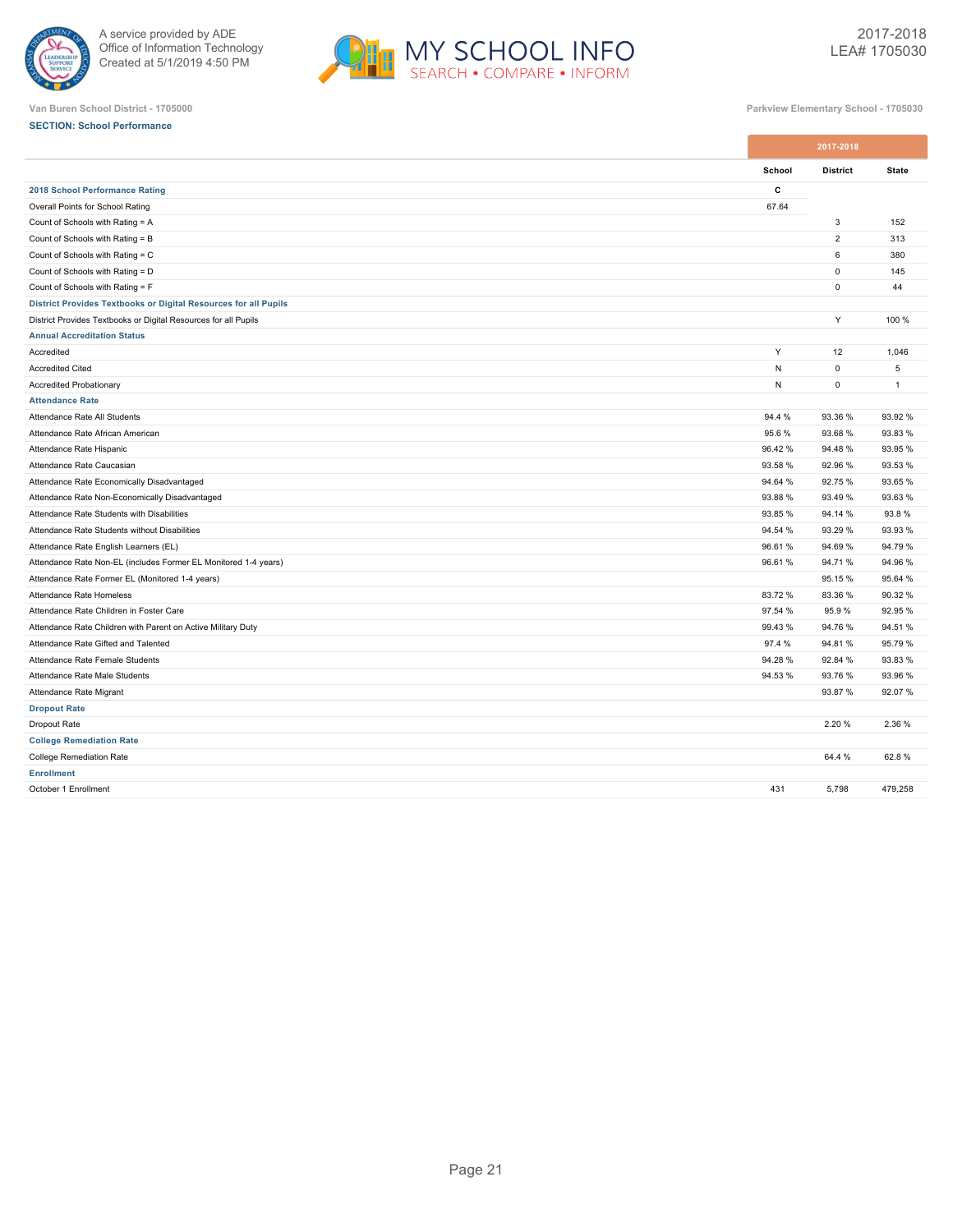Van Buren School District - 1705000

Parkview Elementary School - 1705030

2017-2018
LEA# 1705030

**SECTION: School Performance**

| | 2017-2018 | | |
|---|---|---|---|
| | **School** | **District** | **State** |
| **2018 School Performance Rating** | **C** | | |
| Overall Points for School Rating | 67.64 | | |
| Count of Schools with Rating = A | | 3 | 152 |
| Count of Schools with Rating = B | | 2 | 313 |
| Count of Schools with Rating = C | | 6 | 380 |
| Count of Schools with Rating = D | | 0 | 145 |
| Count of Schools with Rating = F | | 0 | 44 |
| **District Provides Textbooks or Digital Resources for all Pupils** | | | |
| District Provides Textbooks or Digital Resources for all Pupils | | Y | 100 % |
| **Annual Accreditation Status** | | | |
| Accredited | Y | 12 | 1,046 |
| Accredited Cited | N | 0 | 5 |
| Accredited Probationary | N | 0 | 1 |
| **Attendance Rate** | | | |
| Attendance Rate All Students | 94.4 % | 93.36 % | 93.92 % |
| Attendance Rate African American | 95.6 % | 93.68 % | 93.83 % |
| Attendance Rate Hispanic | 96.42 % | 94.48 % | 93.95 % |
| Attendance Rate Caucasian | 93.58 % | 92.96 % | 93.53 % |
| Attendance Rate Economically Disadvantaged | 94.64 % | 92.75 % | 93.65 % |
| Attendance Rate Non-Economically Disadvantaged | 93.88 % | 93.49 % | 93.63 % |
| Attendance Rate Students with Disabilities | 93.85 % | 94.14 % | 93.8 % |
| Attendance Rate Students without Disabilities | 94.54 % | 93.29 % | 93.93 % |
| Attendance Rate English Learners (EL) | 96.61 % | 94.69 % | 94.79 % |
| Attendance Rate Non-EL (includes Former EL Monitored 1-4 years) | 96.61 % | 94.71 % | 94.96 % |
| Attendance Rate Former EL (Monitored 1-4 years) | | 95.15 % | 95.64 % |
| Attendance Rate Homeless | 83.72 % | 83.36 % | 90.32 % |
| Attendance Rate Children in Foster Care | 97.54 % | 95.9 % | 92.95 % |
| Attendance Rate Children with Parent on Active Military Duty | 99.43 % | 94.76 % | 94.51 % |
| Attendance Rate Gifted and Talented | 97.4 % | 94.81 % | 95.79 % |
| Attendance Rate Female Students | 94.28 % | 92.84 % | 93.83 % |
| Attendance Rate Male Students | 94.53 % | 93.76 % | 93.96 % |
| Attendance Rate Migrant | | 93.87 % | 92.07 % |
| **Dropout Rate** | | | |
| Dropout Rate | | 2.20 % | 2.36 % |
| **College Remediation Rate** | | | |
| College Remediation Rate | | 64.4 % | 62.8 % |
| **Enrollment** | | | |
| October 1 Enrollment | 431 | 5,798 | 479,258 |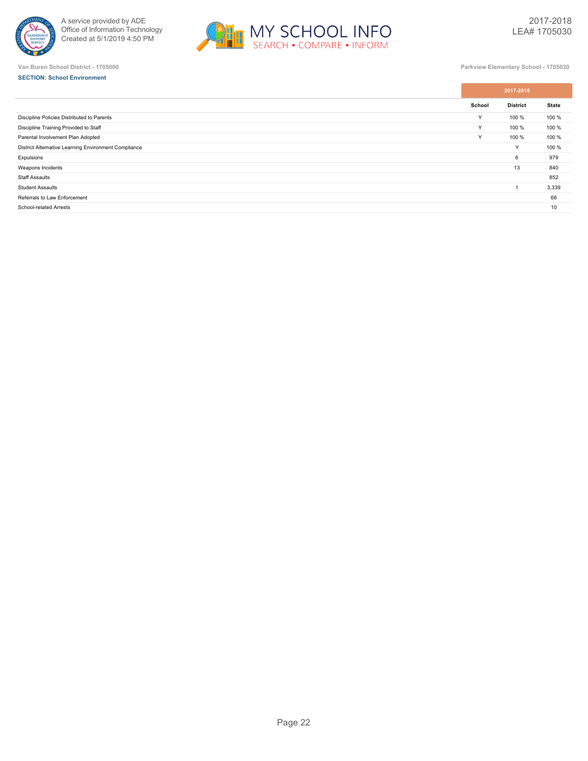Van Buren School District - 1705000

Parkview Elementary School - 1705030

**SECTION: School Environment**

| | 2017-2018 | | |
|---|---|---|---|
| | School | District | State |
| Discipline Policies Distributed to Parents | Y | 100 % | 100 % |
| Discipline Training Provided to Staff | Y | 100 % | 100 % |
| Parental Involvement Plan Adopted | Y | 100 % | 100 % |
| District Alternative Learning Environment Compliance | | Y | 100 % |
| Expulsions | | 6 | 979 |
| Weapons Incidents | | 13 | 840 |
| Staff Assaults | | | 852 |
| Student Assaults | | 1 | 3,339 |
| Referrals to Law Enforcement | | | 66 |
| School-related Arrests | | | 10 |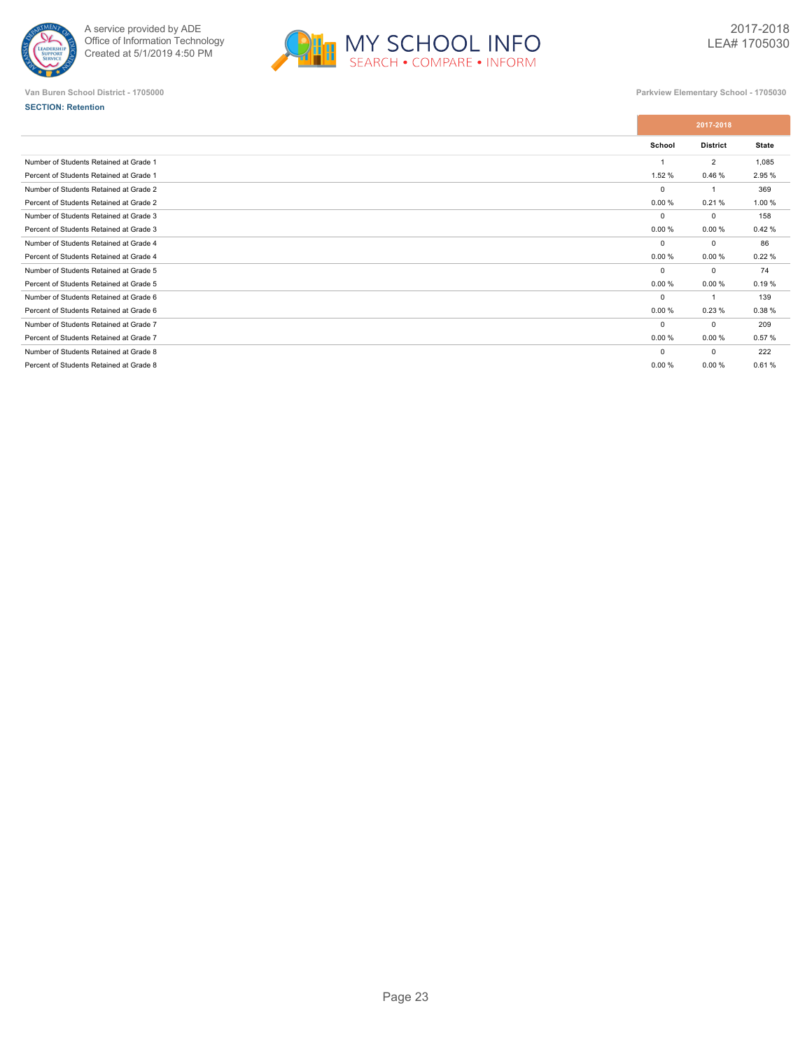Van Buren School District - 1705000

Parkview Elementary School - 1705030

**SECTION: Retention**

| | 2017-2018 | | |
|---|---|---|---|
| | School | District | State |
| Number of Students Retained at Grade 1 | 1 | 2 | 1,085 |
| Percent of Students Retained at Grade 1 | 1.52 % | 0.46 % | 2.95 % |
| Number of Students Retained at Grade 2 | 0 | 1 | 369 |
| Percent of Students Retained at Grade 2 | 0.00 % | 0.21 % | 1.00 % |
| Number of Students Retained at Grade 3 | 0 | 0 | 158 |
| Percent of Students Retained at Grade 3 | 0.00 % | 0.00 % | 0.42 % |
| Number of Students Retained at Grade 4 | 0 | 0 | 86 |
| Percent of Students Retained at Grade 4 | 0.00 % | 0.00 % | 0.22 % |
| Number of Students Retained at Grade 5 | 0 | 0 | 74 |
| Percent of Students Retained at Grade 5 | 0.00 % | 0.00 % | 0.19 % |
| Number of Students Retained at Grade 6 | 0 | 1 | 139 |
| Percent of Students Retained at Grade 6 | 0.00 % | 0.23 % | 0.38 % |
| Number of Students Retained at Grade 7 | 0 | 0 | 209 |
| Percent of Students Retained at Grade 7 | 0.00 % | 0.00 % | 0.57 % |
| Number of Students Retained at Grade 8 | 0 | 0 | 222 |
| Percent of Students Retained at Grade 8 | 0.00 % | 0.00 % | 0.61 % |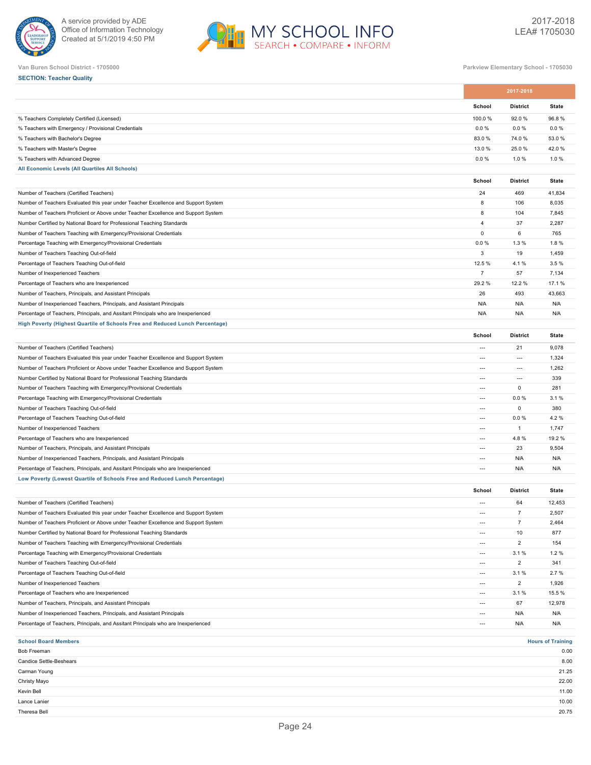Van Buren School District - 1705000

Parkview Elementary School - 1705030

**SECTION: Teacher Quality**

| | 2017-2018 | | |
|---|---|---|---|
| | School | District | State |
| % Teachers Completely Certified (Licensed) | 100.0 % | 92.0 % | 96.8 % |
| % Teachers with Emergency / Provisional Credentials | 0.0 % | 0.0 % | 0.0 % |
| % Teachers with Bachelor's Degree | 83.0 % | 74.0 % | 53.0 % |
| % Teachers with Master's Degree | 13.0 % | 25.0 % | 42.0 % |
| % Teachers with Advanced Degree | 0.0 % | 1.0 % | 1.0 % |

**All Economic Levels (All Quartiles All Schools)**

| | School | District | State |
|---|---|---|---|
| Number of Teachers (Certified Teachers) | 24 | 469 | 41,834 |
| Number of Teachers Evaluated this year under Teacher Excellence and Support System | 8 | 106 | 8,035 |
| Number of Teachers Proficient or Above under Teacher Excellence and Support System | 8 | 104 | 7,845 |
| Number Certified by National Board for Professional Teaching Standards | 4 | 37 | 2,287 |
| Number of Teachers Teaching with Emergency/Provisional Credentials | 0 | 6 | 765 |
| Percentage Teaching with Emergency/Provisional Credentials | 0.0 % | 1.3 % | 1.8 % |
| Number of Teachers Teaching Out-of-field | 3 | 19 | 1,459 |
| Percentage of Teachers Teaching Out-of-field | 12.5 % | 4.1 % | 3.5 % |
| Number of Inexperienced Teachers | 7 | 57 | 7,134 |
| Percentage of Teachers who are Inexperienced | 29.2 % | 12.2 % | 17.1 % |
| Number of Teachers, Principals, and Assistant Principals | 26 | 493 | 43,663 |
| Number of Inexperienced Teachers, Principals, and Assistant Principals | N/A | N/A | N/A |
| Percentage of Teachers, Principals, and Assitant Principals who are Inexperienced | N/A | N/A | N/A |

**High Poverty (Highest Quartile of Schools Free and Reduced Lunch Percentage)**

| | School | District | State |
|---|---|---|---|
| Number of Teachers (Certified Teachers) | --- | 21 | 9,078 |
| Number of Teachers Evaluated this year under Teacher Excellence and Support System | --- | --- | 1,324 |
| Number of Teachers Proficient or Above under Teacher Excellence and Support System | --- | --- | 1,262 |
| Number Certified by National Board for Professional Teaching Standards | --- | --- | 339 |
| Number of Teachers Teaching with Emergency/Provisional Credentials | --- | 0 | 281 |
| Percentage Teaching with Emergency/Provisional Credentials | --- | 0.0 % | 3.1 % |
| Number of Teachers Teaching Out-of-field | --- | 0 | 380 |
| Percentage of Teachers Teaching Out-of-field | --- | 0.0 % | 4.2 % |
| Number of Inexperienced Teachers | --- | 1 | 1,747 |
| Percentage of Teachers who are Inexperienced | --- | 4.8 % | 19.2 % |
| Number of Teachers, Principals, and Assistant Principals | --- | 23 | 9,504 |
| Number of Inexperienced Teachers, Principals, and Assistant Principals | --- | N/A | N/A |
| Percentage of Teachers, Principals, and Assitant Principals who are Inexperienced | --- | N/A | N/A |

**Low Poverty (Lowest Quartile of Schools Free and Reduced Lunch Percentage)**

| | School | District | State |
|---|---|---|---|
| Number of Teachers (Certified Teachers) | --- | 64 | 12,453 |
| Number of Teachers Evaluated this year under Teacher Excellence and Support System | --- | 7 | 2,507 |
| Number of Teachers Proficient or Above under Teacher Excellence and Support System | --- | 7 | 2,464 |
| Number Certified by National Board for Professional Teaching Standards | --- | 10 | 877 |
| Number of Teachers Teaching with Emergency/Provisional Credentials | --- | 2 | 154 |
| Percentage Teaching with Emergency/Provisional Credentials | --- | 3.1 % | 1.2 % |
| Number of Teachers Teaching Out-of-field | --- | 2 | 341 |
| Percentage of Teachers Teaching Out-of-field | --- | 3.1 % | 2.7 % |
| Number of Inexperienced Teachers | --- | 2 | 1,926 |
| Percentage of Teachers who are Inexperienced | --- | 3.1 % | 15.5 % |
| Number of Teachers, Principals, and Assistant Principals | --- | 67 | 12,978 |
| Number of Inexperienced Teachers, Principals, and Assistant Principals | --- | N/A | N/A |
| Percentage of Teachers, Principals, and Assitant Principals who are Inexperienced | --- | N/A | N/A |

| School Board Members | Hours of Training |
|---|---|
| Bob Freeman | 0.00 |
| Candice Settle-Beshears | 8.00 |
| Carman Young | 21.25 |
| Christy Mayo | 22.00 |
| Kevin Bell | 11.00 |
| Lance Lanier | 10.00 |
| Theresa Bell | 20.75 |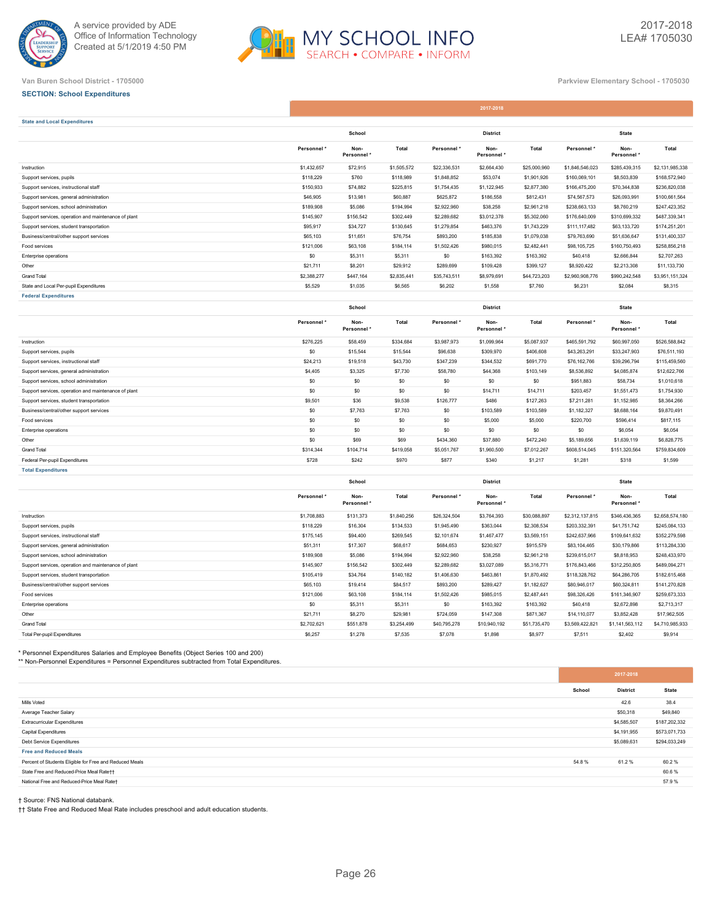Van Buren School District - 1705000

Parkview Elementary School - 1705030

## SECTION: School Expenditures

| | 2017-2018 | | | | | | | | |
|---|---|---|---|---|---|---|---|---|---|
| **State and Local Expenditures** | School | | | District | | | State | | |
| | Personnel * | Non-Personnel * | Total | Personnel * | Non-Personnel * | Total | Personnel * | Non-Personnel * | Total |
| Instruction | $1,432,657 | $72,915 | $1,505,572 | $22,336,531 | $2,664,430 | $25,000,960 | $1,846,546,023 | $285,439,315 | $2,131,985,338 |
| Support services, pupils | $118,229 | $760 | $118,989 | $1,848,852 | $53,074 | $1,901,926 | $160,069,101 | $8,503,839 | $168,572,940 |
| Support services, instructional staff | $150,933 | $74,882 | $225,815 | $1,754,435 | $1,122,945 | $2,877,380 | $166,475,200 | $70,344,838 | $236,820,038 |
| Support services, general administration | $46,905 | $13,981 | $60,887 | $625,872 | $186,558 | $812,431 | $74,567,573 | $26,093,991 | $100,661,564 |
| Support services, school administration | $189,908 | $5,086 | $194,994 | $2,922,960 | $38,258 | $2,961,218 | $238,663,133 | $8,760,219 | $247,423,352 |
| Support services, operation and maintenance of plant | $145,907 | $156,542 | $302,449 | $2,289,682 | $3,012,378 | $5,302,060 | $176,640,009 | $310,699,332 | $487,339,341 |
| Support services, student transportation | $95,917 | $34,727 | $130,645 | $1,279,854 | $463,376 | $1,743,229 | $111,117,482 | $63,133,720 | $174,251,201 |
| Business/central/other support services | $65,103 | $11,651 | $76,754 | $893,200 | $185,838 | $1,079,038 | $79,763,690 | $51,636,647 | $131,400,337 |
| Food services | $121,006 | $63,108 | $184,114 | $1,502,426 | $980,015 | $2,482,441 | $98,105,725 | $160,750,493 | $258,856,218 |
| Enterprise operations | $0 | $5,311 | $5,311 | $0 | $163,392 | $163,392 | $40,418 | $2,666,844 | $2,707,263 |
| Other | $21,711 | $8,201 | $29,912 | $289,699 | $109,428 | $399,127 | $8,920,422 | $2,213,308 | $11,133,730 |
| Grand Total | $2,388,277 | $447,164 | $2,835,441 | $35,743,511 | $8,979,691 | $44,723,203 | $2,960,908,776 | $990,242,548 | $3,951,151,324 |
| State and Local Per-pupil Expenditures | $5,529 | $1,035 | $6,565 | $6,202 | $1,558 | $7,760 | $6,231 | $2,084 | $8,315 |
| **Federal Expenditures** | School | | | District | | | State | | |
| | Personnel * | Non-Personnel * | Total | Personnel * | Non-Personnel * | Total | Personnel * | Non-Personnel * | Total |
| Instruction | $276,225 | $58,459 | $334,684 | $3,987,973 | $1,099,964 | $5,087,937 | $465,591,792 | $60,997,050 | $526,588,842 |
| Support services, pupils | $0 | $15,544 | $15,544 | $96,638 | $309,970 | $406,608 | $43,263,291 | $33,247,903 | $76,511,193 |
| Support services, instructional staff | $24,213 | $19,518 | $43,730 | $347,239 | $344,532 | $691,770 | $76,162,766 | $39,296,794 | $115,459,560 |
| Support services, general administration | $4,405 | $3,325 | $7,730 | $58,780 | $44,368 | $103,149 | $8,536,892 | $4,085,874 | $12,622,766 |
| Support services, school administration | $0 | $0 | $0 | $0 | $0 | $0 | $951,883 | $58,734 | $1,010,618 |
| Support services, operation and maintenance of plant | $0 | $0 | $0 | $0 | $14,711 | $14,711 | $203,457 | $1,551,473 | $1,754,930 |
| Support services, student transportation | $9,501 | $36 | $9,538 | $126,777 | $486 | $127,263 | $7,211,281 | $1,152,985 | $8,364,266 |
| Business/central/other support services | $0 | $7,763 | $7,763 | $0 | $103,589 | $103,589 | $1,182,327 | $8,688,164 | $9,870,491 |
| Food services | $0 | $0 | $0 | $0 | $5,000 | $5,000 | $220,700 | $596,414 | $817,115 |
| Enterprise operations | $0 | $0 | $0 | $0 | $0 | $0 | $0 | $6,054 | $6,054 |
| Other | $0 | $69 | $69 | $434,360 | $37,880 | $472,240 | $5,189,656 | $1,639,119 | $6,828,775 |
| Grand Total | $314,344 | $104,714 | $419,058 | $5,051,767 | $1,960,500 | $7,012,267 | $608,514,045 | $151,320,564 | $759,834,609 |
| Federal Per-pupil Expenditures | $728 | $242 | $970 | $877 | $340 | $1,217 | $1,281 | $318 | $1,599 |
| **Total Expenditures** | School | | | District | | | State | | |
| | Personnel * | Non-Personnel * | Total | Personnel * | Non-Personnel * | Total | Personnel * | Non-Personnel * | Total |
| Instruction | $1,708,883 | $131,373 | $1,840,256 | $26,324,504 | $3,764,393 | $30,088,897 | $2,312,137,815 | $346,436,365 | $2,658,574,180 |
| Support services, pupils | $118,229 | $16,304 | $134,533 | $1,945,490 | $363,044 | $2,308,534 | $203,332,391 | $41,751,742 | $245,084,133 |
| Support services, instructional staff | $175,145 | $94,400 | $269,545 | $2,101,674 | $1,467,477 | $3,569,151 | $242,637,966 | $109,641,632 | $352,279,598 |
| Support services, general administration | $51,311 | $17,307 | $68,617 | $684,653 | $230,927 | $915,579 | $83,104,465 | $30,179,866 | $113,284,330 |
| Support services, school administration | $189,908 | $5,086 | $194,994 | $2,922,960 | $38,258 | $2,961,218 | $239,615,017 | $8,818,953 | $248,433,970 |
| Support services, operation and maintenance of plant | $145,907 | $156,542 | $302,449 | $2,289,682 | $3,027,089 | $5,316,771 | $176,843,466 | $312,250,805 | $489,094,271 |
| Support services, student transportation | $105,419 | $34,764 | $140,182 | $1,406,630 | $463,861 | $1,870,492 | $118,328,762 | $64,286,705 | $182,615,468 |
| Business/central/other support services | $65,103 | $19,414 | $84,517 | $893,200 | $289,427 | $1,182,627 | $80,946,017 | $60,324,811 | $141,270,828 |
| Food services | $121,006 | $63,108 | $184,114 | $1,502,426 | $985,015 | $2,487,441 | $98,326,426 | $161,346,907 | $259,673,333 |
| Enterprise operations | $0 | $5,311 | $5,311 | $0 | $163,392 | $163,392 | $40,418 | $2,672,898 | $2,713,317 |
| Other | $21,711 | $8,270 | $29,981 | $724,059 | $147,308 | $871,367 | $14,110,077 | $3,852,428 | $17,962,505 |
| Grand Total | $2,702,621 | $551,878 | $3,254,499 | $40,795,278 | $10,940,192 | $51,735,470 | $3,569,422,821 | $1,141,563,112 | $4,710,985,933 |
| Total Per-pupil Expenditures | $6,257 | $1,278 | $7,535 | $7,078 | $1,898 | $8,977 | $7,511 | $2,402 | $9,914 |

\* Personnel Expenditures Salaries and Employee Benefits (Object Series 100 and 200)
** Non-Personnel Expenditures = Personnel Expenditures subtracted from Total Expenditures.

| | 2017-2018 | | |
|---|---|---|---|
| | School | District | State |
| Mills Voted | | 42.6 | 38.4 |
| Average Teacher Salary | | $50,318 | $49,840 |
| Extracurricular Expenditures | | $4,585,507 | $187,202,332 |
| Capital Expenditures | | $4,191,955 | $573,071,733 |
| Debt Service Expenditures | | $5,089,631 | $294,033,249 |
| **Free and Reduced Meals** | | | |
| Percent of Students Eligible for Free and Reduced Meals | 54.8 % | 61.2 % | 60.2 % |
| State Free and Reduced-Price Meal Rate†† | | | 60.6 % |
| National Free and Reduced-Price Meal Rate† | | | 57.9 % |

† Source: FNS National databank.
†† State Free and Reduced Meal Rate includes preschool and adult education students.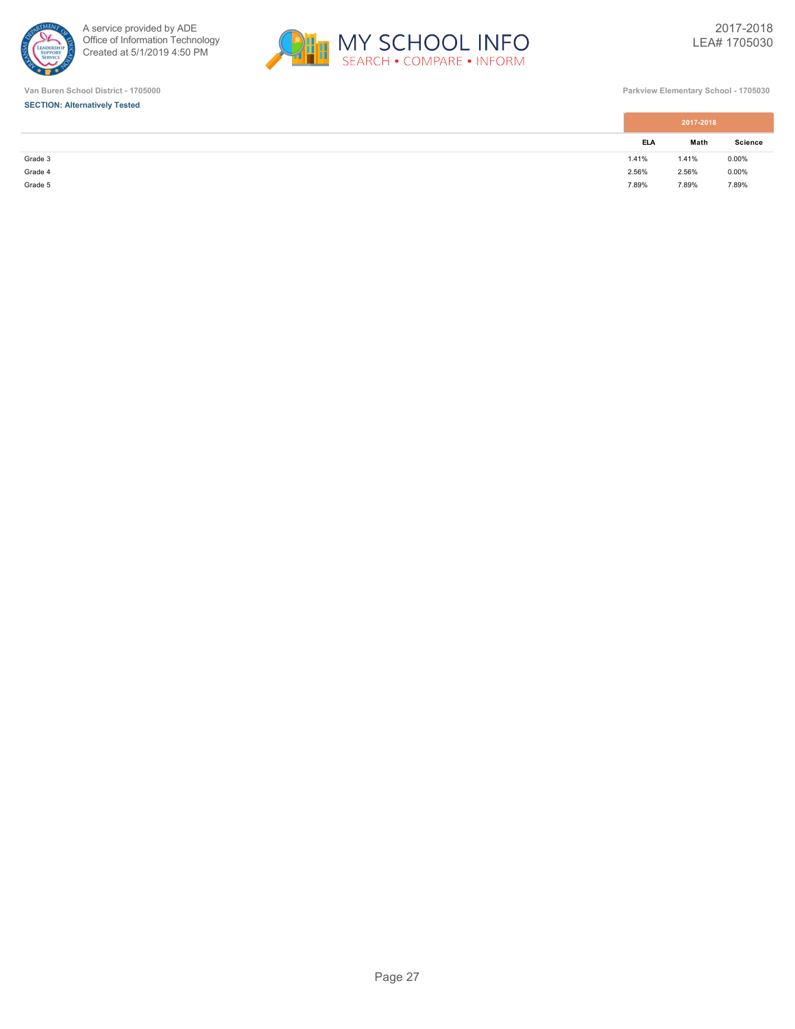Van Buren School District - 1705000

Parkview Elementary School - 1705030

**SECTION: Alternatively Tested**

| | 2017-2018 | | |
|---|---|---|---|
| | ELA | Math | Science |
| Grade 3 | 1.41% | 1.41% | 0.00% |
| Grade 4 | 2.56% | 2.56% | 0.00% |
| Grade 5 | 7.89% | 7.89% | 7.89% |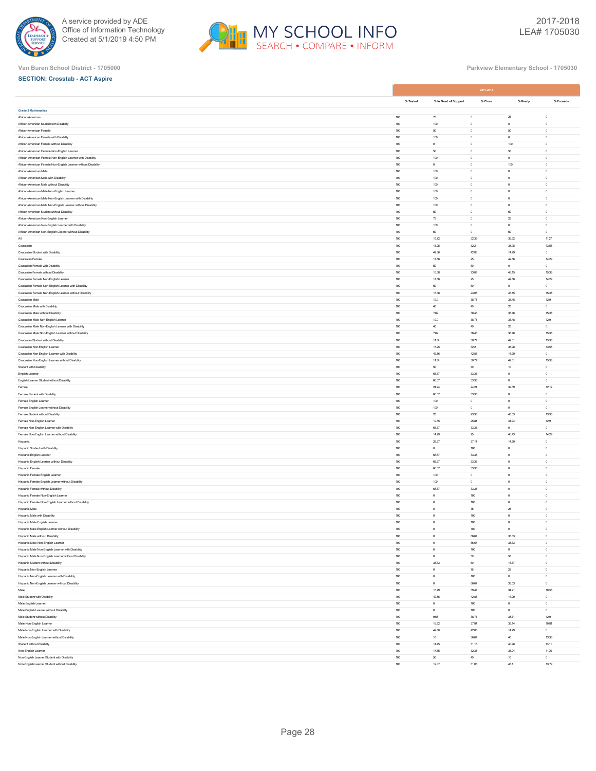Van Buren School District - 1705000

Parkview Elementary School - 1705030

**SECTION: Crosstab - ACT Aspire**

| | 2017-2018 | | | | |
|---|---|---|---|---|---|
| | % Tested | % In Need of Support | % Close | % Ready | % Exceeds |
| **Grade 3 Mathematics** | | | | | |
| African-American | 100 | 75 | 0 | 25 | 0 |
| African-American Student with Disability | 100 | 100 | 0 | 0 | 0 |
| African-American Female | 100 | 50 | 0 | 50 | 0 |
| African-American Female with Disability | 100 | 100 | 0 | 0 | 0 |
| African-American Female without Disability | 100 | 0 | 0 | 100 | 0 |
| African-American Female Non-English Learner | 100 | 50 | 0 | 50 | 0 |
| African-American Female Non-English Learner with Disability | 100 | 100 | 0 | 0 | 0 |
| African-American Female Non-English Learner without Disability | 100 | 0 | 0 | 100 | 0 |
| African-American Male | 100 | 100 | 0 | 0 | 0 |
| African-American Male with Disability | 100 | 100 | 0 | 0 | 0 |
| African-American Male without Disability | 100 | 100 | 0 | 0 | 0 |
| African-American Male Non-English Learner | 100 | 100 | 0 | 0 | 0 |
| African-American Male Non-English Learner with Disability | 100 | 100 | 0 | 0 | 0 |
| African-American Male Non-English Learner without Disability | 100 | 100 | 0 | 0 | 0 |
| African-American Student without Disability | 100 | 50 | 0 | 50 | 0 |
| African-American Non-English Learner | 100 | 75 | 0 | 25 | 0 |
| African-American Non-English Learner with Disability | 100 | 100 | 0 | 0 | 0 |
| African-American Non-English Learner without Disability | 100 | 50 | 0 | 50 | 0 |
| All | 100 | 19.72 | 32.39 | 36.62 | 11.27 |
| Caucasian | 100 | 15.25 | 32.2 | 38.98 | 13.56 |
| Caucasian Student with Disability | 100 | 42.86 | 42.86 | 14.29 | 0 |
| Caucasian Female | 100 | 17.86 | 25 | 42.86 | 14.29 |
| Caucasian Female with Disability | 100 | 50 | 50 | 0 | 0 |
| Caucasian Female without Disability | 100 | 15.38 | 23.08 | 46.15 | 15.38 |
| Caucasian Female Non-English Learner | 100 | 17.86 | 25 | 42.86 | 14.29 |
| Caucasian Female Non-English Learner with Disability | 100 | 50 | 50 | 0 | 0 |
| Caucasian Female Non-English Learner without Disability | 100 | 15.38 | 23.08 | 46.15 | 15.38 |
| Caucasian Male | 100 | 12.9 | 38.71 | 35.48 | 12.9 |
| Caucasian Male with Disability | 100 | 40 | 40 | 20 | 0 |
| Caucasian Male without Disability | 100 | 7.69 | 38.46 | 38.46 | 15.38 |
| Caucasian Male Non-English Learner | 100 | 12.9 | 38.71 | 35.48 | 12.9 |
| Caucasian Male Non-English Learner with Disability | 100 | 40 | 40 | 20 | 0 |
| Caucasian Male Non-English Learner without Disability | 100 | 7.69 | 38.46 | 38.46 | 15.38 |
| Caucasian Student without Disability | 100 | 11.54 | 30.77 | 42.31 | 15.38 |
| Caucasian Non-English Learner | 100 | 15.25 | 32.2 | 38.98 | 13.56 |
| Caucasian Non-English Learner with Disability | 100 | 42.86 | 42.86 | 14.29 | 0 |
| Caucasian Non-English Learner without Disability | 100 | 11.54 | 30.77 | 42.31 | 15.38 |
| Student with Disability | 100 | 50 | 40 | 10 | 0 |
| English Learner | 100 | 66.67 | 33.33 | 0 | 0 |
| English Learner Student without Disability | 100 | 66.67 | 33.33 | 0 | 0 |
| Female | 100 | 24.24 | 24.24 | 39.39 | 12.12 |
| Female Student with Disability | 100 | 66.67 | 33.33 | 0 | 0 |
| Female English Learner | 100 | 100 | 0 | 0 | 0 |
| Female English Learner without Disability | 100 | 100 | 0 | 0 | 0 |
| Female Student without Disability | 100 | 20 | 23.33 | 43.33 | 13.33 |
| Female Non-English Learner | 100 | 19.35 | 25.81 | 41.94 | 12.9 |
| Female Non-English Learner with Disability | 100 | 66.67 | 33.33 | 0 | 0 |
| Female Non-English Learner without Disability | 100 | 14.29 | 25 | 46.43 | 14.29 |
| Hispanic | 100 | 28.57 | 57.14 | 14.29 | 0 |
| Hispanic Student with Disability | 100 | 0 | 100 | 0 | 0 |
| Hispanic English Learner | 100 | 66.67 | 33.33 | 0 | 0 |
| Hispanic English Learner without Disability | 100 | 66.67 | 33.33 | 0 | 0 |
| Hispanic Female | 100 | 66.67 | 33.33 | 0 | 0 |
| Hispanic Female English Learner | 100 | 100 | 0 | 0 | 0 |
| Hispanic Female English Learner without Disability | 100 | 100 | 0 | 0 | 0 |
| Hispanic Female without Disability | 100 | 66.67 | 33.33 | 0 | 0 |
| Hispanic Female Non-English Learner | 100 | 0 | 100 | 0 | 0 |
| Hispanic Female Non-English Learner without Disability | 100 | 0 | 100 | 0 | 0 |
| Hispanic Male | 100 | 0 | 75 | 25 | 0 |
| Hispanic Male with Disability | 100 | 0 | 100 | 0 | 0 |
| Hispanic Male English Learner | 100 | 0 | 100 | 0 | 0 |
| Hispanic Male English Learner without Disability | 100 | 0 | 100 | 0 | 0 |
| Hispanic Male without Disability | 100 | 0 | 66.67 | 33.33 | 0 |
| Hispanic Male Non-English Learner | 100 | 0 | 66.67 | 33.33 | 0 |
| Hispanic Male Non-English Learner with Disability | 100 | 0 | 100 | 0 | 0 |
| Hispanic Male Non-English Learner without Disability | 100 | 0 | 50 | 50 | 0 |
| Hispanic Student without Disability | 100 | 33.33 | 50 | 16.67 | 0 |
| Hispanic Non-English Learner | 100 | 0 | 75 | 25 | 0 |
| Hispanic Non-English Learner with Disability | 100 | 0 | 100 | 0 | 0 |
| Hispanic Non-English Learner without Disability | 100 | 0 | 66.67 | 33.33 | 0 |
| Male | 100 | 15.79 | 39.47 | 34.21 | 10.53 |
| Male Student with Disability | 100 | 42.86 | 42.86 | 14.29 | 0 |
| Male English Learner | 100 | 0 | 100 | 0 | 0 |
| Male English Learner without Disability | 100 | 0 | 100 | 0 | 0 |
| Male Student without Disability | 100 | 9.68 | 38.71 | 38.71 | 12.9 |
| Male Non-English Learner | 100 | 16.22 | 37.84 | 35.14 | 10.81 |
| Male Non-English Learner with Disability | 100 | 42.86 | 42.86 | 14.29 | 0 |
| Male Non-English Learner without Disability | 100 | 10 | 36.67 | 40 | 13.33 |
| Student without Disability | 100 | 14.75 | 31.15 | 40.98 | 13.11 |
| Non-English Learner | 100 | 17.65 | 32.35 | 38.24 | 11.76 |
| Non-English Learner Student with Disability | 100 | 50 | 40 | 10 | 0 |
| Non-English Learner Student without Disability | 100 | 12.07 | 31.03 | 43.1 | 13.79 |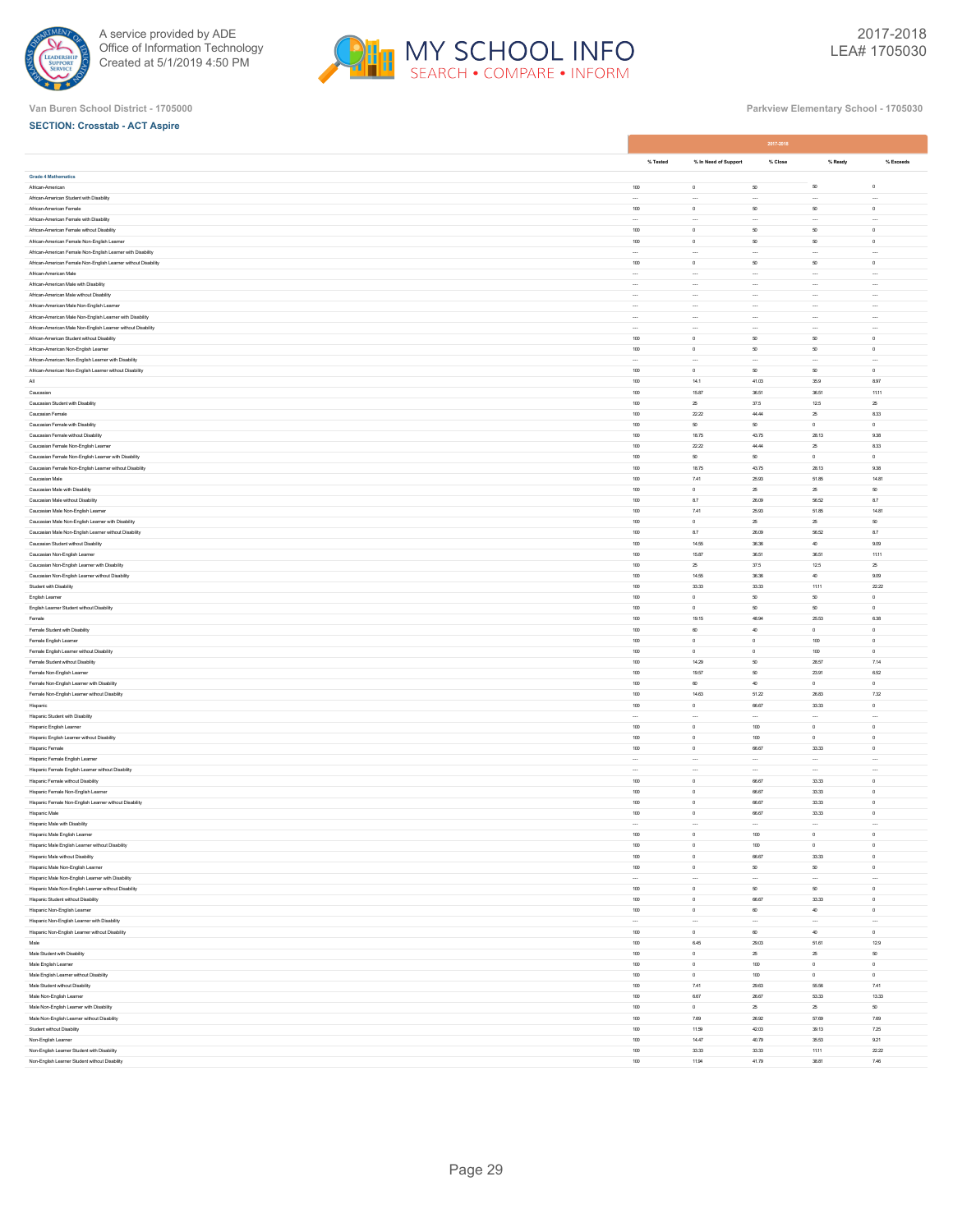Van Buren School District - 1705000

Parkview Elementary School - 1705030

**SECTION: Crosstab - ACT Aspire**

| | 2017-2018 | | | | |
|---|---|---|---|---|---|
| | % Tested | % In Need of Support | % Close | % Ready | % Exceeds |
| **Grade 4 Mathematics** | | | | | |
| African-American | 100 | 0 | 50 | 50 | 0 |
| African-American Student with Disability | --- | --- | --- | --- | --- |
| African-American Female | 100 | 0 | 50 | 50 | 0 |
| African-American Female with Disability | --- | --- | --- | --- | --- |
| African-American Female without Disability | 100 | 0 | 50 | 50 | 0 |
| African-American Female Non-English Learner | 100 | 0 | 50 | 50 | 0 |
| African-American Female Non-English Learner with Disability | --- | --- | --- | --- | --- |
| African-American Female Non-English Learner without Disability | 100 | 0 | 50 | 50 | 0 |
| African-American Male | --- | --- | --- | --- | --- |
| African-American Male with Disability | --- | --- | --- | --- | --- |
| African-American Male without Disability | --- | --- | --- | --- | --- |
| African-American Male Non-English Learner | --- | --- | --- | --- | --- |
| African-American Male Non-English Learner with Disability | --- | --- | --- | --- | --- |
| African-American Male Non-English Learner without Disability | --- | --- | --- | --- | --- |
| African-American Student without Disability | 100 | 0 | 50 | 50 | 0 |
| African-American Non-English Learner | 100 | 0 | 50 | 50 | 0 |
| African-American Non-English Learner with Disability | --- | --- | --- | --- | --- |
| African-American Non-English Learner without Disability | 100 | 0 | 50 | 50 | 0 |
| All | 100 | 14.1 | 41.03 | 35.9 | 8.97 |
| Caucasian | 100 | 15.87 | 36.51 | 36.51 | 11.11 |
| Caucasian Student with Disability | 100 | 25 | 37.5 | 12.5 | 25 |
| Caucasian Female | 100 | 22.22 | 44.44 | 25 | 8.33 |
| Caucasian Female with Disability | 100 | 50 | 50 | 0 | 0 |
| Caucasian Female without Disability | 100 | 18.75 | 43.75 | 28.13 | 9.38 |
| Caucasian Female Non-English Learner | 100 | 22.22 | 44.44 | 25 | 8.33 |
| Caucasian Female Non-English Learner with Disability | 100 | 50 | 50 | 0 | 0 |
| Caucasian Female Non-English Learner without Disability | 100 | 18.75 | 43.75 | 28.13 | 9.38 |
| Caucasian Male | 100 | 7.41 | 25.93 | 51.85 | 14.81 |
| Caucasian Male with Disability | 100 | 0 | 25 | 25 | 50 |
| Caucasian Male without Disability | 100 | 8.7 | 26.09 | 56.52 | 8.7 |
| Caucasian Male Non-English Learner | 100 | 7.41 | 25.93 | 51.85 | 14.81 |
| Caucasian Male Non-English Learner with Disability | 100 | 0 | 25 | 25 | 50 |
| Caucasian Male Non-English Learner without Disability | 100 | 8.7 | 26.09 | 56.52 | 8.7 |
| Caucasian Student without Disability | 100 | 14.55 | 36.36 | 40 | 9.09 |
| Caucasian Non-English Learner | 100 | 15.87 | 36.51 | 36.51 | 11.11 |
| Caucasian Non-English Learner with Disability | 100 | 25 | 37.5 | 12.5 | 25 |
| Caucasian Non-English Learner without Disability | 100 | 14.55 | 36.36 | 40 | 9.09 |
| Student with Disability | 100 | 33.33 | 33.33 | 11.11 | 22.22 |
| English Learner | 100 | 0 | 50 | 50 | 0 |
| English Learner Student without Disability | 100 | 0 | 50 | 50 | 0 |
| Female | 100 | 19.15 | 48.94 | 25.53 | 6.38 |
| Female Student with Disability | 100 | 60 | 40 | 0 | 0 |
| Female English Learner | 100 | 0 | 0 | 100 | 0 |
| Female English Learner without Disability | 100 | 0 | 0 | 100 | 0 |
| Female Student without Disability | 100 | 14.29 | 50 | 28.57 | 7.14 |
| Female Non-English Learner | 100 | 19.57 | 50 | 23.91 | 6.52 |
| Female Non-English Learner with Disability | 100 | 60 | 40 | 0 | 0 |
| Female Non-English Learner without Disability | 100 | 14.63 | 51.22 | 26.83 | 7.32 |
| Hispanic | 100 | 0 | 66.67 | 33.33 | 0 |
| Hispanic Student with Disability | --- | --- | --- | --- | --- |
| Hispanic English Learner | 100 | 0 | 100 | 0 | 0 |
| Hispanic English Learner without Disability | 100 | 0 | 100 | 0 | 0 |
| Hispanic Female | 100 | 0 | 66.67 | 33.33 | 0 |
| Hispanic Female English Learner | --- | --- | --- | --- | --- |
| Hispanic Female English Learner without Disability | --- | --- | --- | --- | --- |
| Hispanic Female without Disability | 100 | 0 | 66.67 | 33.33 | 0 |
| Hispanic Female Non-English Learner | 100 | 0 | 66.67 | 33.33 | 0 |
| Hispanic Female Non-English Learner without Disability | 100 | 0 | 66.67 | 33.33 | 0 |
| Hispanic Male | 100 | 0 | 66.67 | 33.33 | 0 |
| Hispanic Male with Disability | --- | --- | --- | --- | --- |
| Hispanic Male English Learner | 100 | 0 | 100 | 0 | 0 |
| Hispanic Male English Learner without Disability | 100 | 0 | 100 | 0 | 0 |
| Hispanic Male without Disability | 100 | 0 | 66.67 | 33.33 | 0 |
| Hispanic Male Non-English Learner | 100 | 0 | 50 | 50 | 0 |
| Hispanic Male Non-English Learner with Disability | --- | --- | --- | --- | --- |
| Hispanic Male Non-English Learner without Disability | 100 | 0 | 50 | 50 | 0 |
| Hispanic Student without Disability | 100 | 0 | 66.67 | 33.33 | 0 |
| Hispanic Non-English Learner | 100 | 0 | 60 | 40 | 0 |
| Hispanic Non-English Learner with Disability | --- | --- | --- | --- | --- |
| Hispanic Non-English Learner without Disability | 100 | 0 | 60 | 40 | 0 |
| Male | 100 | 6.45 | 29.03 | 51.61 | 12.9 |
| Male Student with Disability | 100 | 0 | 25 | 25 | 50 |
| Male English Learner | 100 | 0 | 100 | 0 | 0 |
| Male English Learner without Disability | 100 | 0 | 100 | 0 | 0 |
| Male Student without Disability | 100 | 7.41 | 29.63 | 55.56 | 7.41 |
| Male Non-English Learner | 100 | 6.67 | 26.67 | 53.33 | 13.33 |
| Male Non-English Learner with Disability | 100 | 0 | 25 | 25 | 50 |
| Male Non-English Learner without Disability | 100 | 7.69 | 26.92 | 57.69 | 7.69 |
| Student without Disability | 100 | 11.59 | 42.03 | 39.13 | 7.25 |
| Non-English Learner | 100 | 14.47 | 40.79 | 35.53 | 9.21 |
| Non-English Learner Student with Disability | 100 | 33.33 | 33.33 | 11.11 | 22.22 |
| Non-English Learner Student without Disability | 100 | 11.94 | 41.79 | 38.81 | 7.46 |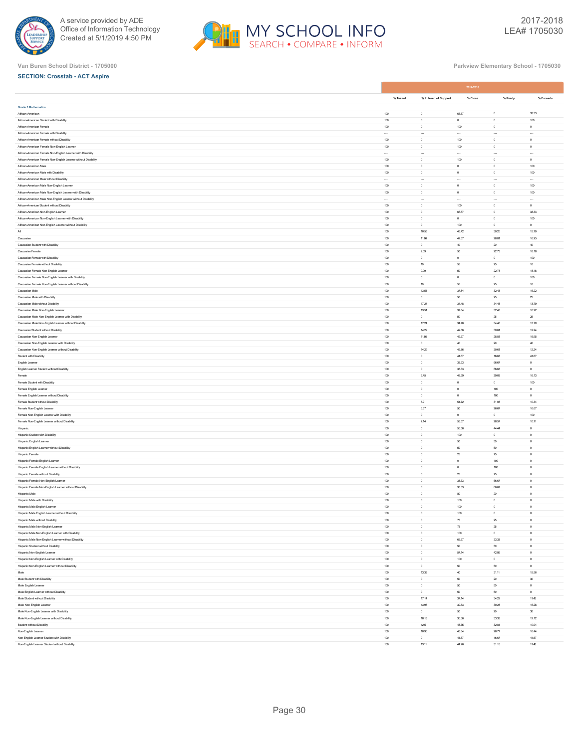Van Buren School District - 1705000

Parkview Elementary School - 1705030

**SECTION: Crosstab - ACT Aspire**

| | 2017-2018 | | | | |
|---|---|---|---|---|---|
| | % Tested | % In Need of Support | % Close | % Ready | % Exceeds |
| **Grade 5 Mathematics** | | | | | |
| African-American | 100 | 0 | 66.67 | 0 | 33.33 |
| African-American Student with Disability | 100 | 0 | 0 | 0 | 100 |
| African-American Female | 100 | 0 | 100 | 0 | 0 |
| African-American Female with Disability | --- | --- | --- | --- | --- |
| African-American Female without Disability | 100 | 0 | 100 | 0 | 0 |
| African-American Female Non-English Learner | 100 | 0 | 100 | 0 | 0 |
| African-American Female Non-English Learner with Disability | --- | --- | --- | --- | --- |
| African-American Female Non-English Learner without Disability | 100 | 0 | 100 | 0 | 0 |
| African-American Male | 100 | 0 | 0 | 0 | 100 |
| African-American Male with Disability | 100 | 0 | 0 | 0 | 100 |
| African-American Male without Disability | --- | --- | --- | --- | --- |
| African-American Male Non-English Learner | 100 | 0 | 0 | 0 | 100 |
| African-American Male Non-English Learner with Disability | 100 | 0 | 0 | 0 | 100 |
| African-American Male Non-English Learner without Disability | --- | --- | --- | --- | --- |
| African-American Student without Disability | 100 | 0 | 100 | 0 | 0 |
| African-American Non-English Learner | 100 | 0 | 66.67 | 0 | 33.33 |
| African-American Non-English Learner with Disability | 100 | 0 | 0 | 0 | 100 |
| African-American Non-English Learner without Disability | 100 | 0 | 100 | 0 | 0 |
| All | 100 | 10.53 | 43.42 | 30.26 | 15.79 |
| Caucasian | 100 | 11.86 | 42.37 | 28.81 | 16.95 |
| Caucasian Student with Disability | 100 | 0 | 40 | 20 | 40 |
| Caucasian Female | 100 | 9.09 | 50 | 22.73 | 18.18 |
| Caucasian Female with Disability | 100 | 0 | 0 | 0 | 100 |
| Caucasian Female without Disability | 100 | 10 | 55 | 25 | 10 |
| Caucasian Female Non-English Learner | 100 | 9.09 | 50 | 22.73 | 18.18 |
| Caucasian Female Non-English Learner with Disability | 100 | 0 | 0 | 0 | 100 |
| Caucasian Female Non-English Learner without Disability | 100 | 10 | 55 | 25 | 10 |
| Caucasian Male | 100 | 13.51 | 37.84 | 32.43 | 16.22 |
| Caucasian Male with Disability | 100 | 0 | 50 | 25 | 25 |
| Caucasian Male without Disability | 100 | 17.24 | 34.48 | 34.48 | 13.79 |
| Caucasian Male Non-English Learner | 100 | 13.51 | 37.84 | 32.43 | 16.22 |
| Caucasian Male Non-English Learner with Disability | 100 | 0 | 50 | 25 | 25 |
| Caucasian Male Non-English Learner without Disability | 100 | 17.24 | 34.48 | 34.48 | 13.79 |
| Caucasian Student without Disability | 100 | 14.29 | 42.86 | 30.61 | 12.24 |
| Caucasian Non-English Learner | 100 | 11.86 | 42.37 | 28.81 | 16.95 |
| Caucasian Non-English Learner with Disability | 100 | 0 | 40 | 20 | 40 |
| Caucasian Non-English Learner without Disability | 100 | 14.29 | 42.86 | 30.61 | 12.24 |
| Student with Disability | 100 | 0 | 41.67 | 16.67 | 41.67 |
| English Learner | 100 | 0 | 33.33 | 66.67 | 0 |
| English Learner Student without Disability | 100 | 0 | 33.33 | 66.67 | 0 |
| Female | 100 | 6.45 | 48.39 | 29.03 | 16.13 |
| Female Student with Disability | 100 | 0 | 0 | 0 | 100 |
| Female English Learner | 100 | 0 | 0 | 100 | 0 |
| Female English Learner without Disability | 100 | 0 | 0 | 100 | 0 |
| Female Student without Disability | 100 | 6.9 | 51.72 | 31.03 | 10.34 |
| Female Non-English Learner | 100 | 6.67 | 50 | 26.67 | 16.67 |
| Female Non-English Learner with Disability | 100 | 0 | 0 | 0 | 100 |
| Female Non-English Learner without Disability | 100 | 7.14 | 53.57 | 28.57 | 10.71 |
| Hispanic | 100 | 0 | 55.56 | 44.44 | 0 |
| Hispanic Student with Disability | 100 | 0 | 100 | 0 | 0 |
| Hispanic English Learner | 100 | 0 | 50 | 50 | 0 |
| Hispanic English Learner without Disability | 100 | 0 | 50 | 50 | 0 |
| Hispanic Female | 100 | 0 | 25 | 75 | 0 |
| Hispanic Female English Learner | 100 | 0 | 0 | 100 | 0 |
| Hispanic Female English Learner without Disability | 100 | 0 | 0 | 100 | 0 |
| Hispanic Female without Disability | 100 | 0 | 25 | 75 | 0 |
| Hispanic Female Non-English Learner | 100 | 0 | 33.33 | 66.67 | 0 |
| Hispanic Female Non-English Learner without Disability | 100 | 0 | 33.33 | 66.67 | 0 |
| Hispanic Male | 100 | 0 | 80 | 20 | 0 |
| Hispanic Male with Disability | 100 | 0 | 100 | 0 | 0 |
| Hispanic Male English Learner | 100 | 0 | 100 | 0 | 0 |
| Hispanic Male English Learner without Disability | 100 | 0 | 100 | 0 | 0 |
| Hispanic Male without Disability | 100 | 0 | 75 | 25 | 0 |
| Hispanic Male Non-English Learner | 100 | 0 | 75 | 25 | 0 |
| Hispanic Male Non-English Learner with Disability | 100 | 0 | 100 | 0 | 0 |
| Hispanic Male Non-English Learner without Disability | 100 | 0 | 66.67 | 33.33 | 0 |
| Hispanic Student without Disability | 100 | 0 | 50 | 50 | 0 |
| Hispanic Non-English Learner | 100 | 0 | 57.14 | 42.86 | 0 |
| Hispanic Non-English Learner with Disability | 100 | 0 | 100 | 0 | 0 |
| Hispanic Non-English Learner without Disability | 100 | 0 | 50 | 50 | 0 |
| Male | 100 | 13.33 | 40 | 31.11 | 15.56 |
| Male Student with Disability | 100 | 0 | 50 | 20 | 30 |
| Male English Learner | 100 | 0 | 50 | 50 | 0 |
| Male English Learner without Disability | 100 | 0 | 50 | 50 | 0 |
| Male Student without Disability | 100 | 17.14 | 37.14 | 34.29 | 11.43 |
| Male Non-English Learner | 100 | 13.95 | 39.53 | 30.23 | 16.28 |
| Male Non-English Learner with Disability | 100 | 0 | 50 | 20 | 30 |
| Male Non-English Learner without Disability | 100 | 18.18 | 36.36 | 33.33 | 12.12 |
| Student without Disability | 100 | 12.5 | 43.75 | 32.81 | 10.94 |
| Non-English Learner | 100 | 10.96 | 43.84 | 28.77 | 16.44 |
| Non-English Learner Student with Disability | 100 | 0 | 41.67 | 16.67 | 41.67 |
| Non-English Learner Student without Disability | 100 | 13.11 | 44.26 | 31.15 | 11.48 |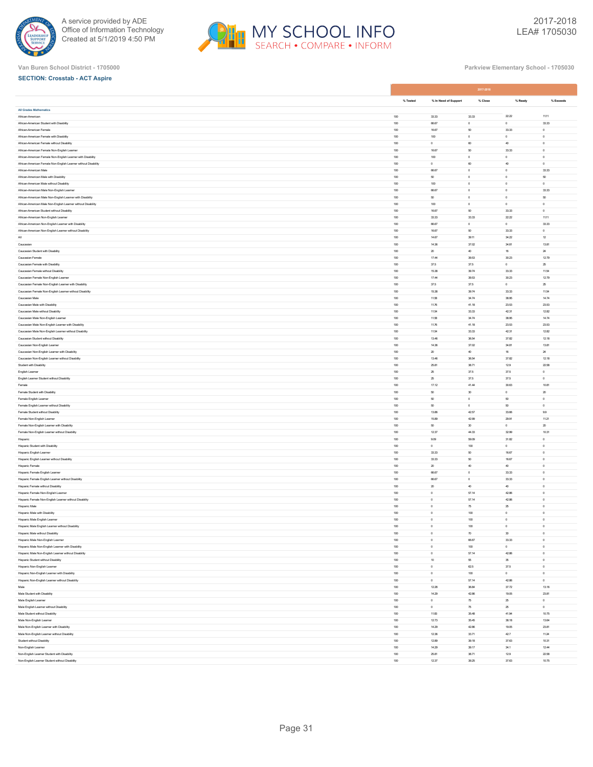Van Buren School District - 1705000

Parkview Elementary School - 1705030

**SECTION: Crosstab - ACT Aspire**

| | 2017-2018 | | | | |
|---|---|---|---|---|---|
| | % Tested | % In Need of Support | % Close | % Ready | % Exceeds |
| **All Grades Mathematics** | | | | | |
| African-American | 100 | 33.33 | 33.33 | 22.22 | 11.11 |
| African-American Student with Disability | 100 | 66.67 | 0 | 0 | 33.33 |
| African-American Female | 100 | 16.67 | 50 | 33.33 | 0 |
| African-American Female with Disability | 100 | 100 | 0 | 0 | 0 |
| African-American Female without Disability | 100 | 0 | 60 | 40 | 0 |
| African-American Female Non-English Learner | 100 | 16.67 | 50 | 33.33 | 0 |
| African-American Female Non-English Learner with Disability | 100 | 100 | 0 | 0 | 0 |
| African-American Female Non-English Learner without Disability | 100 | 0 | 60 | 40 | 0 |
| African-American Male | 100 | 66.67 | 0 | 0 | 33.33 |
| African-American Male with Disability | 100 | 50 | 0 | 0 | 50 |
| African-American Male without Disability | 100 | 100 | 0 | 0 | 0 |
| African-American Male Non-English Learner | 100 | 66.67 | 0 | 0 | 33.33 |
| African-American Male Non-English Learner with Disability | 100 | 50 | 0 | 0 | 50 |
| African-American Male Non-English Learner without Disability | 100 | 100 | 0 | 0 | 0 |
| African-American Student without Disability | 100 | 16.67 | 50 | 33.33 | 0 |
| African-American Non-English Learner | 100 | 33.33 | 33.33 | 22.22 | 11.11 |
| African-American Non-English Learner with Disability | 100 | 66.67 | 0 | 0 | 33.33 |
| African-American Non-English Learner without Disability | 100 | 16.67 | 50 | 33.33 | 0 |
| All | 100 | 14.67 | 39.11 | 34.22 | 12 |
| Caucasian | 100 | 14.36 | 37.02 | 34.81 | 13.81 |
| Caucasian Student with Disability | 100 | 20 | 40 | 16 | 24 |
| Caucasian Female | 100 | 17.44 | 39.53 | 30.23 | 12.79 |
| Caucasian Female with Disability | 100 | 37.5 | 37.5 | 0 | 25 |
| Caucasian Female without Disability | 100 | 15.38 | 39.74 | 33.33 | 11.54 |
| Caucasian Female Non-English Learner | 100 | 17.44 | 39.53 | 30.23 | 12.79 |
| Caucasian Female Non-English Learner with Disability | 100 | 37.5 | 37.5 | 0 | 25 |
| Caucasian Female Non-English Learner without Disability | 100 | 15.38 | 39.74 | 33.33 | 11.54 |
| Caucasian Male | 100 | 11.58 | 34.74 | 38.95 | 14.74 |
| Caucasian Male with Disability | 100 | 11.76 | 41.18 | 23.53 | 23.53 |
| Caucasian Male without Disability | 100 | 11.54 | 33.33 | 42.31 | 12.82 |
| Caucasian Male Non-English Learner | 100 | 11.58 | 34.74 | 38.95 | 14.74 |
| Caucasian Male Non-English Learner with Disability | 100 | 11.76 | 41.18 | 23.53 | 23.53 |
| Caucasian Male Non-English Learner without Disability | 100 | 11.54 | 33.33 | 42.31 | 12.82 |
| Caucasian Student without Disability | 100 | 13.46 | 36.54 | 37.82 | 12.18 |
| Caucasian Non-English Learner | 100 | 14.36 | 37.02 | 34.81 | 13.81 |
| Caucasian Non-English Learner with Disability | 100 | 20 | 40 | 16 | 24 |
| Caucasian Non-English Learner without Disability | 100 | 13.46 | 36.54 | 37.82 | 12.18 |
| Student with Disability | 100 | 25.81 | 38.71 | 12.9 | 22.58 |
| English Learner | 100 | 25 | 37.5 | 37.5 | 0 |
| English Learner Student without Disability | 100 | 25 | 37.5 | 37.5 | 0 |
| Female | 100 | 17.12 | 41.44 | 30.63 | 10.81 |
| Female Student with Disability | 100 | 50 | 30 | 0 | 20 |
| Female English Learner | 100 | 50 | 0 | 50 | 0 |
| Female English Learner without Disability | 100 | 50 | 0 | 50 | 0 |
| Female Student without Disability | 100 | 13.86 | 42.57 | 33.66 | 9.9 |
| Female Non-English Learner | 100 | 15.89 | 42.99 | 29.91 | 11.21 |
| Female Non-English Learner with Disability | 100 | 50 | 30 | 0 | 20 |
| Female Non-English Learner without Disability | 100 | 12.37 | 44.33 | 32.99 | 10.31 |
| Hispanic | 100 | 9.09 | 59.09 | 31.82 | 0 |
| Hispanic Student with Disability | 100 | 0 | 100 | 0 | 0 |
| Hispanic English Learner | 100 | 33.33 | 50 | 16.67 | 0 |
| Hispanic English Learner without Disability | 100 | 33.33 | 50 | 16.67 | 0 |
| Hispanic Female | 100 | 20 | 40 | 40 | 0 |
| Hispanic Female English Learner | 100 | 66.67 | 0 | 33.33 | 0 |
| Hispanic Female English Learner without Disability | 100 | 66.67 | 0 | 33.33 | 0 |
| Hispanic Female without Disability | 100 | 20 | 40 | 40 | 0 |
| Hispanic Female Non-English Learner | 100 | 0 | 57.14 | 42.86 | 0 |
| Hispanic Female Non-English Learner without Disability | 100 | 0 | 57.14 | 42.86 | 0 |
| Hispanic Male | 100 | 0 | 75 | 25 | 0 |
| Hispanic Male with Disability | 100 | 0 | 100 | 0 | 0 |
| Hispanic Male English Learner | 100 | 0 | 100 | 0 | 0 |
| Hispanic Male English Learner without Disability | 100 | 0 | 100 | 0 | 0 |
| Hispanic Male without Disability | 100 | 0 | 70 | 30 | 0 |
| Hispanic Male Non-English Learner | 100 | 0 | 66.67 | 33.33 | 0 |
| Hispanic Male Non-English Learner with Disability | 100 | 0 | 100 | 0 | 0 |
| Hispanic Male Non-English Learner without Disability | 100 | 0 | 57.14 | 42.86 | 0 |
| Hispanic Student without Disability | 100 | 10 | 55 | 35 | 0 |
| Hispanic Non-English Learner | 100 | 0 | 62.5 | 37.5 | 0 |
| Hispanic Non-English Learner with Disability | 100 | 0 | 100 | 0 | 0 |
| Hispanic Non-English Learner without Disability | 100 | 0 | 57.14 | 42.86 | 0 |
| Male | 100 | 12.28 | 36.84 | 37.72 | 13.16 |
| Male Student with Disability | 100 | 14.29 | 42.86 | 19.05 | 23.81 |
| Male English Learner | 100 | 0 | 75 | 25 | 0 |
| Male English Learner without Disability | 100 | 0 | 75 | 25 | 0 |
| Male Student without Disability | 100 | 11.83 | 35.48 | 41.94 | 10.75 |
| Male Non-English Learner | 100 | 12.73 | 35.45 | 38.18 | 13.64 |
| Male Non-English Learner with Disability | 100 | 14.29 | 42.86 | 19.05 | 23.81 |
| Male Non-English Learner without Disability | 100 | 12.36 | 33.71 | 42.7 | 11.24 |
| Student without Disability | 100 | 12.89 | 39.18 | 37.63 | 10.31 |
| Non-English Learner | 100 | 14.29 | 39.17 | 34.1 | 12.44 |
| Non-English Learner Student with Disability | 100 | 25.81 | 38.71 | 12.9 | 22.58 |
| Non-English Learner Student without Disability | 100 | 12.37 | 39.25 | 37.63 | 10.75 |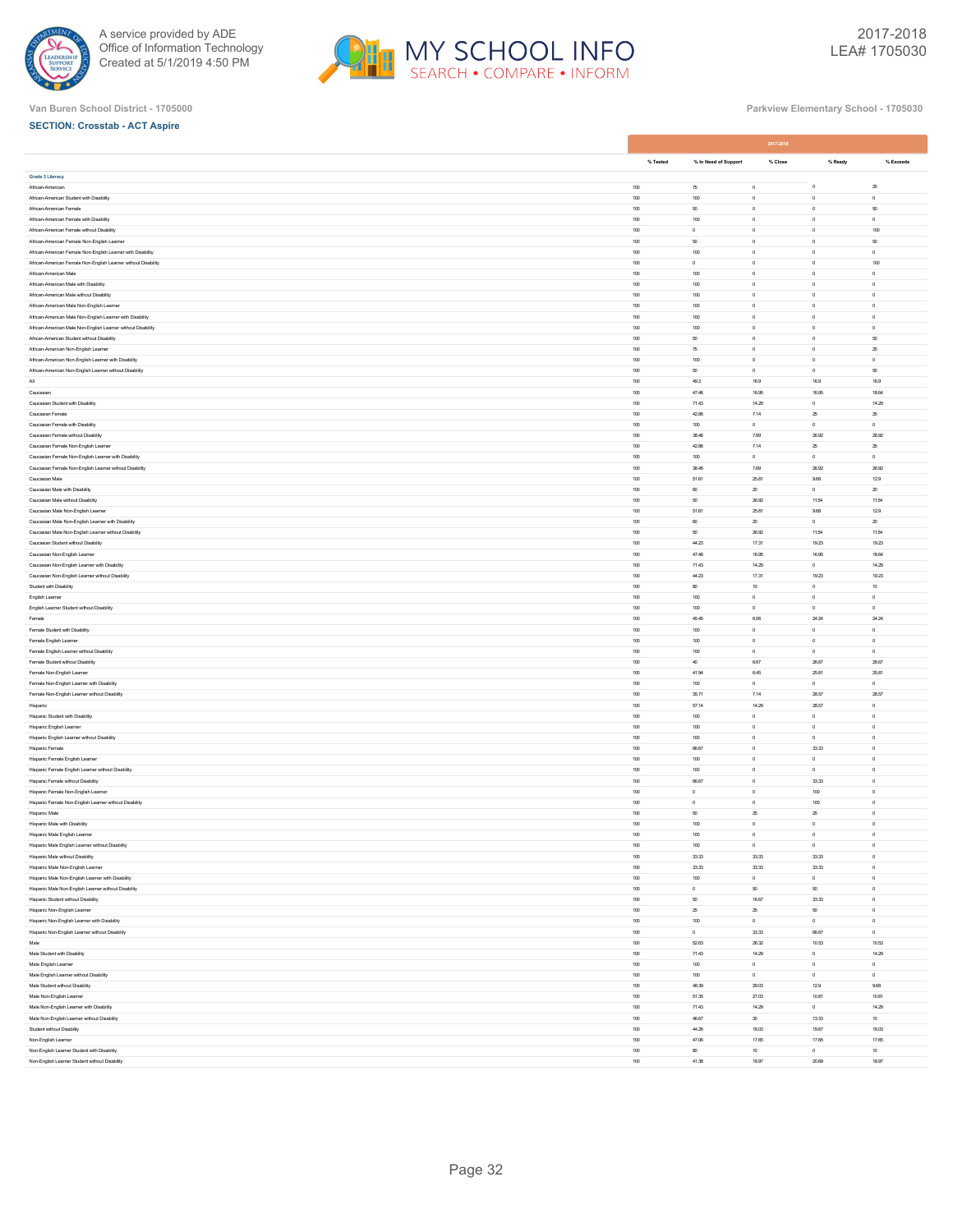Van Buren School District - 1705000

Parkview Elementary School - 1705030

**SECTION: Crosstab - ACT Aspire**

| | 2017-2018 | | | | |
|---|---|---|---|---|---|
| | % Tested | % In Need of Support | % Close | % Ready | % Exceeds |
| **Grade 3 Literacy** | | | | | |
| African-American | 100 | 75 | 0 | 0 | 25 |
| African-American Student with Disability | 100 | 100 | 0 | 0 | 0 |
| African-American Female | 100 | 50 | 0 | 0 | 50 |
| African-American Female with Disability | 100 | 100 | 0 | 0 | 0 |
| African-American Female without Disability | 100 | 0 | 0 | 0 | 100 |
| African-American Female Non-English Learner | 100 | 50 | 0 | 0 | 50 |
| African-American Female Non-English Learner with Disability | 100 | 100 | 0 | 0 | 0 |
| African-American Female Non-English Learner without Disability | 100 | 0 | 0 | 0 | 100 |
| African-American Male | 100 | 100 | 0 | 0 | 0 |
| African-American Male with Disability | 100 | 100 | 0 | 0 | 0 |
| African-American Male without Disability | 100 | 100 | 0 | 0 | 0 |
| African-American Male Non-English Learner | 100 | 100 | 0 | 0 | 0 |
| African-American Male Non-English Learner with Disability | 100 | 100 | 0 | 0 | 0 |
| African-American Male Non-English Learner without Disability | 100 | 100 | 0 | 0 | 0 |
| African-American Student without Disability | 100 | 50 | 0 | 0 | 50 |
| African-American Non-English Learner | 100 | 75 | 0 | 0 | 25 |
| African-American Non-English Learner with Disability | 100 | 100 | 0 | 0 | 0 |
| African-American Non-English Learner without Disability | 100 | 50 | 0 | 0 | 50 |
| All | 100 | 49.3 | 16.9 | 16.9 | 16.9 |
| Caucasian | 100 | 47.46 | 16.95 | 16.95 | 18.64 |
| Caucasian Student with Disability | 100 | 71.43 | 14.29 | 0 | 14.29 |
| Caucasian Female | 100 | 42.86 | 7.14 | 25 | 25 |
| Caucasian Female with Disability | 100 | 100 | 0 | 0 | 0 |
| Caucasian Female without Disability | 100 | 38.46 | 7.69 | 26.92 | 26.92 |
| Caucasian Female Non-English Learner | 100 | 42.86 | 7.14 | 25 | 25 |
| Caucasian Female Non-English Learner with Disability | 100 | 100 | 0 | 0 | 0 |
| Caucasian Female Non-English Learner without Disability | 100 | 38.46 | 7.69 | 26.92 | 26.92 |
| Caucasian Male | 100 | 51.61 | 25.81 | 9.68 | 12.9 |
| Caucasian Male with Disability | 100 | 60 | 20 | 0 | 20 |
| Caucasian Male without Disability | 100 | 50 | 26.92 | 11.54 | 11.54 |
| Caucasian Male Non-English Learner | 100 | 51.61 | 25.81 | 9.68 | 12.9 |
| Caucasian Male Non-English Learner with Disability | 100 | 60 | 20 | 0 | 20 |
| Caucasian Male Non-English Learner without Disability | 100 | 50 | 26.92 | 11.54 | 11.54 |
| Caucasian Student without Disability | 100 | 44.23 | 17.31 | 19.23 | 19.23 |
| Caucasian Non-English Learner | 100 | 47.46 | 16.95 | 16.95 | 18.64 |
| Caucasian Non-English Learner with Disability | 100 | 71.43 | 14.29 | 0 | 14.29 |
| Caucasian Non-English Learner without Disability | 100 | 44.23 | 17.31 | 19.23 | 19.23 |
| Student with Disability | 100 | 80 | 10 | 0 | 10 |
| English Learner | 100 | 100 | 0 | 0 | 0 |
| English Learner Student without Disability | 100 | 100 | 0 | 0 | 0 |
| Female | 100 | 45.45 | 6.06 | 24.24 | 24.24 |
| Female Student with Disability | 100 | 100 | 0 | 0 | 0 |
| Female English Learner | 100 | 100 | 0 | 0 | 0 |
| Female English Learner without Disability | 100 | 100 | 0 | 0 | 0 |
| Female Student without Disability | 100 | 40 | 6.67 | 26.67 | 26.67 |
| Female Non-English Learner | 100 | 41.94 | 6.45 | 25.81 | 25.81 |
| Female Non-English Learner with Disability | 100 | 100 | 0 | 0 | 0 |
| Female Non-English Learner without Disability | 100 | 35.71 | 7.14 | 28.57 | 28.57 |
| Hispanic | 100 | 57.14 | 14.29 | 28.57 | 0 |
| Hispanic Student with Disability | 100 | 100 | 0 | 0 | 0 |
| Hispanic English Learner | 100 | 100 | 0 | 0 | 0 |
| Hispanic English Learner without Disability | 100 | 100 | 0 | 0 | 0 |
| Hispanic Female | 100 | 66.67 | 0 | 33.33 | 0 |
| Hispanic Female English Learner | 100 | 100 | 0 | 0 | 0 |
| Hispanic Female English Learner without Disability | 100 | 100 | 0 | 0 | 0 |
| Hispanic Female without Disability | 100 | 66.67 | 0 | 33.33 | 0 |
| Hispanic Female Non-English Learner | 100 | 0 | 0 | 100 | 0 |
| Hispanic Female Non-English Learner without Disability | 100 | 0 | 0 | 100 | 0 |
| Hispanic Male | 100 | 50 | 25 | 25 | 0 |
| Hispanic Male with Disability | 100 | 100 | 0 | 0 | 0 |
| Hispanic Male English Learner | 100 | 100 | 0 | 0 | 0 |
| Hispanic Male English Learner without Disability | 100 | 100 | 0 | 0 | 0 |
| Hispanic Male without Disability | 100 | 33.33 | 33.33 | 33.33 | 0 |
| Hispanic Male Non-English Learner | 100 | 33.33 | 33.33 | 33.33 | 0 |
| Hispanic Male Non-English Learner with Disability | 100 | 100 | 0 | 0 | 0 |
| Hispanic Male Non-English Learner without Disability | 100 | 0 | 50 | 50 | 0 |
| Hispanic Student without Disability | 100 | 50 | 16.67 | 33.33 | 0 |
| Hispanic Non-English Learner | 100 | 25 | 25 | 50 | 0 |
| Hispanic Non-English Learner with Disability | 100 | 100 | 0 | 0 | 0 |
| Hispanic Non-English Learner without Disability | 100 | 0 | 33.33 | 66.67 | 0 |
| Male | 100 | 52.63 | 26.32 | 10.53 | 10.53 |
| Male Student with Disability | 100 | 71.43 | 14.29 | 0 | 14.29 |
| Male English Learner | 100 | 100 | 0 | 0 | 0 |
| Male English Learner without Disability | 100 | 100 | 0 | 0 | 0 |
| Male Student without Disability | 100 | 48.39 | 29.03 | 12.9 | 9.68 |
| Male Non-English Learner | 100 | 51.35 | 27.03 | 10.81 | 10.81 |
| Male Non-English Learner with Disability | 100 | 71.43 | 14.29 | 0 | 14.29 |
| Male Non-English Learner without Disability | 100 | 46.67 | 30 | 13.33 | 10 |
| Student without Disability | 100 | 44.26 | 18.03 | 19.67 | 18.03 |
| Non-English Learner | 100 | 47.06 | 17.65 | 17.65 | 17.65 |
| Non-English Learner Student with Disability | 100 | 80 | 10 | 0 | 10 |
| Non-English Learner Student without Disability | 100 | 41.38 | 18.97 | 20.69 | 18.97 |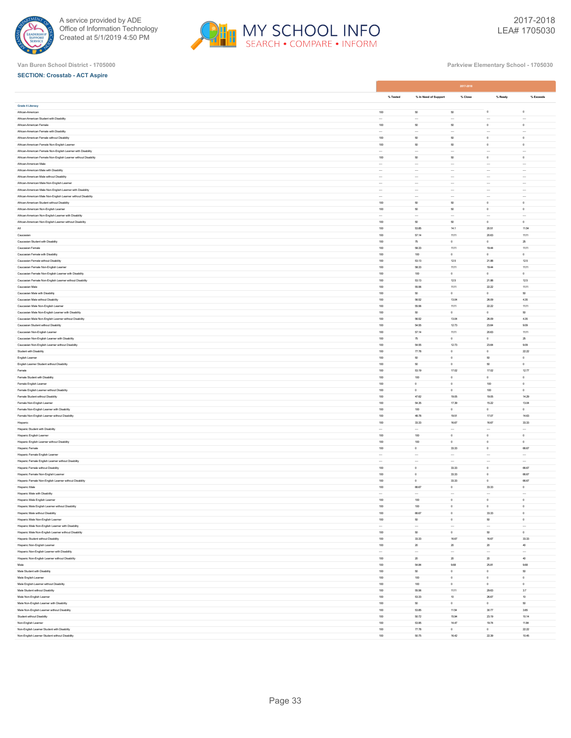Van Buren School District - 1705000

Parkview Elementary School - 1705030

**SECTION: Crosstab - ACT Aspire**

| | 2017-2018 | | | | |
|---|---|---|---|---|---|
| | % Tested | % In Need of Support | % Close | % Ready | % Exceeds |
| **Grade 4 Literacy** | | | | | |
| African-American | 100 | 50 | 50 | 0 | 0 |
| African-American Student with Disability | --- | --- | --- | --- | --- |
| African-American Female | 100 | 50 | 50 | 0 | 0 |
| African-American Female with Disability | --- | --- | --- | --- | --- |
| African-American Female without Disability | 100 | 50 | 50 | 0 | 0 |
| African-American Female Non-English Learner | 100 | 50 | 50 | 0 | 0 |
| African-American Female Non-English Learner with Disability | --- | --- | --- | --- | --- |
| African-American Female Non-English Learner without Disability | 100 | 50 | 50 | 0 | 0 |
| African-American Male | --- | --- | --- | --- | --- |
| African-American Male with Disability | --- | --- | --- | --- | --- |
| African-American Male without Disability | --- | --- | --- | --- | --- |
| African-American Male Non-English Learner | --- | --- | --- | --- | --- |
| African-American Male Non-English Learner with Disability | --- | --- | --- | --- | --- |
| African-American Male Non-English Learner without Disability | --- | --- | --- | --- | --- |
| African-American Student without Disability | 100 | 50 | 50 | 0 | 0 |
| African-American Non-English Learner | 100 | 50 | 50 | 0 | 0 |
| African-American Non-English Learner with Disability | --- | --- | --- | --- | --- |
| African-American Non-English Learner without Disability | 100 | 50 | 50 | 0 | 0 |
| All | 100 | 53.85 | 14.1 | 20.51 | 11.54 |
| Caucasian | 100 | 57.14 | 11.11 | 20.63 | 11.11 |
| Caucasian Student with Disability | 100 | 75 | 0 | 0 | 25 |
| Caucasian Female | 100 | 58.33 | 11.11 | 19.44 | 11.11 |
| Caucasian Female with Disability | 100 | 100 | 0 | 0 | 0 |
| Caucasian Female without Disability | 100 | 53.13 | 12.5 | 21.88 | 12.5 |
| Caucasian Female Non-English Learner | 100 | 58.33 | 11.11 | 19.44 | 11.11 |
| Caucasian Female Non-English Learner with Disability | 100 | 100 | 0 | 0 | 0 |
| Caucasian Female Non-English Learner without Disability | 100 | 53.13 | 12.5 | 21.88 | 12.5 |
| Caucasian Male | 100 | 55.56 | 11.11 | 22.22 | 11.11 |
| Caucasian Male with Disability | 100 | 50 | 0 | 0 | 50 |
| Caucasian Male without Disability | 100 | 56.52 | 13.04 | 26.09 | 4.35 |
| Caucasian Male Non-English Learner | 100 | 55.56 | 11.11 | 22.22 | 11.11 |
| Caucasian Male Non-English Learner with Disability | 100 | 50 | 0 | 0 | 50 |
| Caucasian Male Non-English Learner without Disability | 100 | 56.52 | 13.04 | 26.09 | 4.35 |
| Caucasian Student without Disability | 100 | 54.55 | 12.73 | 23.64 | 9.09 |
| Caucasian Non-English Learner | 100 | 57.14 | 11.11 | 20.63 | 11.11 |
| Caucasian Non-English Learner with Disability | 100 | 75 | 0 | 0 | 25 |
| Caucasian Non-English Learner without Disability | 100 | 54.55 | 12.73 | 23.64 | 9.09 |
| Student with Disability | 100 | 77.78 | 0 | 0 | 22.22 |
| English Learner | 100 | 50 | 0 | 50 | 0 |
| English Learner Student without Disability | 100 | 50 | 0 | 50 | 0 |
| Female | 100 | 53.19 | 17.02 | 17.02 | 12.77 |
| Female Student with Disability | 100 | 100 | 0 | 0 | 0 |
| Female English Learner | 100 | 0 | 0 | 100 | 0 |
| Female English Learner without Disability | 100 | 0 | 0 | 100 | 0 |
| Female Student without Disability | 100 | 47.62 | 19.05 | 19.05 | 14.29 |
| Female Non-English Learner | 100 | 54.35 | 17.39 | 15.22 | 13.04 |
| Female Non-English Learner with Disability | 100 | 100 | 0 | 0 | 0 |
| Female Non-English Learner without Disability | 100 | 48.78 | 19.51 | 17.07 | 14.63 |
| Hispanic | 100 | 33.33 | 16.67 | 16.67 | 33.33 |
| Hispanic Student with Disability | --- | --- | --- | --- | --- |
| Hispanic English Learner | 100 | 100 | 0 | 0 | 0 |
| Hispanic English Learner without Disability | 100 | 100 | 0 | 0 | 0 |
| Hispanic Female | 100 | 0 | 33.33 | 0 | 66.67 |
| Hispanic Female English Learner | --- | --- | --- | --- | --- |
| Hispanic Female English Learner without Disability | --- | --- | --- | --- | --- |
| Hispanic Female without Disability | 100 | 0 | 33.33 | 0 | 66.67 |
| Hispanic Female Non-English Learner | 100 | 0 | 33.33 | 0 | 66.67 |
| Hispanic Female Non-English Learner without Disability | 100 | 0 | 33.33 | 0 | 66.67 |
| Hispanic Male | 100 | 66.67 | 0 | 33.33 | 0 |
| Hispanic Male with Disability | --- | --- | --- | --- | --- |
| Hispanic Male English Learner | 100 | 100 | 0 | 0 | 0 |
| Hispanic Male English Learner without Disability | 100 | 100 | 0 | 0 | 0 |
| Hispanic Male without Disability | 100 | 66.67 | 0 | 33.33 | 0 |
| Hispanic Male Non-English Learner | 100 | 50 | 0 | 50 | 0 |
| Hispanic Male Non-English Learner with Disability | --- | --- | --- | --- | --- |
| Hispanic Male Non-English Learner without Disability | 100 | 50 | 0 | 50 | 0 |
| Hispanic Student without Disability | 100 | 33.33 | 16.67 | 16.67 | 33.33 |
| Hispanic Non-English Learner | 100 | 20 | 20 | 20 | 40 |
| Hispanic Non-English Learner with Disability | --- | --- | --- | --- | --- |
| Hispanic Non-English Learner without Disability | 100 | 20 | 20 | 20 | 40 |
| Male | 100 | 54.84 | 9.68 | 25.81 | 9.68 |
| Male Student with Disability | 100 | 50 | 0 | 0 | 50 |
| Male English Learner | 100 | 100 | 0 | 0 | 0 |
| Male English Learner without Disability | 100 | 100 | 0 | 0 | 0 |
| Male Student without Disability | 100 | 55.56 | 11.11 | 29.63 | 3.7 |
| Male Non-English Learner | 100 | 53.33 | 10 | 26.67 | 10 |
| Male Non-English Learner with Disability | 100 | 50 | 0 | 0 | 50 |
| Male Non-English Learner without Disability | 100 | 53.85 | 11.54 | 30.77 | 3.85 |
| Student without Disability | 100 | 50.72 | 15.94 | 23.19 | 10.14 |
| Non-English Learner | 100 | 53.95 | 14.47 | 19.74 | 11.84 |
| Non-English Learner Student with Disability | 100 | 77.78 | 0 | 0 | 22.22 |
| Non-English Learner Student without Disability | 100 | 50.75 | 16.42 | 22.39 | 10.45 |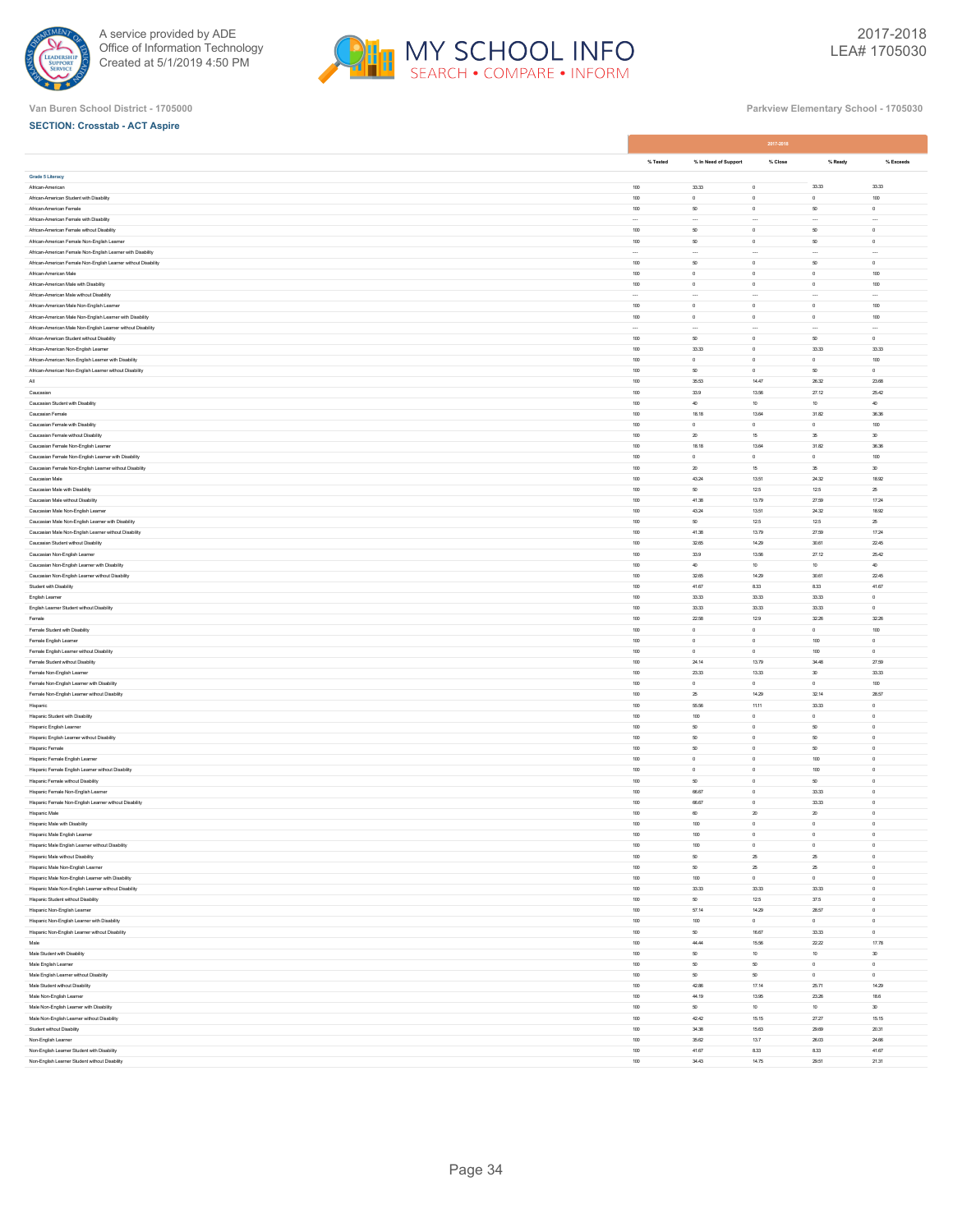Van Buren School District - 1705000

Parkview Elementary School - 1705030

**SECTION: Crosstab - ACT Aspire**

| | 2017-2018 | | | | |
|---|---|---|---|---|---|
| | % Tested | % In Need of Support | % Close | % Ready | % Exceeds |
| **Grade 5 Literacy** | | | | | |
| African-American | 100 | 33.33 | 0 | 33.33 | 33.33 |
| African-American Student with Disability | 100 | 0 | 0 | 0 | 100 |
| African-American Female | 100 | 50 | 0 | 50 | 0 |
| African-American Female with Disability | --- | --- | --- | --- | --- |
| African-American Female without Disability | 100 | 50 | 0 | 50 | 0 |
| African-American Female Non-English Learner | 100 | 50 | 0 | 50 | 0 |
| African-American Female Non-English Learner with Disability | --- | --- | --- | --- | --- |
| African-American Female Non-English Learner without Disability | 100 | 50 | 0 | 50 | 0 |
| African-American Male | 100 | 0 | 0 | 0 | 100 |
| African-American Male with Disability | 100 | 0 | 0 | 0 | 100 |
| African-American Male without Disability | --- | --- | --- | --- | --- |
| African-American Male Non-English Learner | 100 | 0 | 0 | 0 | 100 |
| African-American Male Non-English Learner with Disability | 100 | 0 | 0 | 0 | 100 |
| African-American Male Non-English Learner without Disability | --- | --- | --- | --- | --- |
| African-American Student without Disability | 100 | 50 | 0 | 50 | 0 |
| African-American Non-English Learner | 100 | 33.33 | 0 | 33.33 | 33.33 |
| African-American Non-English Learner with Disability | 100 | 0 | 0 | 0 | 100 |
| African-American Non-English Learner without Disability | 100 | 50 | 0 | 50 | 0 |
| All | 100 | 35.53 | 14.47 | 26.32 | 23.68 |
| Caucasian | 100 | 33.9 | 13.56 | 27.12 | 25.42 |
| Caucasian Student with Disability | 100 | 40 | 10 | 10 | 40 |
| Caucasian Female | 100 | 18.18 | 13.64 | 31.82 | 36.36 |
| Caucasian Female with Disability | 100 | 0 | 0 | 0 | 100 |
| Caucasian Female without Disability | 100 | 20 | 15 | 35 | 30 |
| Caucasian Female Non-English Learner | 100 | 18.18 | 13.64 | 31.82 | 36.36 |
| Caucasian Female Non-English Learner with Disability | 100 | 0 | 0 | 0 | 100 |
| Caucasian Female Non-English Learner without Disability | 100 | 20 | 15 | 35 | 30 |
| Caucasian Male | 100 | 43.24 | 13.51 | 24.32 | 18.92 |
| Caucasian Male with Disability | 100 | 50 | 12.5 | 12.5 | 25 |
| Caucasian Male without Disability | 100 | 41.38 | 13.79 | 27.59 | 17.24 |
| Caucasian Male Non-English Learner | 100 | 43.24 | 13.51 | 24.32 | 18.92 |
| Caucasian Male Non-English Learner with Disability | 100 | 50 | 12.5 | 12.5 | 25 |
| Caucasian Male Non-English Learner without Disability | 100 | 41.38 | 13.79 | 27.59 | 17.24 |
| Caucasian Student without Disability | 100 | 32.65 | 14.29 | 30.61 | 22.45 |
| Caucasian Non-English Learner | 100 | 33.9 | 13.56 | 27.12 | 25.42 |
| Caucasian Non-English Learner with Disability | 100 | 40 | 10 | 10 | 40 |
| Caucasian Non-English Learner without Disability | 100 | 32.65 | 14.29 | 30.61 | 22.45 |
| Student with Disability | 100 | 41.67 | 8.33 | 8.33 | 41.67 |
| English Learner | 100 | 33.33 | 33.33 | 33.33 | 0 |
| English Learner Student without Disability | 100 | 33.33 | 33.33 | 33.33 | 0 |
| Female | 100 | 22.58 | 12.9 | 32.26 | 32.26 |
| Female Student with Disability | 100 | 0 | 0 | 0 | 100 |
| Female English Learner | 100 | 0 | 0 | 100 | 0 |
| Female English Learner without Disability | 100 | 0 | 0 | 100 | 0 |
| Female Student without Disability | 100 | 24.14 | 13.79 | 34.48 | 27.59 |
| Female Non-English Learner | 100 | 23.33 | 13.33 | 30 | 33.33 |
| Female Non-English Learner with Disability | 100 | 0 | 0 | 0 | 100 |
| Female Non-English Learner without Disability | 100 | 25 | 14.29 | 32.14 | 28.57 |
| Hispanic | 100 | 55.56 | 11.11 | 33.33 | 0 |
| Hispanic Student with Disability | 100 | 100 | 0 | 0 | 0 |
| Hispanic English Learner | 100 | 50 | 0 | 50 | 0 |
| Hispanic English Learner without Disability | 100 | 50 | 0 | 50 | 0 |
| Hispanic Female | 100 | 50 | 0 | 50 | 0 |
| Hispanic Female English Learner | 100 | 0 | 0 | 100 | 0 |
| Hispanic Female English Learner without Disability | 100 | 0 | 0 | 100 | 0 |
| Hispanic Female without Disability | 100 | 50 | 0 | 50 | 0 |
| Hispanic Female Non-English Learner | 100 | 66.67 | 0 | 33.33 | 0 |
| Hispanic Female Non-English Learner without Disability | 100 | 66.67 | 0 | 33.33 | 0 |
| Hispanic Male | 100 | 60 | 20 | 20 | 0 |
| Hispanic Male with Disability | 100 | 100 | 0 | 0 | 0 |
| Hispanic Male English Learner | 100 | 100 | 0 | 0 | 0 |
| Hispanic Male English Learner without Disability | 100 | 100 | 0 | 0 | 0 |
| Hispanic Male without Disability | 100 | 50 | 25 | 25 | 0 |
| Hispanic Male Non-English Learner | 100 | 50 | 25 | 25 | 0 |
| Hispanic Male Non-English Learner with Disability | 100 | 100 | 0 | 0 | 0 |
| Hispanic Male Non-English Learner without Disability | 100 | 33.33 | 33.33 | 33.33 | 0 |
| Hispanic Student without Disability | 100 | 50 | 12.5 | 37.5 | 0 |
| Hispanic Non-English Learner | 100 | 57.14 | 14.29 | 28.57 | 0 |
| Hispanic Non-English Learner with Disability | 100 | 100 | 0 | 0 | 0 |
| Hispanic Non-English Learner without Disability | 100 | 50 | 16.67 | 33.33 | 0 |
| Male | 100 | 44.44 | 15.56 | 22.22 | 17.78 |
| Male Student with Disability | 100 | 50 | 10 | 10 | 30 |
| Male English Learner | 100 | 50 | 50 | 0 | 0 |
| Male English Learner without Disability | 100 | 50 | 50 | 0 | 0 |
| Male Student without Disability | 100 | 42.86 | 17.14 | 25.71 | 14.29 |
| Male Non-English Learner | 100 | 44.19 | 13.95 | 23.26 | 18.6 |
| Male Non-English Learner with Disability | 100 | 50 | 10 | 10 | 30 |
| Male Non-English Learner without Disability | 100 | 42.42 | 15.15 | 27.27 | 15.15 |
| Student without Disability | 100 | 34.38 | 15.63 | 29.69 | 20.31 |
| Non-English Learner | 100 | 35.62 | 13.7 | 26.03 | 24.66 |
| Non-English Learner Student with Disability | 100 | 41.67 | 8.33 | 8.33 | 41.67 |
| Non-English Learner Student without Disability | 100 | 34.43 | 14.75 | 29.51 | 21.31 |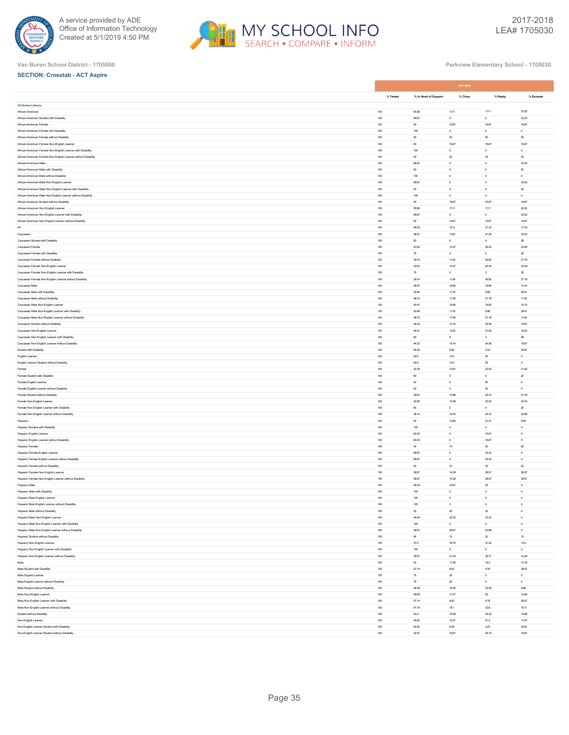Van Buren School District - 1705000

Parkview Elementary School - 1705030

**SECTION: Crosstab - ACT Aspire**

| | 2017-2018 | | | | |
|---|---|---|---|---|---|
| | % Tested | % In Need of Support | % Close | % Ready | % Exceeds |
| **All Grades Literacy** | | | | | |
| African-American | 100 | 55.56 | 11.11 | 11.11 | 22.22 |
| African-American Student with Disability | 100 | 66.67 | 0 | 0 | 33.33 |
| African-American Female | 100 | 50 | 16.67 | 16.67 | 16.67 |
| African-American Female with Disability | 100 | 100 | 0 | 0 | 0 |
| African-American Female without Disability | 100 | 40 | 20 | 20 | 20 |
| African-American Female Non-English Learner | 100 | 50 | 16.67 | 16.67 | 16.67 |
| African-American Female Non-English Learner with Disability | 100 | 100 | 0 | 0 | 0 |
| African-American Female Non-English Learner without Disability | 100 | 40 | 20 | 20 | 20 |
| African-American Male | 100 | 66.67 | 0 | 0 | 33.33 |
| African-American Male with Disability | 100 | 50 | 0 | 0 | 50 |
| African-American Male without Disability | 100 | 100 | 0 | 0 | 0 |
| African-American Male Non-English Learner | 100 | 66.67 | 0 | 0 | 33.33 |
| African-American Male Non-English Learner with Disability | 100 | 50 | 0 | 0 | 50 |
| African-American Male Non-English Learner without Disability | 100 | 100 | 0 | 0 | 0 |
| African-American Student without Disability | 100 | 50 | 16.67 | 16.67 | 16.67 |
| African-American Non-English Learner | 100 | 55.56 | 11.11 | 11.11 | 22.22 |
| African-American Non-English Learner with Disability | 100 | 66.67 | 0 | 0 | 33.33 |
| African-American Non-English Learner without Disability | 100 | 50 | 16.67 | 16.67 | 16.67 |
| All | 100 | 46.22 | 15.11 | 21.33 | 17.33 |
| Caucasian | 100 | 46.41 | 13.81 | 21.55 | 18.23 |
| Caucasian Student with Disability | 100 | 60 | 8 | 4 | 28 |
| Caucasian Female | 100 | 43.02 | 10.47 | 24.42 | 22.09 |
| Caucasian Female with Disability | 100 | 75 | 0 | 0 | 25 |
| Caucasian Female without Disability | 100 | 39.74 | 11.54 | 26.92 | 21.79 |
| Caucasian Female Non-English Learner | 100 | 43.02 | 10.47 | 24.42 | 22.09 |
| Caucasian Female Non-English Learner with Disability | 100 | 75 | 0 | 0 | 25 |
| Caucasian Female Non-English Learner without Disability | 100 | 39.74 | 11.54 | 26.92 | 21.79 |
| Caucasian Male | 100 | 49.47 | 16.84 | 18.95 | 14.74 |
| Caucasian Male with Disability | 100 | 52.94 | 11.76 | 5.88 | 29.41 |
| Caucasian Male without Disability | 100 | 48.72 | 17.95 | 21.79 | 11.54 |
| Caucasian Male Non-English Learner | 100 | 49.47 | 16.84 | 18.95 | 14.74 |
| Caucasian Male Non-English Learner with Disability | 100 | 52.94 | 11.76 | 5.88 | 29.41 |
| Caucasian Male Non-English Learner without Disability | 100 | 48.72 | 17.95 | 21.79 | 11.54 |
| Caucasian Student without Disability | 100 | 44.23 | 14.74 | 24.36 | 16.67 |
| Caucasian Non-English Learner | 100 | 46.41 | 13.81 | 21.55 | 18.23 |
| Caucasian Non-English Learner with Disability | 100 | 60 | 8 | 4 | 28 |
| Caucasian Non-English Learner without Disability | 100 | 44.23 | 14.74 | 24.36 | 16.67 |
| Student with Disability | 100 | 64.52 | 6.45 | 3.23 | 25.81 |
| English Learner | 100 | 62.5 | 12.5 | 25 | 0 |
| English Learner Student without Disability | 100 | 62.5 | 12.5 | 25 | 0 |
| Female | 100 | 42.34 | 12.61 | 23.42 | 21.62 |
| Female Student with Disability | 100 | 80 | 0 | 0 | 20 |
| Female English Learner | 100 | 50 | 0 | 50 | 0 |
| Female English Learner without Disability | 100 | 50 | 0 | 50 | 0 |
| Female Student without Disability | 100 | 38.61 | 13.86 | 25.74 | 21.78 |
| Female Non-English Learner | 100 | 42.06 | 13.08 | 22.43 | 22.43 |
| Female Non-English Learner with Disability | 100 | 80 | 0 | 0 | 20 |
| Female Non-English Learner without Disability | 100 | 38.14 | 14.43 | 24.74 | 22.68 |
| Hispanic | 100 | 50 | 13.64 | 27.27 | 9.09 |
| Hispanic Student with Disability | 100 | 100 | 0 | 0 | 0 |
| Hispanic English Learner | 100 | 83.33 | 0 | 16.67 | 0 |
| Hispanic English Learner without Disability | 100 | 83.33 | 0 | 16.67 | 0 |
| Hispanic Female | 100 | 40 | 10 | 30 | 20 |
| Hispanic Female English Learner | 100 | 66.67 | 0 | 33.33 | 0 |
| Hispanic Female English Learner without Disability | 100 | 66.67 | 0 | 33.33 | 0 |
| Hispanic Female without Disability | 100 | 40 | 10 | 30 | 20 |
| Hispanic Female Non-English Learner | 100 | 28.57 | 14.29 | 28.57 | 28.57 |
| Hispanic Female Non-English Learner without Disability | 100 | 28.57 | 14.29 | 28.57 | 28.57 |
| Hispanic Male | 100 | 58.33 | 16.67 | 25 | 0 |
| Hispanic Male with Disability | 100 | 100 | 0 | 0 | 0 |
| Hispanic Male English Learner | 100 | 100 | 0 | 0 | 0 |
| Hispanic Male English Learner without Disability | 100 | 100 | 0 | 0 | 0 |
| Hispanic Male without Disability | 100 | 50 | 20 | 30 | 0 |
| Hispanic Male Non-English Learner | 100 | 44.44 | 22.22 | 33.33 | 0 |
| Hispanic Male Non-English Learner with Disability | 100 | 100 | 0 | 0 | 0 |
| Hispanic Male Non-English Learner without Disability | 100 | 28.57 | 28.57 | 42.86 | 0 |
| Hispanic Student without Disability | 100 | 45 | 15 | 30 | 10 |
| Hispanic Non-English Learner | 100 | 37.5 | 18.75 | 31.25 | 12.5 |
| Hispanic Non-English Learner with Disability | 100 | 100 | 0 | 0 | 0 |
| Hispanic Non-English Learner without Disability | 100 | 28.57 | 21.43 | 35.71 | 14.29 |
| Male | 100 | 50 | 17.54 | 19.3 | 13.16 |
| Male Student with Disability | 100 | 57.14 | 9.52 | 4.76 | 28.57 |
| Male English Learner | 100 | 75 | 25 | 0 | 0 |
| Male English Learner without Disability | 100 | 75 | 25 | 0 | 0 |
| Male Student without Disability | 100 | 48.39 | 19.35 | 22.58 | 9.68 |
| Male Non-English Learner | 100 | 49.09 | 17.27 | 20 | 13.64 |
| Male Non-English Learner with Disability | 100 | 57.14 | 9.52 | 4.76 | 28.57 |
| Male Non-English Learner without Disability | 100 | 47.19 | 19.1 | 23.6 | 10.11 |
| Student without Disability | 100 | 43.3 | 16.49 | 24.23 | 15.98 |
| Non-English Learner | 100 | 45.62 | 15.21 | 21.2 | 17.97 |
| Non-English Learner Student with Disability | 100 | 64.52 | 6.45 | 3.23 | 25.81 |
| Non-English Learner Student without Disability | 100 | 42.47 | 16.67 | 24.19 | 16.67 |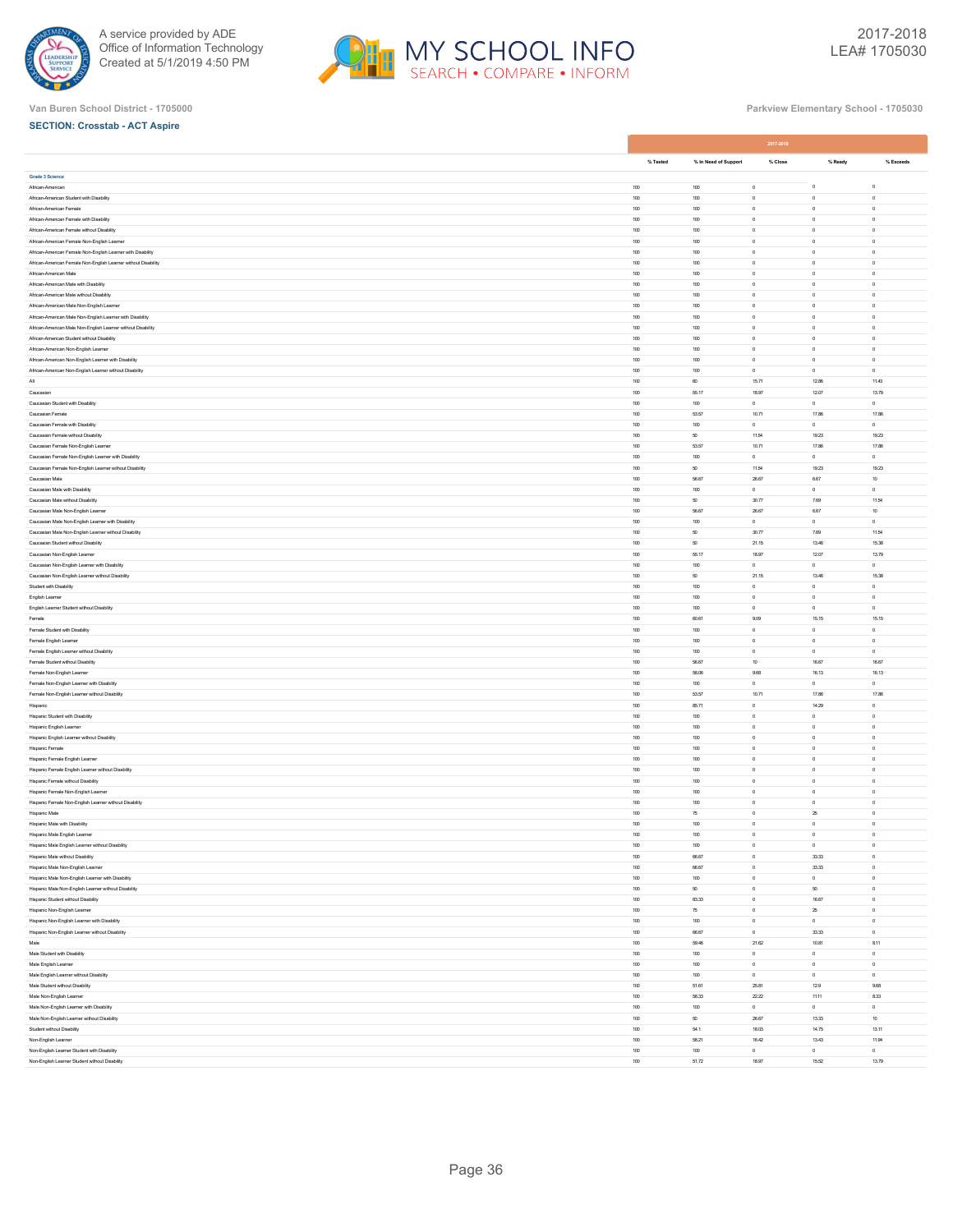Van Buren School District - 1705000

Parkview Elementary School - 1705030

**SECTION: Crosstab - ACT Aspire**

| | 2017-2018 | | | | |
|---|---|---|---|---|---|
| | % Tested | % In Need of Support | % Close | % Ready | % Exceeds |
| **Grade 3 Science** | | | | | |
| African-American | 100 | 100 | 0 | 0 | 0 |
| African-American Student with Disability | 100 | 100 | 0 | 0 | 0 |
| African-American Female | 100 | 100 | 0 | 0 | 0 |
| African-American Female with Disability | 100 | 100 | 0 | 0 | 0 |
| African-American Female without Disability | 100 | 100 | 0 | 0 | 0 |
| African-American Female Non-English Learner | 100 | 100 | 0 | 0 | 0 |
| African-American Female Non-English Learner with Disability | 100 | 100 | 0 | 0 | 0 |
| African-American Female Non-English Learner without Disability | 100 | 100 | 0 | 0 | 0 |
| African-American Male | 100 | 100 | 0 | 0 | 0 |
| African-American Male with Disability | 100 | 100 | 0 | 0 | 0 |
| African-American Male without Disability | 100 | 100 | 0 | 0 | 0 |
| African-American Male Non-English Learner | 100 | 100 | 0 | 0 | 0 |
| African-American Male Non-English Learner with Disability | 100 | 100 | 0 | 0 | 0 |
| African-American Male Non-English Learner without Disability | 100 | 100 | 0 | 0 | 0 |
| African-American Student without Disability | 100 | 100 | 0 | 0 | 0 |
| African-American Non-English Learner | 100 | 100 | 0 | 0 | 0 |
| African-American Non-English Learner with Disability | 100 | 100 | 0 | 0 | 0 |
| African-American Non-English Learner without Disability | 100 | 100 | 0 | 0 | 0 |
| All | 100 | 60 | 15.71 | 12.86 | 11.43 |
| Caucasian | 100 | 55.17 | 18.97 | 12.07 | 13.79 |
| Caucasian Student with Disability | 100 | 100 | 0 | 0 | 0 |
| Caucasian Female | 100 | 53.57 | 10.71 | 17.86 | 17.86 |
| Caucasian Female with Disability | 100 | 100 | 0 | 0 | 0 |
| Caucasian Female without Disability | 100 | 50 | 11.54 | 19.23 | 19.23 |
| Caucasian Female Non-English Learner | 100 | 53.57 | 10.71 | 17.86 | 17.86 |
| Caucasian Female Non-English Learner with Disability | 100 | 100 | 0 | 0 | 0 |
| Caucasian Female Non-English Learner without Disability | 100 | 50 | 11.54 | 19.23 | 19.23 |
| Caucasian Male | 100 | 56.67 | 26.67 | 6.67 | 10 |
| Caucasian Male with Disability | 100 | 100 | 0 | 0 | 0 |
| Caucasian Male without Disability | 100 | 50 | 30.77 | 7.69 | 11.54 |
| Caucasian Male Non-English Learner | 100 | 56.67 | 26.67 | 6.67 | 10 |
| Caucasian Male Non-English Learner with Disability | 100 | 100 | 0 | 0 | 0 |
| Caucasian Male Non-English Learner without Disability | 100 | 50 | 30.77 | 7.69 | 11.54 |
| Caucasian Student without Disability | 100 | 50 | 21.15 | 13.46 | 15.38 |
| Caucasian Non-English Learner | 100 | 55.17 | 18.97 | 12.07 | 13.79 |
| Caucasian Non-English Learner with Disability | 100 | 100 | 0 | 0 | 0 |
| Caucasian Non-English Learner without Disability | 100 | 50 | 21.15 | 13.46 | 15.38 |
| Student with Disability | 100 | 100 | 0 | 0 | 0 |
| English Learner | 100 | 100 | 0 | 0 | 0 |
| English Learner Student without Disability | 100 | 100 | 0 | 0 | 0 |
| Female | 100 | 60.61 | 9.09 | 15.15 | 15.15 |
| Female Student with Disability | 100 | 100 | 0 | 0 | 0 |
| Female English Learner | 100 | 100 | 0 | 0 | 0 |
| Female English Learner without Disability | 100 | 100 | 0 | 0 | 0 |
| Female Student without Disability | 100 | 56.67 | 10 | 16.67 | 16.67 |
| Female Non-English Learner | 100 | 58.06 | 9.68 | 16.13 | 16.13 |
| Female Non-English Learner with Disability | 100 | 100 | 0 | 0 | 0 |
| Female Non-English Learner without Disability | 100 | 53.57 | 10.71 | 17.86 | 17.86 |
| Hispanic | 100 | 85.71 | 0 | 14.29 | 0 |
| Hispanic Student with Disability | 100 | 100 | 0 | 0 | 0 |
| Hispanic English Learner | 100 | 100 | 0 | 0 | 0 |
| Hispanic English Learner without Disability | 100 | 100 | 0 | 0 | 0 |
| Hispanic Female | 100 | 100 | 0 | 0 | 0 |
| Hispanic Female English Learner | 100 | 100 | 0 | 0 | 0 |
| Hispanic Female English Learner without Disability | 100 | 100 | 0 | 0 | 0 |
| Hispanic Female without Disability | 100 | 100 | 0 | 0 | 0 |
| Hispanic Female Non-English Learner | 100 | 100 | 0 | 0 | 0 |
| Hispanic Female Non-English Learner without Disability | 100 | 100 | 0 | 0 | 0 |
| Hispanic Male | 100 | 75 | 0 | 25 | 0 |
| Hispanic Male with Disability | 100 | 100 | 0 | 0 | 0 |
| Hispanic Male English Learner | 100 | 100 | 0 | 0 | 0 |
| Hispanic Male English Learner without Disability | 100 | 100 | 0 | 0 | 0 |
| Hispanic Male without Disability | 100 | 66.67 | 0 | 33.33 | 0 |
| Hispanic Male Non-English Learner | 100 | 66.67 | 0 | 33.33 | 0 |
| Hispanic Male Non-English Learner with Disability | 100 | 100 | 0 | 0 | 0 |
| Hispanic Male Non-English Learner without Disability | 100 | 50 | 0 | 50 | 0 |
| Hispanic Student without Disability | 100 | 83.33 | 0 | 16.67 | 0 |
| Hispanic Non-English Learner | 100 | 75 | 0 | 25 | 0 |
| Hispanic Non-English Learner with Disability | 100 | 100 | 0 | 0 | 0 |
| Hispanic Non-English Learner without Disability | 100 | 66.67 | 0 | 33.33 | 0 |
| Male | 100 | 59.46 | 21.62 | 10.81 | 8.11 |
| Male Student with Disability | 100 | 100 | 0 | 0 | 0 |
| Male English Learner | 100 | 100 | 0 | 0 | 0 |
| Male English Learner without Disability | 100 | 100 | 0 | 0 | 0 |
| Male Student without Disability | 100 | 51.61 | 25.81 | 12.9 | 9.68 |
| Male Non-English Learner | 100 | 58.33 | 22.22 | 11.11 | 8.33 |
| Male Non-English Learner with Disability | 100 | 100 | 0 | 0 | 0 |
| Male Non-English Learner without Disability | 100 | 50 | 26.67 | 13.33 | 10 |
| Student without Disability | 100 | 54.1 | 18.03 | 14.75 | 13.11 |
| Non-English Learner | 100 | 58.21 | 16.42 | 13.43 | 11.94 |
| Non-English Learner Student with Disability | 100 | 100 | 0 | 0 | 0 |
| Non-English Learner Student without Disability | 100 | 51.72 | 18.97 | 15.52 | 13.79 |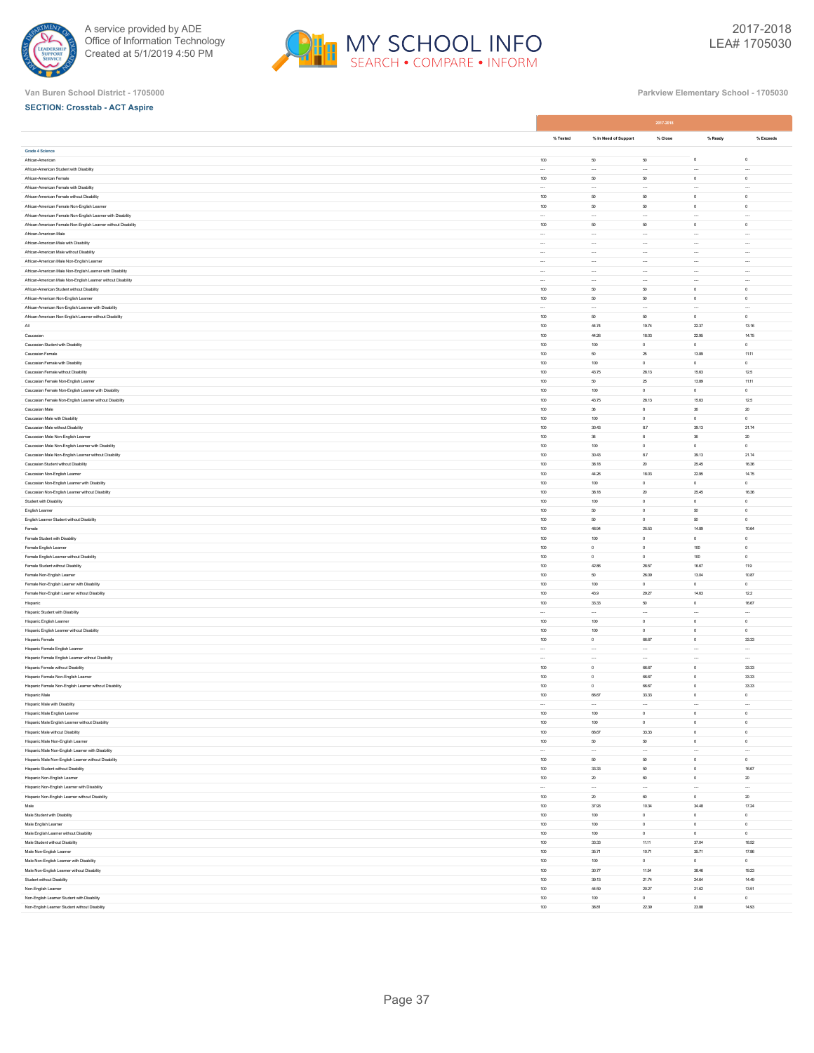Van Buren School District - 1705000

Parkview Elementary School - 1705030

**SECTION: Crosstab - ACT Aspire**

| | 2017-2018 | | | | |
|---|---|---|---|---|---|
| | % Tested | % In Need of Support | % Close | % Ready | % Exceeds |
| **Grade 4 Science** | | | | | |
| African-American | 100 | 50 | 50 | 0 | 0 |
| African-American Student with Disability | --- | --- | --- | --- | --- |
| African-American Female | 100 | 50 | 50 | 0 | 0 |
| African-American Female with Disability | --- | --- | --- | --- | --- |
| African-American Female without Disability | 100 | 50 | 50 | 0 | 0 |
| African-American Female Non-English Learner | 100 | 50 | 50 | 0 | 0 |
| African-American Female Non-English Learner with Disability | --- | --- | --- | --- | --- |
| African-American Female Non-English Learner without Disability | 100 | 50 | 50 | 0 | 0 |
| African-American Male | --- | --- | --- | --- | --- |
| African-American Male with Disability | --- | --- | --- | --- | --- |
| African-American Male without Disability | --- | --- | --- | --- | --- |
| African-American Male Non-English Learner | --- | --- | --- | --- | --- |
| African-American Male Non-English Learner with Disability | --- | --- | --- | --- | --- |
| African-American Male Non-English Learner without Disability | --- | --- | --- | --- | --- |
| African-American Student without Disability | 100 | 50 | 50 | 0 | 0 |
| African-American Non-English Learner | 100 | 50 | 50 | 0 | 0 |
| African-American Non-English Learner with Disability | --- | --- | --- | --- | --- |
| African-American Non-English Learner without Disability | 100 | 50 | 50 | 0 | 0 |
| All | 100 | 44.74 | 19.74 | 22.37 | 13.16 |
| Caucasian | 100 | 44.26 | 18.03 | 22.95 | 14.75 |
| Caucasian Student with Disability | 100 | 100 | 0 | 0 | 0 |
| Caucasian Female | 100 | 50 | 25 | 13.89 | 11.11 |
| Caucasian Female with Disability | 100 | 100 | 0 | 0 | 0 |
| Caucasian Female without Disability | 100 | 43.75 | 28.13 | 15.63 | 12.5 |
| Caucasian Female Non-English Learner | 100 | 50 | 25 | 13.89 | 11.11 |
| Caucasian Female Non-English Learner with Disability | 100 | 100 | 0 | 0 | 0 |
| Caucasian Female Non-English Learner without Disability | 100 | 43.75 | 28.13 | 15.63 | 12.5 |
| Caucasian Male | 100 | 36 | 8 | 36 | 20 |
| Caucasian Male with Disability | 100 | 100 | 0 | 0 | 0 |
| Caucasian Male without Disability | 100 | 30.43 | 8.7 | 39.13 | 21.74 |
| Caucasian Male Non-English Learner | 100 | 36 | 8 | 36 | 20 |
| Caucasian Male Non-English Learner with Disability | 100 | 100 | 0 | 0 | 0 |
| Caucasian Male Non-English Learner without Disability | 100 | 30.43 | 8.7 | 39.13 | 21.74 |
| Caucasian Student without Disability | 100 | 38.18 | 20 | 25.45 | 16.36 |
| Caucasian Non-English Learner | 100 | 44.26 | 18.03 | 22.95 | 14.75 |
| Caucasian Non-English Learner with Disability | 100 | 100 | 0 | 0 | 0 |
| Caucasian Non-English Learner without Disability | 100 | 38.18 | 20 | 25.45 | 16.36 |
| Student with Disability | 100 | 100 | 0 | 0 | 0 |
| English Learner | 100 | 50 | 0 | 50 | 0 |
| English Learner Student without Disability | 100 | 50 | 0 | 50 | 0 |
| Female | 100 | 48.94 | 25.53 | 14.89 | 10.64 |
| Female Student with Disability | 100 | 100 | 0 | 0 | 0 |
| Female English Learner | 100 | 0 | 0 | 100 | 0 |
| Female English Learner without Disability | 100 | 0 | 0 | 100 | 0 |
| Female Student without Disability | 100 | 42.86 | 28.57 | 16.67 | 11.9 |
| Female Non-English Learner | 100 | 50 | 26.09 | 13.04 | 10.87 |
| Female Non-English Learner with Disability | 100 | 100 | 0 | 0 | 0 |
| Female Non-English Learner without Disability | 100 | 43.9 | 29.27 | 14.63 | 12.2 |
| Hispanic | 100 | 33.33 | 50 | 0 | 16.67 |
| Hispanic Student with Disability | --- | --- | --- | --- | --- |
| Hispanic English Learner | 100 | 100 | 0 | 0 | 0 |
| Hispanic English Learner without Disability | 100 | 100 | 0 | 0 | 0 |
| Hispanic Female | 100 | 0 | 66.67 | 0 | 33.33 |
| Hispanic Female English Learner | --- | --- | --- | --- | --- |
| Hispanic Female English Learner without Disability | --- | --- | --- | --- | --- |
| Hispanic Female without Disability | 100 | 0 | 66.67 | 0 | 33.33 |
| Hispanic Female Non-English Learner | 100 | 0 | 66.67 | 0 | 33.33 |
| Hispanic Female Non-English Learner without Disability | 100 | 0 | 66.67 | 0 | 33.33 |
| Hispanic Male | 100 | 66.67 | 33.33 | 0 | 0 |
| Hispanic Male with Disability | --- | --- | --- | --- | --- |
| Hispanic Male English Learner | 100 | 100 | 0 | 0 | 0 |
| Hispanic Male English Learner without Disability | 100 | 100 | 0 | 0 | 0 |
| Hispanic Male without Disability | 100 | 66.67 | 33.33 | 0 | 0 |
| Hispanic Male Non-English Learner | 100 | 50 | 50 | 0 | 0 |
| Hispanic Male Non-English Learner with Disability | --- | --- | --- | --- | --- |
| Hispanic Male Non-English Learner without Disability | 100 | 50 | 50 | 0 | 0 |
| Hispanic Student without Disability | 100 | 33.33 | 50 | 0 | 16.67 |
| Hispanic Non-English Learner | 100 | 20 | 60 | 0 | 20 |
| Hispanic Non-English Learner with Disability | --- | --- | --- | --- | --- |
| Hispanic Non-English Learner without Disability | 100 | 20 | 60 | 0 | 20 |
| Male | 100 | 37.93 | 10.34 | 34.48 | 17.24 |
| Male Student with Disability | 100 | 100 | 0 | 0 | 0 |
| Male English Learner | 100 | 100 | 0 | 0 | 0 |
| Male English Learner without Disability | 100 | 100 | 0 | 0 | 0 |
| Male Student without Disability | 100 | 33.33 | 11.11 | 37.04 | 18.52 |
| Male Non-English Learner | 100 | 35.71 | 10.71 | 35.71 | 17.86 |
| Male Non-English Learner with Disability | 100 | 100 | 0 | 0 | 0 |
| Male Non-English Learner without Disability | 100 | 30.77 | 11.54 | 38.46 | 19.23 |
| Student without Disability | 100 | 39.13 | 21.74 | 24.64 | 14.49 |
| Non-English Learner | 100 | 44.59 | 20.27 | 21.62 | 13.51 |
| Non-English Learner Student with Disability | 100 | 100 | 0 | 0 | 0 |
| Non-English Learner Student without Disability | 100 | 38.81 | 22.39 | 23.88 | 14.93 |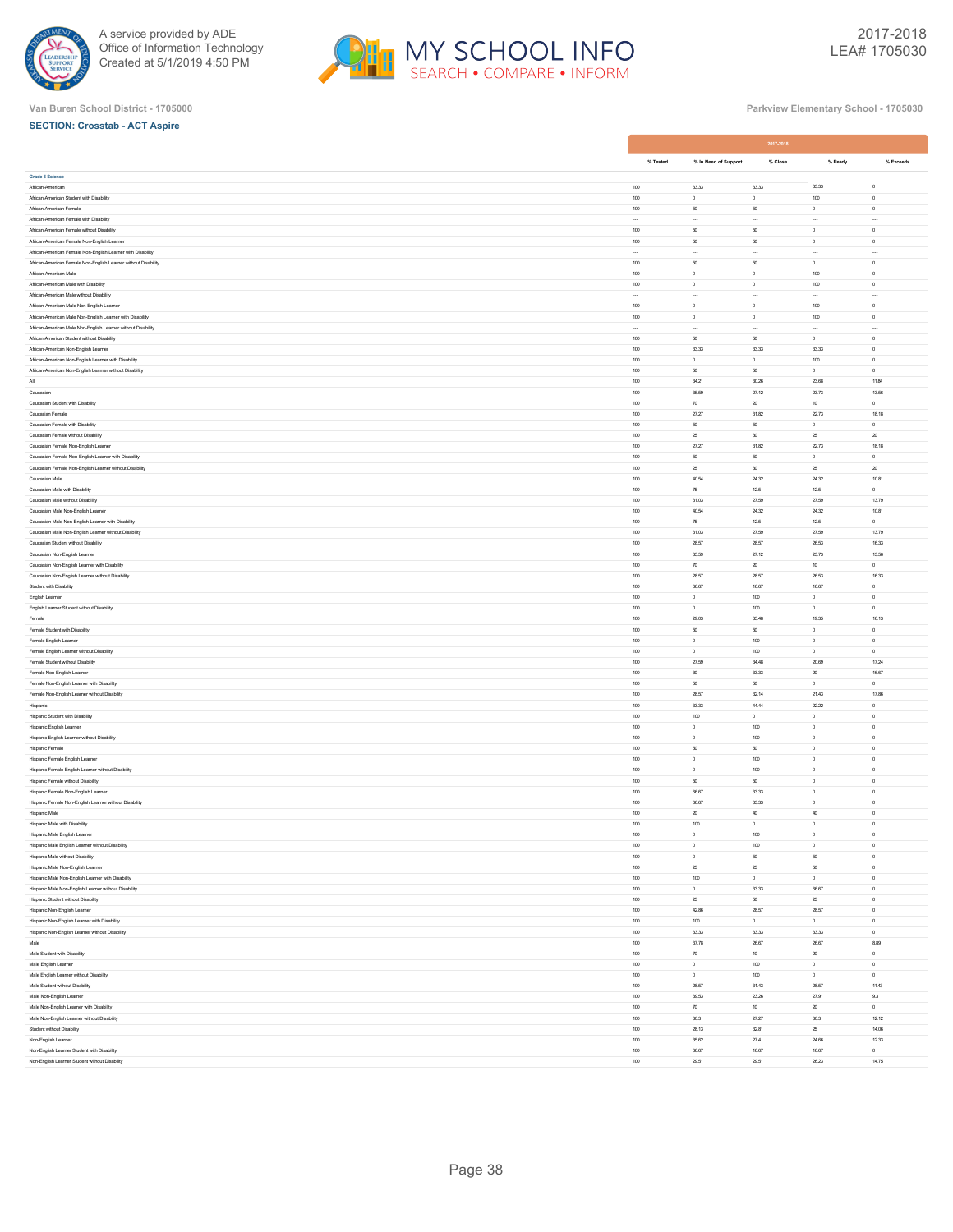Van Buren School District - 1705000

Parkview Elementary School - 1705030

**SECTION: Crosstab - ACT Aspire**

| | 2017-2018 | | | | |
|---|---|---|---|---|---|
| | % Tested | % In Need of Support | % Close | % Ready | % Exceeds |
| **Grade 5 Science** | | | | | |
| African-American | 100 | 33.33 | 33.33 | 33.33 | 0 |
| African-American Student with Disability | 100 | 0 | 0 | 100 | 0 |
| African-American Female | 100 | 50 | 50 | 0 | 0 |
| African-American Female with Disability | --- | --- | --- | --- | --- |
| African-American Female without Disability | 100 | 50 | 50 | 0 | 0 |
| African-American Female Non-English Learner | 100 | 50 | 50 | 0 | 0 |
| African-American Female Non-English Learner with Disability | --- | --- | --- | --- | --- |
| African-American Female Non-English Learner without Disability | 100 | 50 | 50 | 0 | 0 |
| African-American Male | 100 | 0 | 0 | 100 | 0 |
| African-American Male with Disability | 100 | 0 | 0 | 100 | 0 |
| African-American Male without Disability | --- | --- | --- | --- | --- |
| African-American Male Non-English Learner | 100 | 0 | 0 | 100 | 0 |
| African-American Male Non-English Learner with Disability | 100 | 0 | 0 | 100 | 0 |
| African-American Male Non-English Learner without Disability | --- | --- | --- | --- | --- |
| African-American Student without Disability | 100 | 50 | 50 | 0 | 0 |
| African-American Non-English Learner | 100 | 33.33 | 33.33 | 33.33 | 0 |
| African-American Non-English Learner with Disability | 100 | 0 | 0 | 100 | 0 |
| African-American Non-English Learner without Disability | 100 | 50 | 50 | 0 | 0 |
| All | 100 | 34.21 | 30.26 | 23.68 | 11.84 |
| Caucasian | 100 | 35.59 | 27.12 | 23.73 | 13.56 |
| Caucasian Student with Disability | 100 | 70 | 20 | 10 | 0 |
| Caucasian Female | 100 | 27.27 | 31.82 | 22.73 | 18.18 |
| Caucasian Female with Disability | 100 | 50 | 50 | 0 | 0 |
| Caucasian Female without Disability | 100 | 25 | 30 | 25 | 20 |
| Caucasian Female Non-English Learner | 100 | 27.27 | 31.82 | 22.73 | 18.18 |
| Caucasian Female Non-English Learner with Disability | 100 | 50 | 50 | 0 | 0 |
| Caucasian Female Non-English Learner without Disability | 100 | 25 | 30 | 25 | 20 |
| Caucasian Male | 100 | 40.54 | 24.32 | 24.32 | 10.81 |
| Caucasian Male with Disability | 100 | 75 | 12.5 | 12.5 | 0 |
| Caucasian Male without Disability | 100 | 31.03 | 27.59 | 27.59 | 13.79 |
| Caucasian Male Non-English Learner | 100 | 40.54 | 24.32 | 24.32 | 10.81 |
| Caucasian Male Non-English Learner with Disability | 100 | 75 | 12.5 | 12.5 | 0 |
| Caucasian Male Non-English Learner without Disability | 100 | 31.03 | 27.59 | 27.59 | 13.79 |
| Caucasian Student without Disability | 100 | 28.57 | 28.57 | 26.53 | 16.33 |
| Caucasian Non-English Learner | 100 | 35.59 | 27.12 | 23.73 | 13.56 |
| Caucasian Non-English Learner with Disability | 100 | 70 | 20 | 10 | 0 |
| Caucasian Non-English Learner without Disability | 100 | 28.57 | 28.57 | 26.53 | 16.33 |
| Student with Disability | 100 | 66.67 | 16.67 | 16.67 | 0 |
| English Learner | 100 | 0 | 100 | 0 | 0 |
| English Learner Student without Disability | 100 | 0 | 100 | 0 | 0 |
| Female | 100 | 29.03 | 35.48 | 19.35 | 16.13 |
| Female Student with Disability | 100 | 50 | 50 | 0 | 0 |
| Female English Learner | 100 | 0 | 100 | 0 | 0 |
| Female English Learner without Disability | 100 | 0 | 100 | 0 | 0 |
| Female Student without Disability | 100 | 27.59 | 34.48 | 20.69 | 17.24 |
| Female Non-English Learner | 100 | 30 | 33.33 | 20 | 16.67 |
| Female Non-English Learner with Disability | 100 | 50 | 50 | 0 | 0 |
| Female Non-English Learner without Disability | 100 | 28.57 | 32.14 | 21.43 | 17.86 |
| Hispanic | 100 | 33.33 | 44.44 | 22.22 | 0 |
| Hispanic Student with Disability | 100 | 100 | 0 | 0 | 0 |
| Hispanic English Learner | 100 | 0 | 100 | 0 | 0 |
| Hispanic English Learner without Disability | 100 | 0 | 100 | 0 | 0 |
| Hispanic Female | 100 | 50 | 50 | 0 | 0 |
| Hispanic Female English Learner | 100 | 0 | 100 | 0 | 0 |
| Hispanic Female English Learner without Disability | 100 | 0 | 100 | 0 | 0 |
| Hispanic Female without Disability | 100 | 50 | 50 | 0 | 0 |
| Hispanic Female Non-English Learner | 100 | 66.67 | 33.33 | 0 | 0 |
| Hispanic Female Non-English Learner without Disability | 100 | 66.67 | 33.33 | 0 | 0 |
| Hispanic Male | 100 | 20 | 40 | 40 | 0 |
| Hispanic Male with Disability | 100 | 100 | 0 | 0 | 0 |
| Hispanic Male English Learner | 100 | 0 | 100 | 0 | 0 |
| Hispanic Male English Learner without Disability | 100 | 0 | 100 | 0 | 0 |
| Hispanic Male without Disability | 100 | 0 | 50 | 50 | 0 |
| Hispanic Male Non-English Learner | 100 | 25 | 25 | 50 | 0 |
| Hispanic Male Non-English Learner with Disability | 100 | 100 | 0 | 0 | 0 |
| Hispanic Male Non-English Learner without Disability | 100 | 0 | 33.33 | 66.67 | 0 |
| Hispanic Student without Disability | 100 | 25 | 50 | 25 | 0 |
| Hispanic Non-English Learner | 100 | 42.86 | 28.57 | 28.57 | 0 |
| Hispanic Non-English Learner with Disability | 100 | 100 | 0 | 0 | 0 |
| Hispanic Non-English Learner without Disability | 100 | 33.33 | 33.33 | 33.33 | 0 |
| Male | 100 | 37.78 | 26.67 | 26.67 | 8.89 |
| Male Student with Disability | 100 | 70 | 10 | 20 | 0 |
| Male English Learner | 100 | 0 | 100 | 0 | 0 |
| Male English Learner without Disability | 100 | 0 | 100 | 0 | 0 |
| Male Student without Disability | 100 | 28.57 | 31.43 | 28.57 | 11.43 |
| Male Non-English Learner | 100 | 39.53 | 23.26 | 27.91 | 9.3 |
| Male Non-English Learner with Disability | 100 | 70 | 10 | 20 | 0 |
| Male Non-English Learner without Disability | 100 | 30.3 | 27.27 | 30.3 | 12.12 |
| Student without Disability | 100 | 28.13 | 32.81 | 25 | 14.06 |
| Non-English Learner | 100 | 35.62 | 27.4 | 24.66 | 12.33 |
| Non-English Learner Student with Disability | 100 | 66.67 | 16.67 | 16.67 | 0 |
| Non-English Learner Student without Disability | 100 | 29.51 | 29.51 | 26.23 | 14.75 |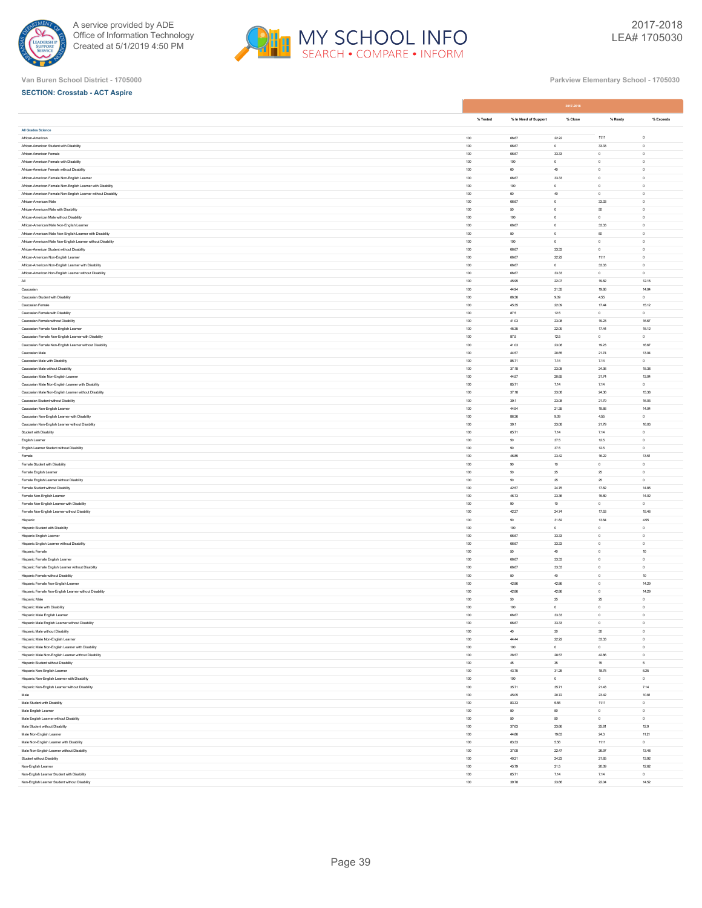Van Buren School District - 1705000

Parkview Elementary School - 1705030

**SECTION: Crosstab - ACT Aspire**

| | 2017-2018 | | | | |
|---|---|---|---|---|---|
| | % Tested | % In Need of Support | % Close | % Ready | % Exceeds |
| **All Grades Science** | | | | | |
| African-American | 100 | 66.67 | 22.22 | 11.11 | 0 |
| African-American Student with Disability | 100 | 66.67 | 0 | 33.33 | 0 |
| African-American Female | 100 | 66.67 | 33.33 | 0 | 0 |
| African-American Female with Disability | 100 | 100 | 0 | 0 | 0 |
| African-American Female without Disability | 100 | 60 | 40 | 0 | 0 |
| African-American Female Non-English Learner | 100 | 66.67 | 33.33 | 0 | 0 |
| African-American Female Non-English Learner with Disability | 100 | 100 | 0 | 0 | 0 |
| African-American Female Non-English Learner without Disability | 100 | 60 | 40 | 0 | 0 |
| African-American Male | 100 | 66.67 | 0 | 33.33 | 0 |
| African-American Male with Disability | 100 | 50 | 0 | 50 | 0 |
| African-American Male without Disability | 100 | 100 | 0 | 0 | 0 |
| African-American Male Non-English Learner | 100 | 66.67 | 0 | 33.33 | 0 |
| African-American Male Non-English Learner with Disability | 100 | 50 | 0 | 50 | 0 |
| African-American Male Non-English Learner without Disability | 100 | 100 | 0 | 0 | 0 |
| African-American Student without Disability | 100 | 66.67 | 33.33 | 0 | 0 |
| African-American Non-English Learner | 100 | 66.67 | 22.22 | 11.11 | 0 |
| African-American Non-English Learner with Disability | 100 | 66.67 | 0 | 33.33 | 0 |
| African-American Non-English Learner without Disability | 100 | 66.67 | 33.33 | 0 | 0 |
| All | 100 | 45.95 | 22.07 | 19.82 | 12.16 |
| Caucasian | 100 | 44.94 | 21.35 | 19.66 | 14.04 |
| Caucasian Student with Disability | 100 | 86.36 | 9.09 | 4.55 | 0 |
| Caucasian Female | 100 | 45.35 | 22.09 | 17.44 | 15.12 |
| Caucasian Female with Disability | 100 | 87.5 | 12.5 | 0 | 0 |
| Caucasian Female without Disability | 100 | 41.03 | 23.08 | 19.23 | 16.67 |
| Caucasian Female Non-English Learner | 100 | 45.35 | 22.09 | 17.44 | 15.12 |
| Caucasian Female Non-English Learner with Disability | 100 | 87.5 | 12.5 | 0 | 0 |
| Caucasian Female Non-English Learner without Disability | 100 | 41.03 | 23.08 | 19.23 | 16.67 |
| Caucasian Male | 100 | 44.57 | 20.65 | 21.74 | 13.04 |
| Caucasian Male with Disability | 100 | 85.71 | 7.14 | 7.14 | 0 |
| Caucasian Male without Disability | 100 | 37.18 | 23.08 | 24.36 | 15.38 |
| Caucasian Male Non-English Learner | 100 | 44.57 | 20.65 | 21.74 | 13.04 |
| Caucasian Male Non-English Learner with Disability | 100 | 85.71 | 7.14 | 7.14 | 0 |
| Caucasian Male Non-English Learner without Disability | 100 | 37.18 | 23.08 | 24.36 | 15.38 |
| Caucasian Student without Disability | 100 | 39.1 | 23.08 | 21.79 | 16.03 |
| Caucasian Non-English Learner | 100 | 44.94 | 21.35 | 19.66 | 14.04 |
| Caucasian Non-English Learner with Disability | 100 | 86.36 | 9.09 | 4.55 | 0 |
| Caucasian Non-English Learner without Disability | 100 | 39.1 | 23.08 | 21.79 | 16.03 |
| Student with Disability | 100 | 85.71 | 7.14 | 7.14 | 0 |
| English Learner | 100 | 50 | 37.5 | 12.5 | 0 |
| English Learner Student without Disability | 100 | 50 | 37.5 | 12.5 | 0 |
| Female | 100 | 46.85 | 23.42 | 16.22 | 13.51 |
| Female Student with Disability | 100 | 90 | 10 | 0 | 0 |
| Female English Learner | 100 | 50 | 25 | 25 | 0 |
| Female English Learner without Disability | 100 | 50 | 25 | 25 | 0 |
| Female Student without Disability | 100 | 42.57 | 24.75 | 17.82 | 14.85 |
| Female Non-English Learner | 100 | 46.73 | 23.36 | 15.89 | 14.02 |
| Female Non-English Learner with Disability | 100 | 90 | 10 | 0 | 0 |
| Female Non-English Learner without Disability | 100 | 42.27 | 24.74 | 17.53 | 15.46 |
| Hispanic | 100 | 50 | 31.82 | 13.64 | 4.55 |
| Hispanic Student with Disability | 100 | 100 | 0 | 0 | 0 |
| Hispanic English Learner | 100 | 66.67 | 33.33 | 0 | 0 |
| Hispanic English Learner without Disability | 100 | 66.67 | 33.33 | 0 | 0 |
| Hispanic Female | 100 | 50 | 40 | 0 | 10 |
| Hispanic Female English Learner | 100 | 66.67 | 33.33 | 0 | 0 |
| Hispanic Female English Learner without Disability | 100 | 66.67 | 33.33 | 0 | 0 |
| Hispanic Female without Disability | 100 | 50 | 40 | 0 | 10 |
| Hispanic Female Non-English Learner | 100 | 42.86 | 42.86 | 0 | 14.29 |
| Hispanic Female Non-English Learner without Disability | 100 | 42.86 | 42.86 | 0 | 14.29 |
| Hispanic Male | 100 | 50 | 25 | 25 | 0 |
| Hispanic Male with Disability | 100 | 100 | 0 | 0 | 0 |
| Hispanic Male English Learner | 100 | 66.67 | 33.33 | 0 | 0 |
| Hispanic Male English Learner without Disability | 100 | 66.67 | 33.33 | 0 | 0 |
| Hispanic Male without Disability | 100 | 40 | 30 | 30 | 0 |
| Hispanic Male Non-English Learner | 100 | 44.44 | 22.22 | 33.33 | 0 |
| Hispanic Male Non-English Learner with Disability | 100 | 100 | 0 | 0 | 0 |
| Hispanic Male Non-English Learner without Disability | 100 | 28.57 | 28.57 | 42.86 | 0 |
| Hispanic Student without Disability | 100 | 45 | 35 | 15 | 5 |
| Hispanic Non-English Learner | 100 | 43.75 | 31.25 | 18.75 | 6.25 |
| Hispanic Non-English Learner with Disability | 100 | 100 | 0 | 0 | 0 |
| Hispanic Non-English Learner without Disability | 100 | 35.71 | 35.71 | 21.43 | 7.14 |
| Male | 100 | 45.05 | 20.72 | 23.42 | 10.81 |
| Male Student with Disability | 100 | 83.33 | 5.56 | 11.11 | 0 |
| Male English Learner | 100 | 50 | 50 | 0 | 0 |
| Male English Learner without Disability | 100 | 50 | 50 | 0 | 0 |
| Male Student without Disability | 100 | 37.63 | 23.66 | 25.81 | 12.9 |
| Male Non-English Learner | 100 | 44.86 | 19.63 | 24.3 | 11.21 |
| Male Non-English Learner with Disability | 100 | 83.33 | 5.56 | 11.11 | 0 |
| Male Non-English Learner without Disability | 100 | 37.08 | 22.47 | 26.97 | 13.48 |
| Student without Disability | 100 | 40.21 | 24.23 | 21.65 | 13.92 |
| Non-English Learner | 100 | 45.79 | 21.5 | 20.09 | 12.62 |
| Non-English Learner Student with Disability | 100 | 85.71 | 7.14 | 7.14 | 0 |
| Non-English Learner Student without Disability | 100 | 39.78 | 23.66 | 22.04 | 14.52 |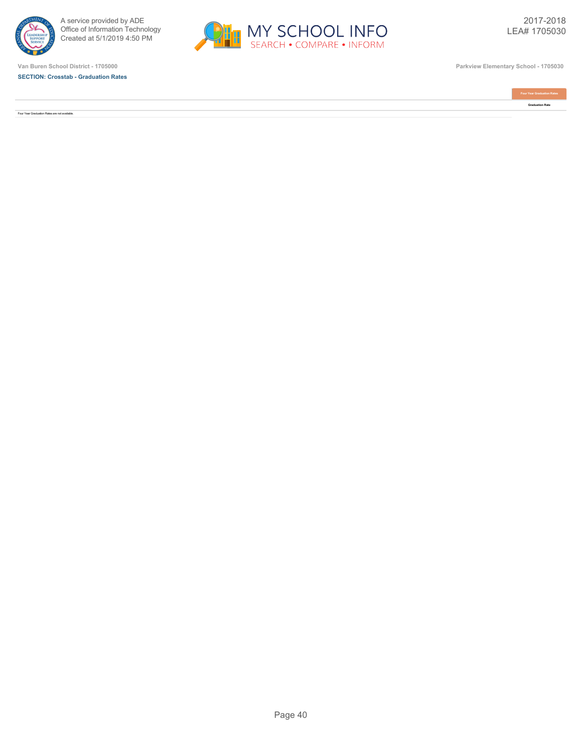Van Buren School District - 1705000

Parkview Elementary School - 1705030

**SECTION: Crosstab - Graduation Rates**

| | Four Year Graduation Rates |
|---|---|
| | Graduation Rate |
| Four Year Graduation Rates are not available. | |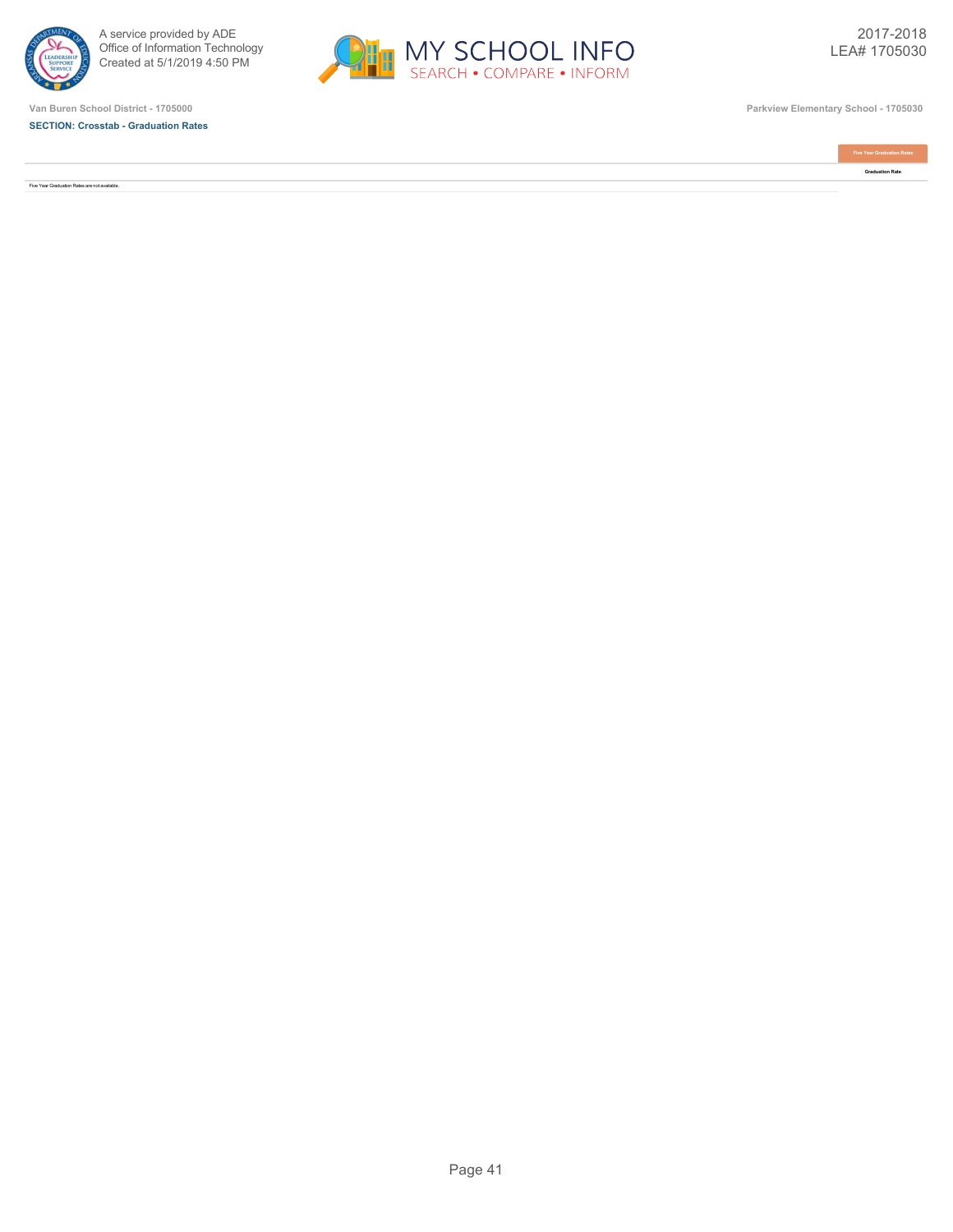Van Buren School District - 1705000

Parkview Elementary School - 1705030

**SECTION: Crosstab - Graduation Rates**

2017-2018
LEA# 1705030

| | Five Year Graduation Rates |
|---|---|
| | Graduation Rate |
| Five Year Graduation Rates are not available. | |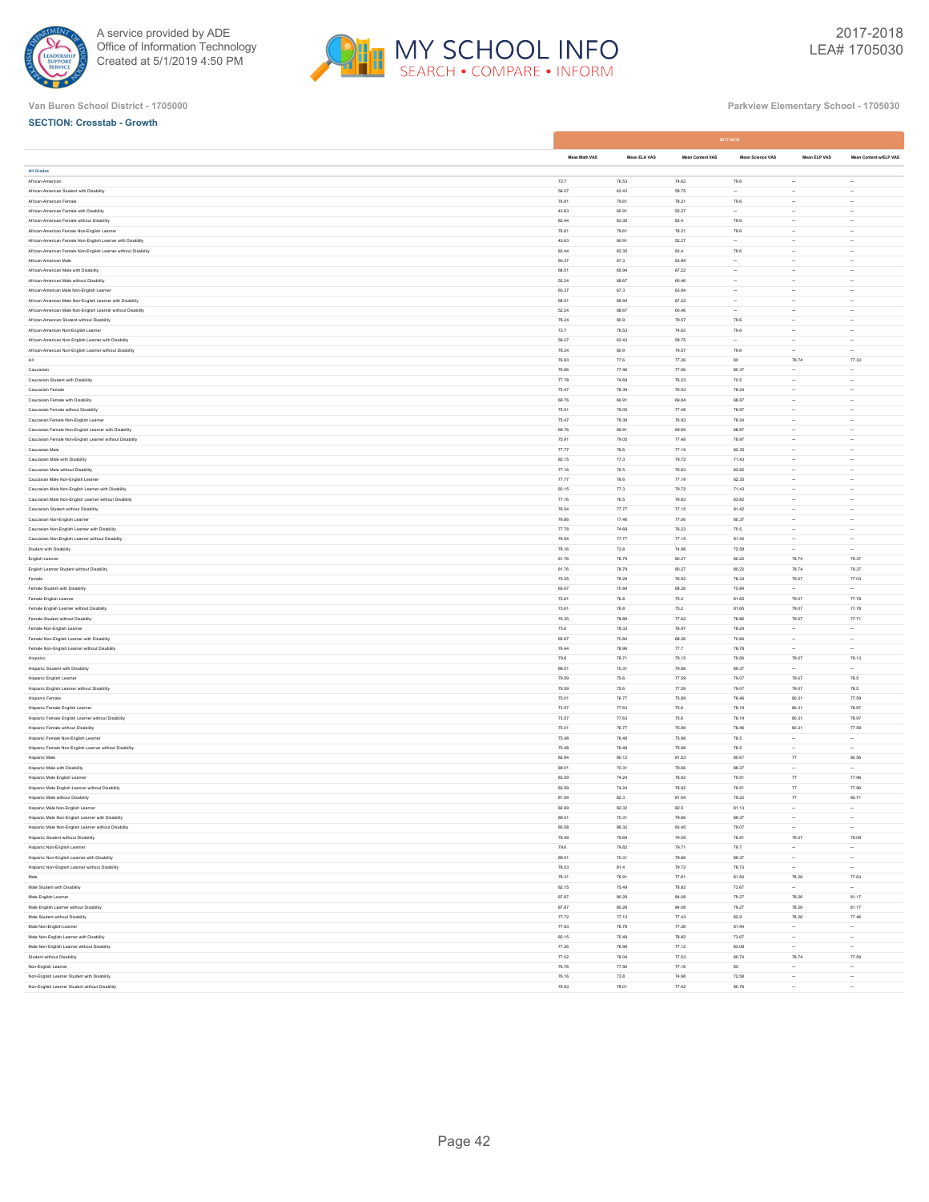Van Buren School District - 1705000

Parkview Elementary School - 1705030

**SECTION: Crosstab - Growth**

| | 2017-2018 | | | | | |
|---|---|---|---|---|---|---|
| | Mean Math VAS | Mean ELA VAS | Mean Content VAS | Mean Science VAS | Mean ELP VAS | Mean Content w/ELP VAS |
| **All Grades** | | | | | | |
| African-American | 72.7 | 76.53 | 74.62 | 79.6 | -- | -- |
| African-American Student with Disability | 56.07 | 63.43 | 59.75 | -- | -- | -- |
| African-American Female | 76.81 | 79.61 | 78.21 | 79.6 | -- | -- |
| African-American Female with Disability | 43.63 | 60.91 | 52.27 | -- | -- | -- |
| African-American Female without Disability | 83.44 | 83.35 | 83.4 | 79.6 | -- | -- |
| African-American Female Non-English Learner | 76.81 | 79.61 | 78.21 | 79.6 | -- | -- |
| African-American Female Non-English Learner with Disability | 43.63 | 60.91 | 52.27 | -- | -- | -- |
| African-American Female Non-English Learner without Disability | 83.44 | 83.35 | 83.4 | 79.6 | -- | -- |
| African-American Male | 60.37 | 67.3 | 63.84 | -- | -- | -- |
| African-American Male with Disability | 68.51 | 65.94 | 67.22 | -- | -- | -- |
| African-American Male without Disability | 52.24 | 68.67 | 60.46 | -- | -- | -- |
| African-American Male Non-English Learner | 60.37 | 67.3 | 63.84 | -- | -- | -- |
| African-American Male Non-English Learner with Disability | 68.51 | 65.94 | 67.22 | -- | -- | -- |
| African-American Male Non-English Learner without Disability | 52.24 | 68.67 | 60.46 | -- | -- | -- |
| African-American Student without Disability | 78.24 | 80.9 | 79.57 | 79.6 | -- | -- |
| African-American Non-English Learner | 72.7 | 76.53 | 74.62 | 79.6 | -- | -- |
| African-American Non-English Learner with Disability | 56.07 | 63.43 | 59.75 | -- | -- | -- |
| African-American Non-English Learner without Disability | 78.24 | 80.9 | 79.57 | 79.6 | -- | -- |
| All | 76.93 | 77.6 | 77.26 | 80 | 78.74 | 77.33 |
| Caucasian | 76.66 | 77.46 | 77.06 | 80.37 | -- | -- |
| Caucasian Student with Disability | 77.78 | 74.69 | 76.23 | 70.5 | -- | -- |
| Caucasian Female | 75.47 | 78.39 | 76.93 | 78.24 | -- | -- |
| Caucasian Female with Disability | 69.76 | 69.91 | 69.84 | 68.87 | -- | -- |
| Caucasian Female without Disability | 75.91 | 79.05 | 77.48 | 78.97 | -- | -- |
| Caucasian Female Non-English Learner | 75.47 | 78.39 | 76.93 | 78.24 | -- | -- |
| Caucasian Female Non-English Learner with Disability | 69.76 | 69.91 | 69.84 | 68.87 | -- | -- |
| Caucasian Female Non-English Learner without Disability | 75.91 | 79.05 | 77.48 | 78.97 | -- | -- |
| Caucasian Male | 77.77 | 76.6 | 77.19 | 82.35 | -- | -- |
| Caucasian Male with Disability | 82.15 | 77.3 | 79.72 | 71.43 | -- | -- |
| Caucasian Male without Disability | 77.16 | 76.5 | 76.83 | 83.82 | -- | -- |
| Caucasian Male Non-English Learner | 77.77 | 76.6 | 77.19 | 82.35 | -- | -- |
| Caucasian Male Non-English Learner with Disability | 82.15 | 77.3 | 79.72 | 71.43 | -- | -- |
| Caucasian Male Non-English Learner without Disability | 77.16 | 76.5 | 76.83 | 83.82 | -- | -- |
| Caucasian Student without Disability | 76.54 | 77.77 | 77.15 | 81.42 | -- | -- |
| Caucasian Non-English Learner | 76.66 | 77.46 | 77.06 | 80.37 | -- | -- |
| Caucasian Non-English Learner with Disability | 77.78 | 74.69 | 76.23 | 70.5 | -- | -- |
| Caucasian Non-English Learner without Disability | 76.54 | 77.77 | 77.15 | 81.42 | -- | -- |
| Student with Disability | 76.16 | 73.8 | 74.98 | 72.58 | -- | -- |
| English Learner | 81.76 | 78.79 | 80.27 | 80.22 | 78.74 | 79.37 |
| English Learner Student without Disability | 81.76 | 78.79 | 80.27 | 80.22 | 78.74 | 79.37 |
| Female | 75.55 | 78.29 | 76.92 | 78.33 | 79.07 | 77.03 |
| Female Student with Disability | 65.67 | 70.84 | 68.26 | 70.84 | -- | -- |
| Female English Learner | 73.61 | 76.8 | 75.2 | 81.65 | 79.07 | 77.78 |
| Female English Learner without Disability | 73.61 | 76.8 | 75.2 | 81.65 | 79.07 | 77.78 |
| Female Student without Disability | 76.35 | 78.89 | 77.62 | 78.86 | 79.07 | 77.71 |
| Female Non-English Learner | 75.6 | 78.33 | 76.97 | 78.24 | -- | -- |
| Female Non-English Learner with Disability | 65.67 | 70.84 | 68.26 | 70.84 | -- | -- |
| Female Non-English Learner without Disability | 76.44 | 78.96 | 77.7 | 78.78 | -- | -- |
| Hispanic | 79.6 | 78.71 | 79.15 | 79.56 | 79.07 | 79.13 |
| Hispanic Student with Disability | 89.01 | 70.31 | 79.66 | 89.37 | -- | -- |
| Hispanic English Learner | 79.59 | 75.6 | 77.59 | 79.07 | 79.07 | 78.5 |
| Hispanic English Learner without Disability | 79.59 | 75.6 | 77.59 | 79.07 | 79.07 | 78.5 |
| Hispanic Female | 75.01 | 76.77 | 75.89 | 78.46 | 80.31 | 77.59 |
| Hispanic Female English Learner | 73.57 | 77.63 | 75.6 | 78.19 | 80.31 | 78.97 |
| Hispanic Female English Learner without Disability | 73.57 | 77.63 | 75.6 | 78.19 | 80.31 | 78.97 |
| Hispanic Female without Disability | 75.01 | 76.77 | 75.89 | 78.46 | 80.31 | 77.59 |
| Hispanic Female Non-English Learner | 75.48 | 76.48 | 75.98 | 78.5 | -- | -- |
| Hispanic Female Non-English Learner without Disability | 75.48 | 76.48 | 75.98 | 78.5 | -- | -- |
| Hispanic Male | 82.94 | 80.12 | 81.53 | 80.67 | 77 | 80.56 |
| Hispanic Male with Disability | 89.01 | 70.31 | 79.66 | 89.37 | -- | -- |
| Hispanic Male English Learner | 83.59 | 74.24 | 78.92 | 79.51 | 77 | 77.96 |
| Hispanic Male English Learner without Disability | 83.59 | 74.24 | 78.92 | 79.51 | 77 | 77.96 |
| Hispanic Male without Disability | 81.59 | 82.3 | 81.94 | 79.22 | 77 | 80.71 |
| Hispanic Male Non-English Learner | 82.69 | 82.32 | 82.5 | 81.13 | -- | -- |
| Hispanic Male Non-English Learner with Disability | 89.01 | 70.31 | 79.66 | 89.37 | -- | -- |
| Hispanic Male Non-English Learner without Disability | 80.58 | 86.32 | 83.45 | 79.07 | -- | -- |
| Hispanic Student without Disability | 78.49 | 79.69 | 79.09 | 78.81 | 79.07 | 79.09 |
| Hispanic Non-English Learner | 79.6 | 79.82 | 79.71 | 79.7 | -- | -- |
| Hispanic Non-English Learner with Disability | 89.01 | 70.31 | 79.66 | 89.37 | -- | -- |
| Hispanic Non-English Learner without Disability | 78.03 | 81.4 | 79.72 | 78.73 | -- | -- |
| Male | 78.31 | 76.91 | 77.61 | 81.63 | 78.26 | 77.63 |
| Male Student with Disability | 82.15 | 75.49 | 78.82 | 73.67 | -- | -- |
| Male English Learner | 87.87 | 80.28 | 84.08 | 79.27 | 78.26 | 81.17 |
| Male English Learner without Disability | 87.87 | 80.28 | 84.08 | 79.27 | 78.26 | 81.17 |
| Male Student without Disability | 77.72 | 77.13 | 77.43 | 82.9 | 78.26 | 77.46 |
| Male Non-English Learner | 77.93 | 76.78 | 77.36 | 81.94 | -- | -- |
| Male Non-English Learner with Disability | 82.15 | 75.49 | 78.82 | 73.67 | -- | -- |
| Male Non-English Learner without Disability | 77.26 | 76.98 | 77.12 | 83.08 | -- | -- |
| Student without Disability | 77.02 | 78.04 | 77.53 | 80.74 | 78.74 | 77.59 |
| Non-English Learner | 76.76 | 77.56 | 77.16 | 80 | -- | -- |
| Non-English Learner Student with Disability | 76.16 | 73.8 | 74.98 | 72.58 | -- | -- |
| Non-English Learner Student without Disability | 76.83 | 78.01 | 77.42 | 80.76 | -- | -- |